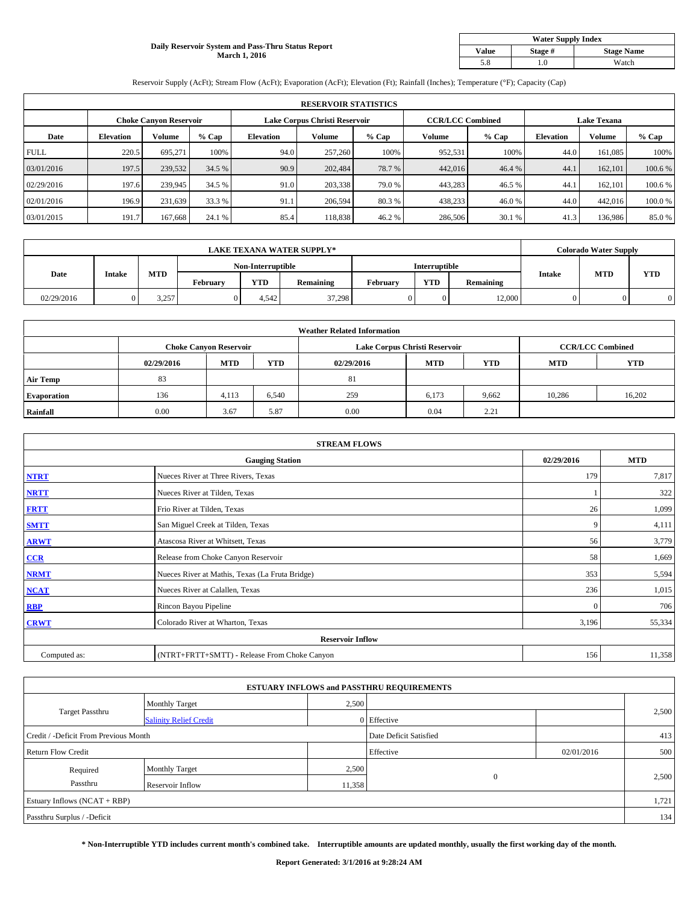# Daily Reservoir System and Pass-Thru Status Report
## March 1, 2016

| Water Supply Index | | |
|---|---|---|
| **Value** | **Stage #** | **Stage Name** |
| 5.8 | 1.0 | Watch |

Reservoir Supply (AcFt); Stream Flow (AcFt); Evaporation (AcFt); Elevation (Ft); Rainfall (Inches); Temperature (°F); Capacity (Cap)

| RESERVOIR STATISTICS | | | | | | | | | | | |
|---|---|---|---|---|---|---|---|---|---|---|---|
| | Choke Canyon Reservoir | | | Lake Corpus Christi Reservoir | | | CCR/LCC Combined | | Lake Texana | | |
| **Date** | **Elevation** | **Volume** | **% Cap** | **Elevation** | **Volume** | **% Cap** | **Volume** | **% Cap** | **Elevation** | **Volume** | **% Cap** |
| FULL | 220.5 | 695,271 | 100% | 94.0 | 257,260 | 100% | 952,531 | 100% | 44.0 | 161,085 | 100% |
| 03/01/2016 | 197.5 | 239,532 | 34.5 % | 90.9 | 202,484 | 78.7 % | 442,016 | 46.4 % | 44.1 | 162,101 | 100.6 % |
| 02/29/2016 | 197.6 | 239,945 | 34.5 % | 91.0 | 203,338 | 79.0 % | 443,283 | 46.5 % | 44.1 | 162,101 | 100.6 % |
| 02/01/2016 | 196.9 | 231,639 | 33.3 % | 91.1 | 206,594 | 80.3 % | 438,233 | 46.0 % | 44.0 | 442,016 | 100.0 % |
| 03/01/2015 | 191.7 | 167,668 | 24.1 % | 85.4 | 118,838 | 46.2 % | 286,506 | 30.1 % | 41.3 | 136,986 | 85.0 % |

| LAKE TEXANA WATER SUPPLY* | | | | | | | | | Colorado Water Supply | | |
|---|---|---|---|---|---|---|---|---|---|---|---|
| Date | Intake | MTD | Non-Interruptible | | | Interruptible | | | Intake | MTD | YTD |
| | | | February | YTD | Remaining | February | YTD | Remaining | | | |
| 02/29/2016 | 0 | 3,257 | 0 | 4,542 | 37,298 | 0 | 0 | 12,000 | 0 | 0 | 0 |

| Weather Related Information | | | | | | | | |
|---|---|---|---|---|---|---|---|---|
| | Choke Canyon Reservoir | | | Lake Corpus Christi Reservoir | | | CCR/LCC Combined | |
| | **02/29/2016** | **MTD** | **YTD** | **02/29/2016** | **MTD** | **YTD** | **MTD** | **YTD** |
| **Air Temp** | 83 | | | 81 | | | | |
| **Evaporation** | 136 | 4,113 | 6,540 | 259 | 6,173 | 9,662 | 10,286 | 16,202 |
| **Rainfall** | 0.00 | 3.67 | 5.87 | 0.00 | 0.04 | 2.21 | | |

| STREAM FLOWS | | | |
|---|---|---|---|
| | **Gauging Station** | **02/29/2016** | **MTD** |
| **NTRT** | Nueces River at Three Rivers, Texas | 179 | 7,817 |
| **NRTT** | Nueces River at Tilden, Texas | 1 | 322 |
| **FRTT** | Frio River at Tilden, Texas | 26 | 1,099 |
| **SMTT** | San Miguel Creek at Tilden, Texas | 9 | 4,111 |
| **ARWT** | Atascosa River at Whitsett, Texas | 56 | 3,779 |
| **CCR** | Release from Choke Canyon Reservoir | 58 | 1,669 |
| **NRMT** | Nueces River at Mathis, Texas (La Fruta Bridge) | 353 | 5,594 |
| **NCAT** | Nueces River at Calallen, Texas | 236 | 1,015 |
| **RBP** | Rincon Bayou Pipeline | 0 | 706 |
| **CRWT** | Colorado River at Wharton, Texas | 3,196 | 55,334 |
| | **Reservoir Inflow** | | |
| Computed as: | (NTRT+FRTT+SMTT) - Release From Choke Canyon | 156 | 11,358 |

| ESTUARY INFLOWS and PASSTHRU REQUIREMENTS | | | | | |
|---|---|---|---|---|---|
| Target Passthru | Monthly Target | 2,500 | | | 2,500 |
| | Salinity Relief Credit | 0 | Effective | | |
| Credit / -Deficit From Previous Month | | | Date Deficit Satisfied | | 413 |
| Return Flow Credit | | | Effective | 02/01/2016 | 500 |
| Required Passthru | Monthly Target | 2,500 | 0 | | 2,500 |
| | Reservoir Inflow | 11,358 | | | |
| Estuary Inflows (NCAT + RBP) | | | | | 1,721 |
| Passthru Surplus / -Deficit | | | | | 134 |

**\* Non-Interruptible YTD includes current month's combined take. Interruptible amounts are updated monthly, usually the first working day of the month.**

**Report Generated: 3/1/2016 at 9:28:24 AM**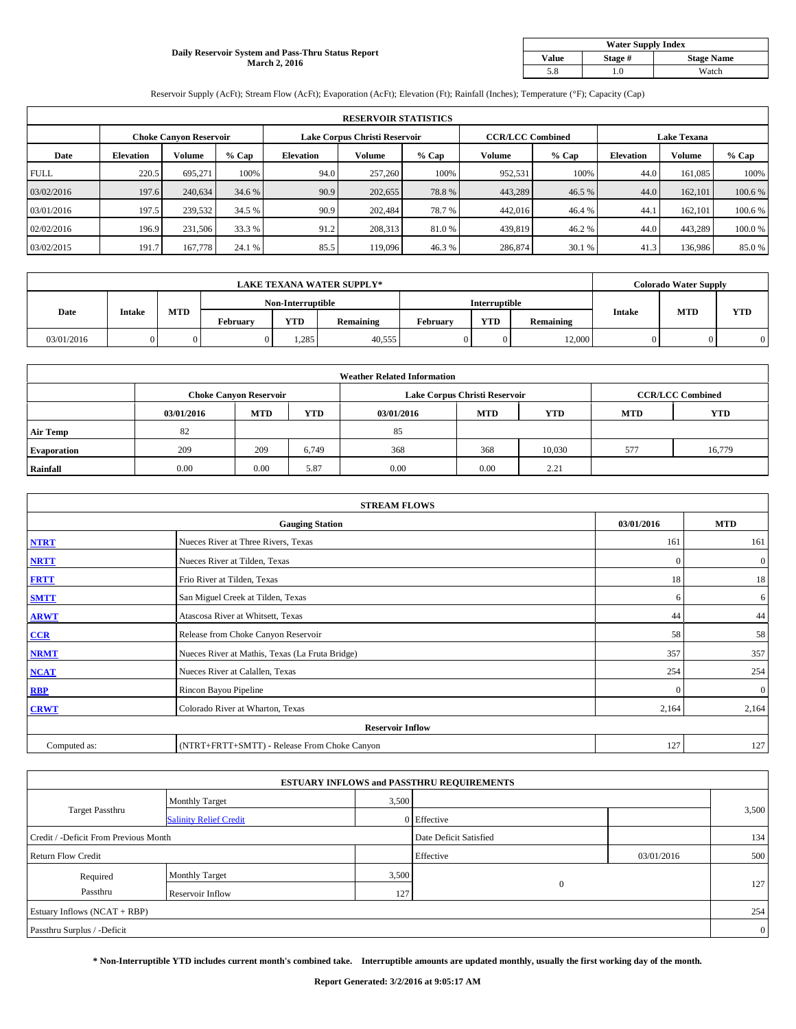**Daily Reservoir System and Pass-Thru Status Report**
**March 2, 2016**

| Water Supply Index | | |
|---|---|---|
| **Value** | **Stage #** | **Stage Name** |
| 5.8 | 1.0 | Watch |

Reservoir Supply (AcFt); Stream Flow (AcFt); Evaporation (AcFt); Elevation (Ft); Rainfall (Inches); Temperature (°F); Capacity (Cap)

| RESERVOIR STATISTICS | | | | | | | | | | | |
|---|---|---|---|---|---|---|---|---|---|---|---|
| | Choke Canyon Reservoir | | | Lake Corpus Christi Reservoir | | | CCR/LCC Combined | | Lake Texana | | |
| **Date** | **Elevation** | **Volume** | **% Cap** | **Elevation** | **Volume** | **% Cap** | **Volume** | **% Cap** | **Elevation** | **Volume** | **% Cap** |
| FULL | 220.5 | 695,271 | 100% | 94.0 | 257,260 | 100% | 952,531 | 100% | 44.0 | 161,085 | 100% |
| 03/02/2016 | 197.6 | 240,634 | 34.6 % | 90.9 | 202,655 | 78.8 % | 443,289 | 46.5 % | 44.0 | 162,101 | 100.6 % |
| 03/01/2016 | 197.5 | 239,532 | 34.5 % | 90.9 | 202,484 | 78.7 % | 442,016 | 46.4 % | 44.1 | 162,101 | 100.6 % |
| 02/02/2016 | 196.9 | 231,506 | 33.3 % | 91.2 | 208,313 | 81.0 % | 439,819 | 46.2 % | 44.0 | 443,289 | 100.0 % |
| 03/02/2015 | 191.7 | 167,778 | 24.1 % | 85.5 | 119,096 | 46.3 % | 286,874 | 30.1 % | 41.3 | 136,986 | 85.0 % |

| LAKE TEXANA WATER SUPPLY* | | | | | | | | | Colorado Water Supply | | |
|---|---|---|---|---|---|---|---|---|---|---|---|
| Date | Intake | MTD | Non-Interruptible | | | Interruptible | | | Intake | MTD | YTD |
| | | | February | YTD | Remaining | February | YTD | Remaining | | | |
| 03/01/2016 | 0 | 0 | 0 | 1,285 | 40,555 | 0 | 0 | 12,000 | 0 | 0 | 0 |

| Weather Related Information | | | | | | | | |
|---|---|---|---|---|---|---|---|---|
| | Choke Canyon Reservoir | | | Lake Corpus Christi Reservoir | | | CCR/LCC Combined | |
| | 03/01/2016 | MTD | YTD | 03/01/2016 | MTD | YTD | MTD | YTD |
| **Air Temp** | 82 | | | 85 | | | | |
| **Evaporation** | 209 | 209 | 6,749 | 368 | 368 | 10,030 | 577 | 16,779 |
| **Rainfall** | 0.00 | 0.00 | 5.87 | 0.00 | 0.00 | 2.21 | | |

| STREAM FLOWS | | | |
|---|---|---|---|
| | **Gauging Station** | **03/01/2016** | **MTD** |
| **NTRT** | Nueces River at Three Rivers, Texas | 161 | 161 |
| **NRTT** | Nueces River at Tilden, Texas | 0 | 0 |
| **FRTT** | Frio River at Tilden, Texas | 18 | 18 |
| **SMTT** | San Miguel Creek at Tilden, Texas | 6 | 6 |
| **ARWT** | Atascosa River at Whitsett, Texas | 44 | 44 |
| **CCR** | Release from Choke Canyon Reservoir | 58 | 58 |
| **NRMT** | Nueces River at Mathis, Texas (La Fruta Bridge) | 357 | 357 |
| **NCAT** | Nueces River at Calallen, Texas | 254 | 254 |
| **RBP** | Rincon Bayou Pipeline | 0 | 0 |
| **CRWT** | Colorado River at Wharton, Texas | 2,164 | 2,164 |
| | **Reservoir Inflow** | | |
| Computed as: | (NTRT+FRTT+SMTT) - Release From Choke Canyon | 127 | 127 |

| ESTUARY INFLOWS and PASSTHRU REQUIREMENTS | | | | | |
|---|---|---|---|---|---|
| Target Passthru | Monthly Target | 3,500 | | | 3,500 |
| | Salinity Relief Credit | 0 | Effective | | |
| Credit / -Deficit From Previous Month | | | Date Deficit Satisfied | | 134 |
| Return Flow Credit | | | Effective | 03/01/2016 | 500 |
| Required Passthru | Monthly Target | 3,500 | 0 | | 127 |
| | Reservoir Inflow | 127 | | | |
| Estuary Inflows (NCAT + RBP) | | | | | 254 |
| Passthru Surplus / -Deficit | | | | | 0 |

**\* Non-Interruptible YTD includes current month's combined take. Interruptible amounts are updated monthly, usually the first working day of the month.**

**Report Generated: 3/2/2016 at 9:05:17 AM**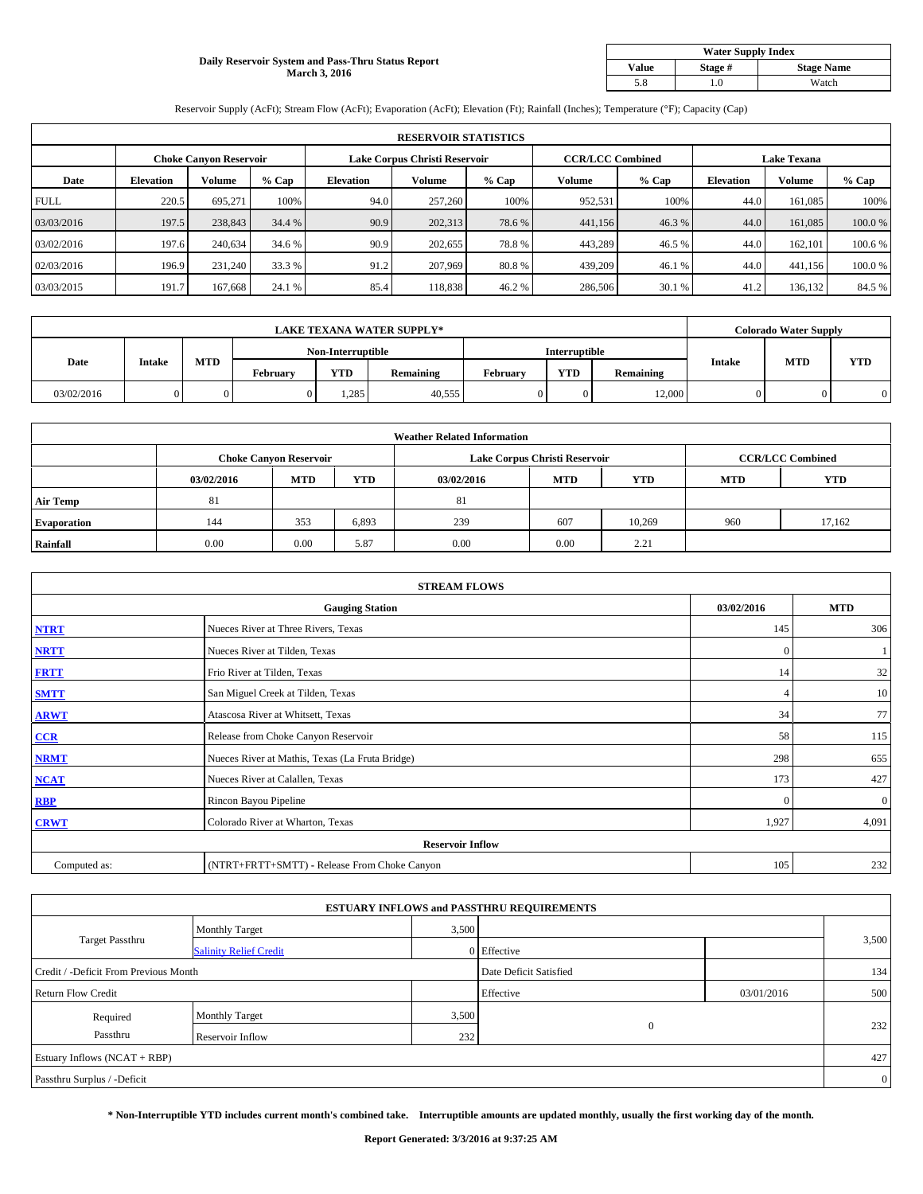**Daily Reservoir System and Pass-Thru Status Report**
**March 3, 2016**

| Water Supply Index | | |
|---|---|---|
| **Value** | **Stage #** | **Stage Name** |
| 5.8 | 1.0 | Watch |

Reservoir Supply (AcFt); Stream Flow (AcFt); Evaporation (AcFt); Elevation (Ft); Rainfall (Inches); Temperature (°F); Capacity (Cap)

| RESERVOIR STATISTICS | | | | | | | | | | | |
|---|---|---|---|---|---|---|---|---|---|---|---|
| | Choke Canyon Reservoir | | | Lake Corpus Christi Reservoir | | | CCR/LCC Combined | | Lake Texana | | |
| **Date** | **Elevation** | **Volume** | **% Cap** | **Elevation** | **Volume** | **% Cap** | **Volume** | **% Cap** | **Elevation** | **Volume** | **% Cap** |
| FULL | 220.5 | 695,271 | 100% | 94.0 | 257,260 | 100% | 952,531 | 100% | 44.0 | 161,085 | 100% |
| 03/03/2016 | 197.5 | 238,843 | 34.4 % | 90.9 | 202,313 | 78.6 % | 441,156 | 46.3 % | 44.0 | 161,085 | 100.0 % |
| 03/02/2016 | 197.6 | 240,634 | 34.6 % | 90.9 | 202,655 | 78.8 % | 443,289 | 46.5 % | 44.0 | 162,101 | 100.6 % |
| 02/03/2016 | 196.9 | 231,240 | 33.3 % | 91.2 | 207,969 | 80.8 % | 439,209 | 46.1 % | 44.0 | 441,156 | 100.0 % |
| 03/03/2015 | 191.7 | 167,668 | 24.1 % | 85.4 | 118,838 | 46.2 % | 286,506 | 30.1 % | 41.2 | 136,132 | 84.5 % |

| LAKE TEXANA WATER SUPPLY* | | | | | | | | | Colorado Water Supply | | |
|---|---|---|---|---|---|---|---|---|---|---|---|
| **Date** | **Intake** | **MTD** | Non-Interruptible | | | Interruptible | | | **Intake** | **MTD** | **YTD** |
| | | | **February** | **YTD** | **Remaining** | **February** | **YTD** | **Remaining** | | | |
| 03/02/2016 | 0 | 0 | 0 | 1,285 | 40,555 | 0 | 0 | 12,000 | 0 | 0 | 0 |

| Weather Related Information | | | | | | | | |
|---|---|---|---|---|---|---|---|---|
| | Choke Canyon Reservoir | | | Lake Corpus Christi Reservoir | | | CCR/LCC Combined | |
| | **03/02/2016** | **MTD** | **YTD** | **03/02/2016** | **MTD** | **YTD** | **MTD** | **YTD** |
| **Air Temp** | 81 | | | 81 | | | | |
| **Evaporation** | 144 | 353 | 6,893 | 239 | 607 | 10,269 | 960 | 17,162 |
| **Rainfall** | 0.00 | 0.00 | 5.87 | 0.00 | 0.00 | 2.21 | | |

| STREAM FLOWS | | | |
|---|---|---|---|
| | **Gauging Station** | **03/02/2016** | **MTD** |
| **NTRT** | Nueces River at Three Rivers, Texas | 145 | 306 |
| **NRTT** | Nueces River at Tilden, Texas | 0 | 1 |
| **FRTT** | Frio River at Tilden, Texas | 14 | 32 |
| **SMTT** | San Miguel Creek at Tilden, Texas | 4 | 10 |
| **ARWT** | Atascosa River at Whitsett, Texas | 34 | 77 |
| **CCR** | Release from Choke Canyon Reservoir | 58 | 115 |
| **NRMT** | Nueces River at Mathis, Texas (La Fruta Bridge) | 298 | 655 |
| **NCAT** | Nueces River at Calallen, Texas | 173 | 427 |
| **RBP** | Rincon Bayou Pipeline | 0 | 0 |
| **CRWT** | Colorado River at Wharton, Texas | 1,927 | 4,091 |
| | **Reservoir Inflow** | | |
| Computed as: | (NTRT+FRTT+SMTT) - Release From Choke Canyon | 105 | 232 |

| ESTUARY INFLOWS and PASSTHRU REQUIREMENTS | | | | | |
|---|---|---|---|---|---|
| Target Passthru | Monthly Target | 3,500 | | | 3,500 |
| | Salinity Relief Credit | 0 | Effective | | |
| Credit / -Deficit From Previous Month | | | Date Deficit Satisfied | | 134 |
| Return Flow Credit | | | Effective | 03/01/2016 | 500 |
| Required Passthru | Monthly Target | 3,500 | 0 | | 232 |
| | Reservoir Inflow | 232 | | | |
| Estuary Inflows (NCAT + RBP) | | | | | 427 |
| Passthru Surplus / -Deficit | | | | | 0 |

**\* Non-Interruptible YTD includes current month's combined take. Interruptible amounts are updated monthly, usually the first working day of the month.**

**Report Generated: 3/3/2016 at 9:37:25 AM**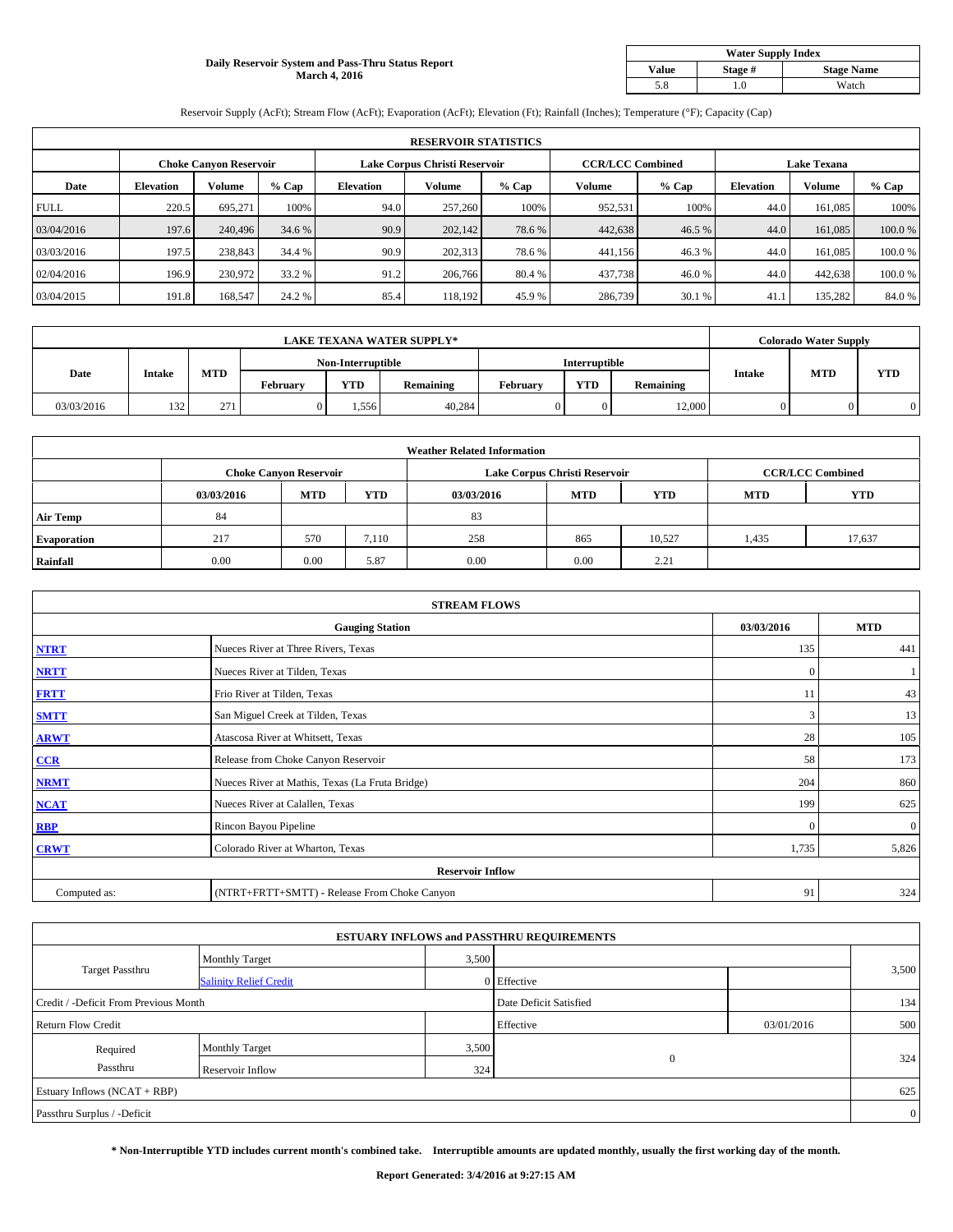**Daily Reservoir System and Pass-Thru Status Report**
**March 4, 2016**

| Water Supply Index | | |
|---|---|---|
| Value | Stage # | Stage Name |
| 5.8 | 1.0 | Watch |

Reservoir Supply (AcFt); Stream Flow (AcFt); Evaporation (AcFt); Elevation (Ft); Rainfall (Inches); Temperature (°F); Capacity (Cap)

| RESERVOIR STATISTICS | | | | | | | | | | | |
|---|---|---|---|---|---|---|---|---|---|---|---|
| | Choke Canyon Reservoir | | | Lake Corpus Christi Reservoir | | | CCR/LCC Combined | | Lake Texana | | |
| Date | Elevation | Volume | % Cap | Elevation | Volume | % Cap | Volume | % Cap | Elevation | Volume | % Cap |
| FULL | 220.5 | 695,271 | 100% | 94.0 | 257,260 | 100% | 952,531 | 100% | 44.0 | 161,085 | 100% |
| 03/04/2016 | 197.6 | 240,496 | 34.6 % | 90.9 | 202,142 | 78.6 % | 442,638 | 46.5 % | 44.0 | 161,085 | 100.0 % |
| 03/03/2016 | 197.5 | 238,843 | 34.4 % | 90.9 | 202,313 | 78.6 % | 441,156 | 46.3 % | 44.0 | 161,085 | 100.0 % |
| 02/04/2016 | 196.9 | 230,972 | 33.2 % | 91.2 | 206,766 | 80.4 % | 437,738 | 46.0 % | 44.0 | 442,638 | 100.0 % |
| 03/04/2015 | 191.8 | 168,547 | 24.2 % | 85.4 | 118,192 | 45.9 % | 286,739 | 30.1 % | 41.1 | 135,282 | 84.0 % |

| LAKE TEXANA WATER SUPPLY* | | | | | | | | | Colorado Water Supply | | |
|---|---|---|---|---|---|---|---|---|---|---|---|
| Date | Intake | MTD | Non-Interruptible | | | Interruptible | | | Intake | MTD | YTD |
| | | | February | YTD | Remaining | February | YTD | Remaining | | | |
| 03/03/2016 | 132 | 271 | 0 | 1,556 | 40,284 | 0 | 0 | 12,000 | 0 | 0 | 0 |

| Weather Related Information | | | | | | | | |
|---|---|---|---|---|---|---|---|---|
| | Choke Canyon Reservoir | | | Lake Corpus Christi Reservoir | | | CCR/LCC Combined | |
| | 03/03/2016 | MTD | YTD | 03/03/2016 | MTD | YTD | MTD | YTD |
| Air Temp | 84 | | | 83 | | | | |
| Evaporation | 217 | 570 | 7,110 | 258 | 865 | 10,527 | 1,435 | 17,637 |
| Rainfall | 0.00 | 0.00 | 5.87 | 0.00 | 0.00 | 2.21 | | |

| STREAM FLOWS | | | |
|---|---|---|---|
| | Gauging Station | 03/03/2016 | MTD |
| NTRT | Nueces River at Three Rivers, Texas | 135 | 441 |
| NRTT | Nueces River at Tilden, Texas | 0 | 1 |
| FRTT | Frio River at Tilden, Texas | 11 | 43 |
| SMTT | San Miguel Creek at Tilden, Texas | 3 | 13 |
| ARWT | Atascosa River at Whitsett, Texas | 28 | 105 |
| CCR | Release from Choke Canyon Reservoir | 58 | 173 |
| NRMT | Nueces River at Mathis, Texas (La Fruta Bridge) | 204 | 860 |
| NCAT | Nueces River at Calallen, Texas | 199 | 625 |
| RBP | Rincon Bayou Pipeline | 0 | 0 |
| CRWT | Colorado River at Wharton, Texas | 1,735 | 5,826 |
| Reservoir Inflow | | | |
| Computed as: | (NTRT+FRTT+SMTT) - Release From Choke Canyon | 91 | 324 |

| ESTUARY INFLOWS and PASSTHRU REQUIREMENTS | | | | | |
|---|---|---|---|---|---|
| Target Passthru | Monthly Target | 3,500 | | | 3,500 |
| | Salinity Relief Credit | 0 | Effective | | |
| Credit / -Deficit From Previous Month | | | Date Deficit Satisfied | | 134 |
| Return Flow Credit | | | Effective | 03/01/2016 | 500 |
| Required Passthru | Monthly Target | 3,500 | 0 | | 324 |
| | Reservoir Inflow | 324 | | | |
| Estuary Inflows (NCAT + RBP) | | | | | 625 |
| Passthru Surplus / -Deficit | | | | | 0 |

**\* Non-Interruptible YTD includes current month's combined take. Interruptible amounts are updated monthly, usually the first working day of the month.**

**Report Generated: 3/4/2016 at 9:27:15 AM**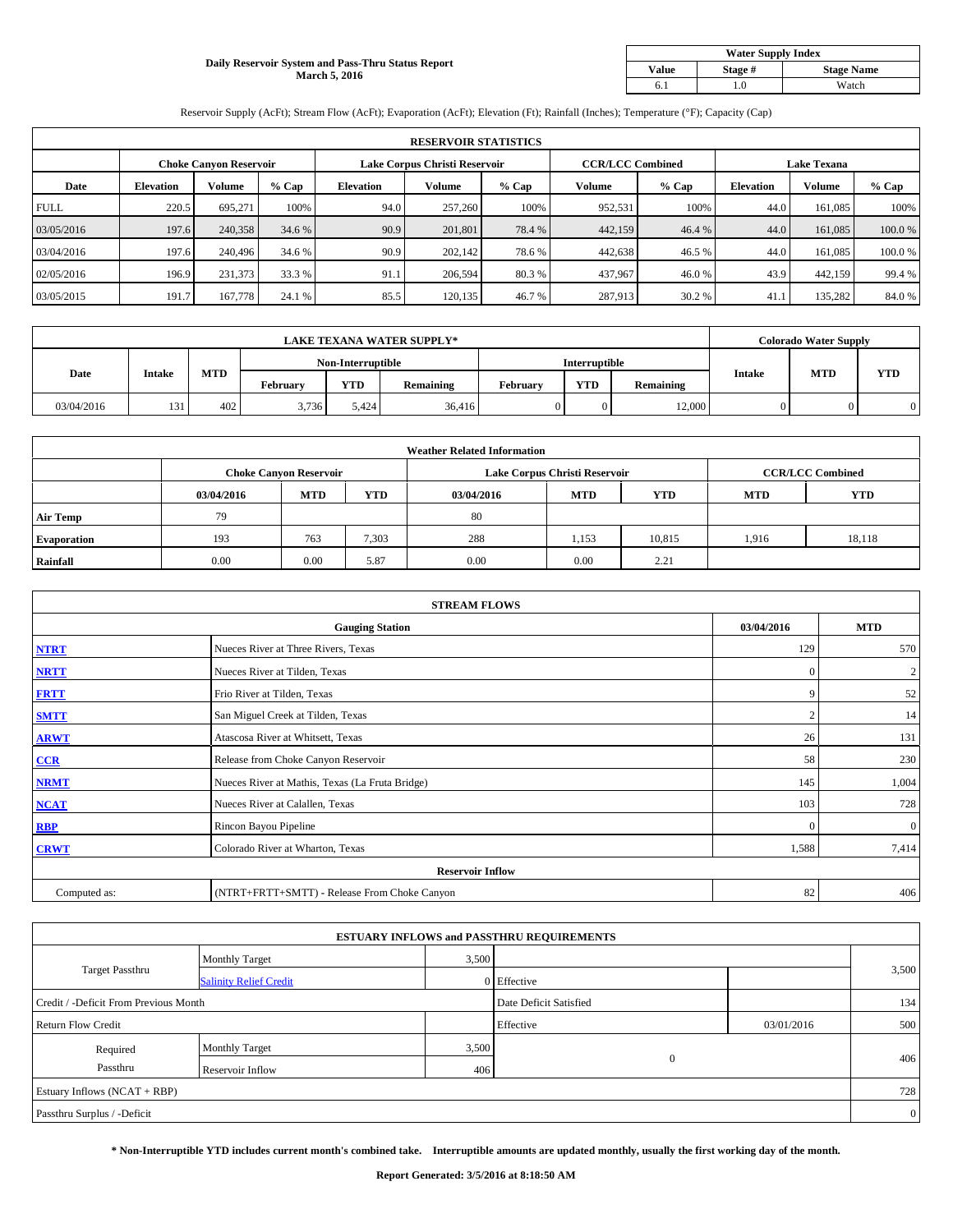**Daily Reservoir System and Pass-Thru Status Report**
**March 5, 2016**

| Water Supply Index | | |
|---|---|---|
| **Value** | **Stage #** | **Stage Name** |
| 6.1 | 1.0 | Watch |

Reservoir Supply (AcFt); Stream Flow (AcFt); Evaporation (AcFt); Elevation (Ft); Rainfall (Inches); Temperature (°F); Capacity (Cap)

| RESERVOIR STATISTICS | | | | | | | | | | | |
|---|---|---|---|---|---|---|---|---|---|---|---|
| | Choke Canyon Reservoir | | | Lake Corpus Christi Reservoir | | | CCR/LCC Combined | | Lake Texana | | |
| **Date** | **Elevation** | **Volume** | **% Cap** | **Elevation** | **Volume** | **% Cap** | **Volume** | **% Cap** | **Elevation** | **Volume** | **% Cap** |
| FULL | 220.5 | 695,271 | 100% | 94.0 | 257,260 | 100% | 952,531 | 100% | 44.0 | 161,085 | 100% |
| 03/05/2016 | 197.6 | 240,358 | 34.6 % | 90.9 | 201,801 | 78.4 % | 442,159 | 46.4 % | 44.0 | 161,085 | 100.0 % |
| 03/04/2016 | 197.6 | 240,496 | 34.6 % | 90.9 | 202,142 | 78.6 % | 442,638 | 46.5 % | 44.0 | 161,085 | 100.0 % |
| 02/05/2016 | 196.9 | 231,373 | 33.3 % | 91.1 | 206,594 | 80.3 % | 437,967 | 46.0 % | 43.9 | 442,159 | 99.4 % |
| 03/05/2015 | 191.7 | 167,778 | 24.1 % | 85.5 | 120,135 | 46.7 % | 287,913 | 30.2 % | 41.1 | 135,282 | 84.0 % |

| LAKE TEXANA WATER SUPPLY* | | | | | | | | | Colorado Water Supply | | |
|---|---|---|---|---|---|---|---|---|---|---|---|
| | | | Non-Interruptible | | | Interruptible | | | | | |
| **Date** | **Intake** | **MTD** | **February** | **YTD** | **Remaining** | **February** | **YTD** | **Remaining** | **Intake** | **MTD** | **YTD** |
| 03/04/2016 | 131 | 402 | 3,736 | 5,424 | 36,416 | 0 | 0 | 12,000 | 0 | 0 | 0 |

| Weather Related Information | | | | | | | | |
|---|---|---|---|---|---|---|---|---|
| | Choke Canyon Reservoir | | | Lake Corpus Christi Reservoir | | | CCR/LCC Combined | |
| | **03/04/2016** | **MTD** | **YTD** | **03/04/2016** | **MTD** | **YTD** | **MTD** | **YTD** |
| **Air Temp** | 79 | | | 80 | | | | |
| **Evaporation** | 193 | 763 | 7,303 | 288 | 1,153 | 10,815 | 1,916 | 18,118 |
| **Rainfall** | 0.00 | 0.00 | 5.87 | 0.00 | 0.00 | 2.21 | | |

| STREAM FLOWS | | | |
|---|---|---|---|
| | **Gauging Station** | **03/04/2016** | **MTD** |
| **NTRT** | Nueces River at Three Rivers, Texas | 129 | 570 |
| **NRTT** | Nueces River at Tilden, Texas | 0 | 2 |
| **FRTT** | Frio River at Tilden, Texas | 9 | 52 |
| **SMTT** | San Miguel Creek at Tilden, Texas | 2 | 14 |
| **ARWT** | Atascosa River at Whitsett, Texas | 26 | 131 |
| **CCR** | Release from Choke Canyon Reservoir | 58 | 230 |
| **NRMT** | Nueces River at Mathis, Texas (La Fruta Bridge) | 145 | 1,004 |
| **NCAT** | Nueces River at Calallen, Texas | 103 | 728 |
| **RBP** | Rincon Bayou Pipeline | 0 | 0 |
| **CRWT** | Colorado River at Wharton, Texas | 1,588 | 7,414 |
| | **Reservoir Inflow** | | |
| Computed as: | (NTRT+FRTT+SMTT) - Release From Choke Canyon | 82 | 406 |

| ESTUARY INFLOWS and PASSTHRU REQUIREMENTS | | | | | |
|---|---|---|---|---|---|
| Target Passthru | Monthly Target | 3,500 | | | 3,500 |
| | Salinity Relief Credit | 0 | Effective | | |
| Credit / -Deficit From Previous Month | | | Date Deficit Satisfied | | 134 |
| Return Flow Credit | | | Effective | 03/01/2016 | 500 |
| Required Passthru | Monthly Target | 3,500 | 0 | | 406 |
| | Reservoir Inflow | 406 | | | |
| Estuary Inflows (NCAT + RBP) | | | | | 728 |
| Passthru Surplus / -Deficit | | | | | 0 |

**\* Non-Interruptible YTD includes current month's combined take. Interruptible amounts are updated monthly, usually the first working day of the month.**

**Report Generated: 3/5/2016 at 8:18:50 AM**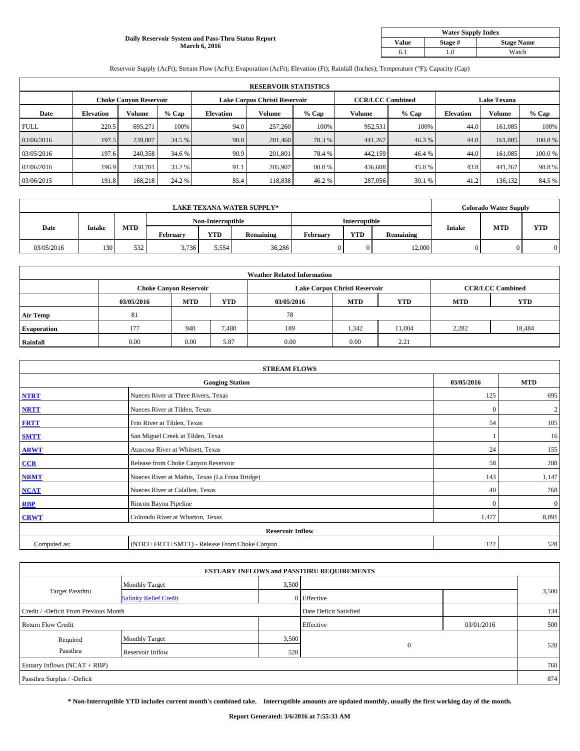**Daily Reservoir System and Pass-Thru Status Report**
**March 6, 2016**

| Water Supply Index | | |
|---|---|---|
| **Value** | **Stage #** | **Stage Name** |
| 6.1 | 1.0 | Watch |

Reservoir Supply (AcFt); Stream Flow (AcFt); Evaporation (AcFt); Elevation (Ft); Rainfall (Inches); Temperature (°F); Capacity (Cap)

| RESERVOIR STATISTICS | | | | | | | | | | | |
|---|---|---|---|---|---|---|---|---|---|---|---|
| | Choke Canyon Reservoir | | | Lake Corpus Christi Reservoir | | | CCR/LCC Combined | | Lake Texana | | |
| **Date** | **Elevation** | **Volume** | **% Cap** | **Elevation** | **Volume** | **% Cap** | **Volume** | **% Cap** | **Elevation** | **Volume** | **% Cap** |
| FULL | 220.5 | 695,271 | 100% | 94.0 | 257,260 | 100% | 952,531 | 100% | 44.0 | 161,085 | 100% |
| 03/06/2016 | 197.5 | 239,807 | 34.5 % | 90.8 | 201,460 | 78.3 % | 441,267 | 46.3 % | 44.0 | 161,085 | 100.0 % |
| 03/05/2016 | 197.6 | 240,358 | 34.6 % | 90.9 | 201,801 | 78.4 % | 442,159 | 46.4 % | 44.0 | 161,085 | 100.0 % |
| 02/06/2016 | 196.9 | 230,701 | 33.2 % | 91.1 | 205,907 | 80.0 % | 436,608 | 45.8 % | 43.8 | 441,267 | 98.8 % |
| 03/06/2015 | 191.8 | 168,218 | 24.2 % | 85.4 | 118,838 | 46.2 % | 287,056 | 30.1 % | 41.2 | 136,132 | 84.5 % |

| LAKE TEXANA WATER SUPPLY* | | | | | | | | | Colorado Water Supply | | |
|---|---|---|---|---|---|---|---|---|---|---|---|
| | | | Non-Interruptible | | | Interruptible | | | | | |
| **Date** | **Intake** | **MTD** | **February** | **YTD** | **Remaining** | **February** | **YTD** | **Remaining** | **Intake** | **MTD** | **YTD** |
| 03/05/2016 | 130 | 532 | 3,736 | 5,554 | 36,286 | 0 | 0 | 12,000 | 0 | 0 | 0 |

| Weather Related Information | | | | | | | | |
|---|---|---|---|---|---|---|---|---|
| | Choke Canyon Reservoir | | | Lake Corpus Christi Reservoir | | | CCR/LCC Combined | |
| | **03/05/2016** | **MTD** | **YTD** | **03/05/2016** | **MTD** | **YTD** | **MTD** | **YTD** |
| **Air Temp** | 81 | | | 78 | | | | |
| **Evaporation** | 177 | 940 | 7,480 | 189 | 1,342 | 11,004 | 2,282 | 18,484 |
| **Rainfall** | 0.00 | 0.00 | 5.87 | 0.00 | 0.00 | 2.21 | | |

| STREAM FLOWS | | | |
|---|---|---|---|
| | **Gauging Station** | **03/05/2016** | **MTD** |
| **NTRT** | Nueces River at Three Rivers, Texas | 125 | 695 |
| **NRTT** | Nueces River at Tilden, Texas | 0 | 2 |
| **FRTT** | Frio River at Tilden, Texas | 54 | 105 |
| **SMTT** | San Miguel Creek at Tilden, Texas | 1 | 16 |
| **ARWT** | Atascosa River at Whitsett, Texas | 24 | 155 |
| **CCR** | Release from Choke Canyon Reservoir | 58 | 288 |
| **NRMT** | Nueces River at Mathis, Texas (La Fruta Bridge) | 143 | 1,147 |
| **NCAT** | Nueces River at Calallen, Texas | 40 | 768 |
| **RBP** | Rincon Bayou Pipeline | 0 | 0 |
| **CRWT** | Colorado River at Wharton, Texas | 1,477 | 8,891 |
| | **Reservoir Inflow** | | |
| Computed as: | (NTRT+FRTT+SMTT) - Release From Choke Canyon | 122 | 528 |

| ESTUARY INFLOWS and PASSTHRU REQUIREMENTS | | | | | |
|---|---|---|---|---|---|
| Target Passthru | Monthly Target | 3,500 | | | 3,500 |
| | Salinity Relief Credit | 0 | Effective | | |
| Credit / -Deficit From Previous Month | | | Date Deficit Satisfied | | 134 |
| Return Flow Credit | | | Effective | 03/01/2016 | 500 |
| Required Passthru | Monthly Target | 3,500 | 0 | | 528 |
| | Reservoir Inflow | 528 | | | |
| Estuary Inflows (NCAT + RBP) | | | | | 768 |
| Passthru Surplus / -Deficit | | | | | 874 |

**\* Non-Interruptible YTD includes current month's combined take. Interruptible amounts are updated monthly, usually the first working day of the month.**

**Report Generated: 3/6/2016 at 7:55:33 AM**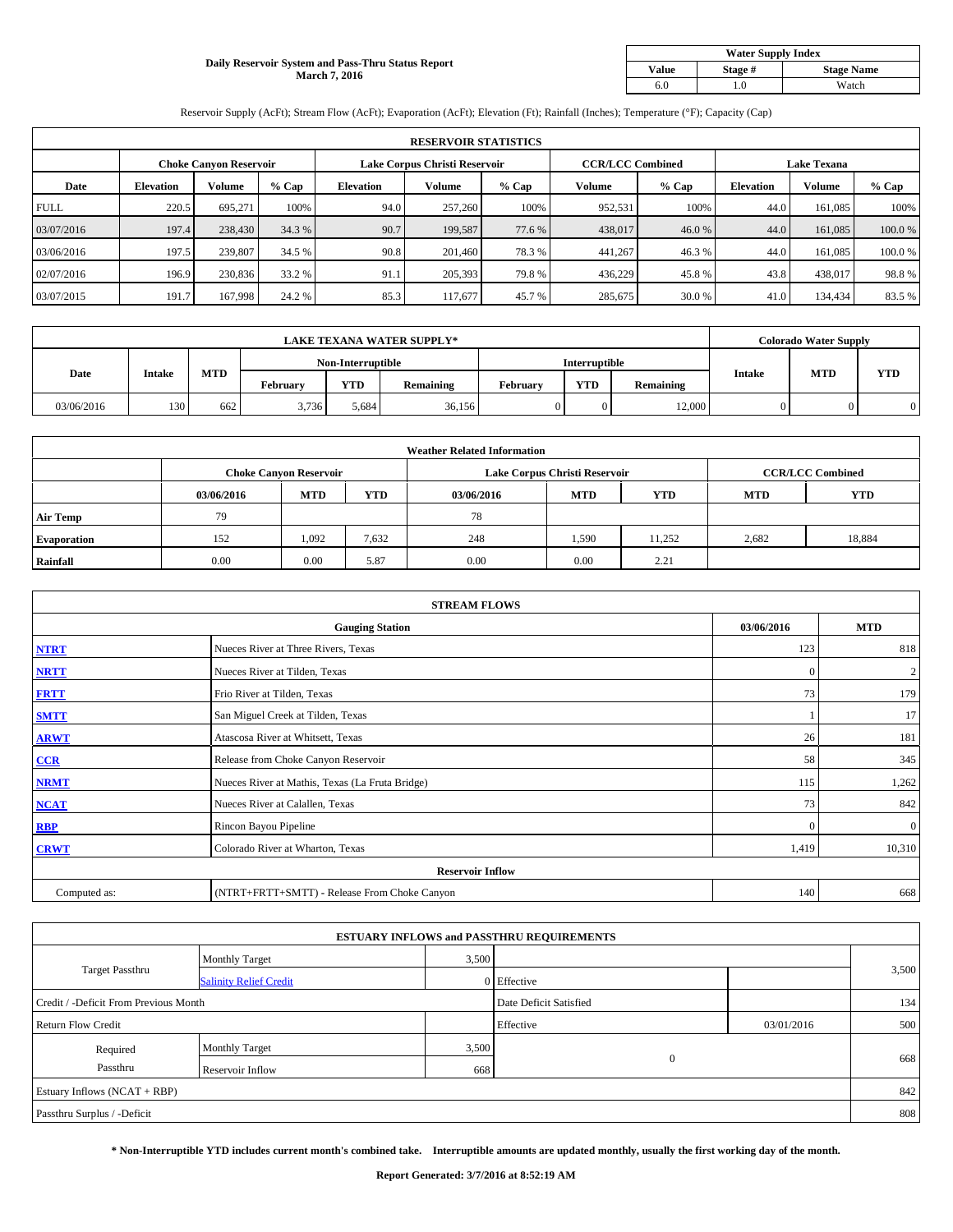**Daily Reservoir System and Pass-Thru Status Report**
**March 7, 2016**

| Water Supply Index | | |
|---|---|---|
| **Value** | **Stage #** | **Stage Name** |
| 6.0 | 1.0 | Watch |

Reservoir Supply (AcFt); Stream Flow (AcFt); Evaporation (AcFt); Elevation (Ft); Rainfall (Inches); Temperature (°F); Capacity (Cap)

| RESERVOIR STATISTICS | | | | | | | | | | | |
|---|---|---|---|---|---|---|---|---|---|---|---|
| | Choke Canyon Reservoir | | | Lake Corpus Christi Reservoir | | | CCR/LCC Combined | | Lake Texana | | |
| **Date** | **Elevation** | **Volume** | **% Cap** | **Elevation** | **Volume** | **% Cap** | **Volume** | **% Cap** | **Elevation** | **Volume** | **% Cap** |
| FULL | 220.5 | 695,271 | 100% | 94.0 | 257,260 | 100% | 952,531 | 100% | 44.0 | 161,085 | 100% |
| 03/07/2016 | 197.4 | 238,430 | 34.3 % | 90.7 | 199,587 | 77.6 % | 438,017 | 46.0 % | 44.0 | 161,085 | 100.0 % |
| 03/06/2016 | 197.5 | 239,807 | 34.5 % | 90.8 | 201,460 | 78.3 % | 441,267 | 46.3 % | 44.0 | 161,085 | 100.0 % |
| 02/07/2016 | 196.9 | 230,836 | 33.2 % | 91.1 | 205,393 | 79.8 % | 436,229 | 45.8 % | 43.8 | 438,017 | 98.8 % |
| 03/07/2015 | 191.7 | 167,998 | 24.2 % | 85.3 | 117,677 | 45.7 % | 285,675 | 30.0 % | 41.0 | 134,434 | 83.5 % |

| LAKE TEXANA WATER SUPPLY* | | | | | | | | | Colorado Water Supply | | |
|---|---|---|---|---|---|---|---|---|---|---|---|
| | | | Non-Interruptible | | | Interruptible | | | | | |
| **Date** | **Intake** | **MTD** | **February** | **YTD** | **Remaining** | **February** | **YTD** | **Remaining** | **Intake** | **MTD** | **YTD** |
| 03/06/2016 | 130 | 662 | 3,736 | 5,684 | 36,156 | 0 | 0 | 12,000 | 0 | 0 | 0 |

| Weather Related Information | | | | | | | | |
|---|---|---|---|---|---|---|---|---|
| | Choke Canyon Reservoir | | | Lake Corpus Christi Reservoir | | | CCR/LCC Combined | |
| | **03/06/2016** | **MTD** | **YTD** | **03/06/2016** | **MTD** | **YTD** | **MTD** | **YTD** |
| **Air Temp** | 79 | | | 78 | | | | |
| **Evaporation** | 152 | 1,092 | 7,632 | 248 | 1,590 | 11,252 | 2,682 | 18,884 |
| **Rainfall** | 0.00 | 0.00 | 5.87 | 0.00 | 0.00 | 2.21 | | |

| STREAM FLOWS | | | |
|---|---|---|---|
| | **Gauging Station** | **03/06/2016** | **MTD** |
| **NTRT** | Nueces River at Three Rivers, Texas | 123 | 818 |
| **NRTT** | Nueces River at Tilden, Texas | 0 | 2 |
| **FRTT** | Frio River at Tilden, Texas | 73 | 179 |
| **SMTT** | San Miguel Creek at Tilden, Texas | 1 | 17 |
| **ARWT** | Atascosa River at Whitsett, Texas | 26 | 181 |
| **CCR** | Release from Choke Canyon Reservoir | 58 | 345 |
| **NRMT** | Nueces River at Mathis, Texas (La Fruta Bridge) | 115 | 1,262 |
| **NCAT** | Nueces River at Calallen, Texas | 73 | 842 |
| **RBP** | Rincon Bayou Pipeline | 0 | 0 |
| **CRWT** | Colorado River at Wharton, Texas | 1,419 | 10,310 |
| | **Reservoir Inflow** | | |
| Computed as: | (NTRT+FRTT+SMTT) - Release From Choke Canyon | 140 | 668 |

| ESTUARY INFLOWS and PASSTHRU REQUIREMENTS | | | | | |
|---|---|---|---|---|---|
| Target Passthru | Monthly Target | 3,500 | | | 3,500 |
| | Salinity Relief Credit | 0 | Effective | | |
| Credit / -Deficit From Previous Month | | | Date Deficit Satisfied | | 134 |
| Return Flow Credit | | | Effective | 03/01/2016 | 500 |
| Required Passthru | Monthly Target | 3,500 | 0 | | 668 |
| | Reservoir Inflow | 668 | | | |
| Estuary Inflows (NCAT + RBP) | | | | | 842 |
| Passthru Surplus / -Deficit | | | | | 808 |

**\* Non-Interruptible YTD includes current month's combined take. Interruptible amounts are updated monthly, usually the first working day of the month.**

**Report Generated: 3/7/2016 at 8:52:19 AM**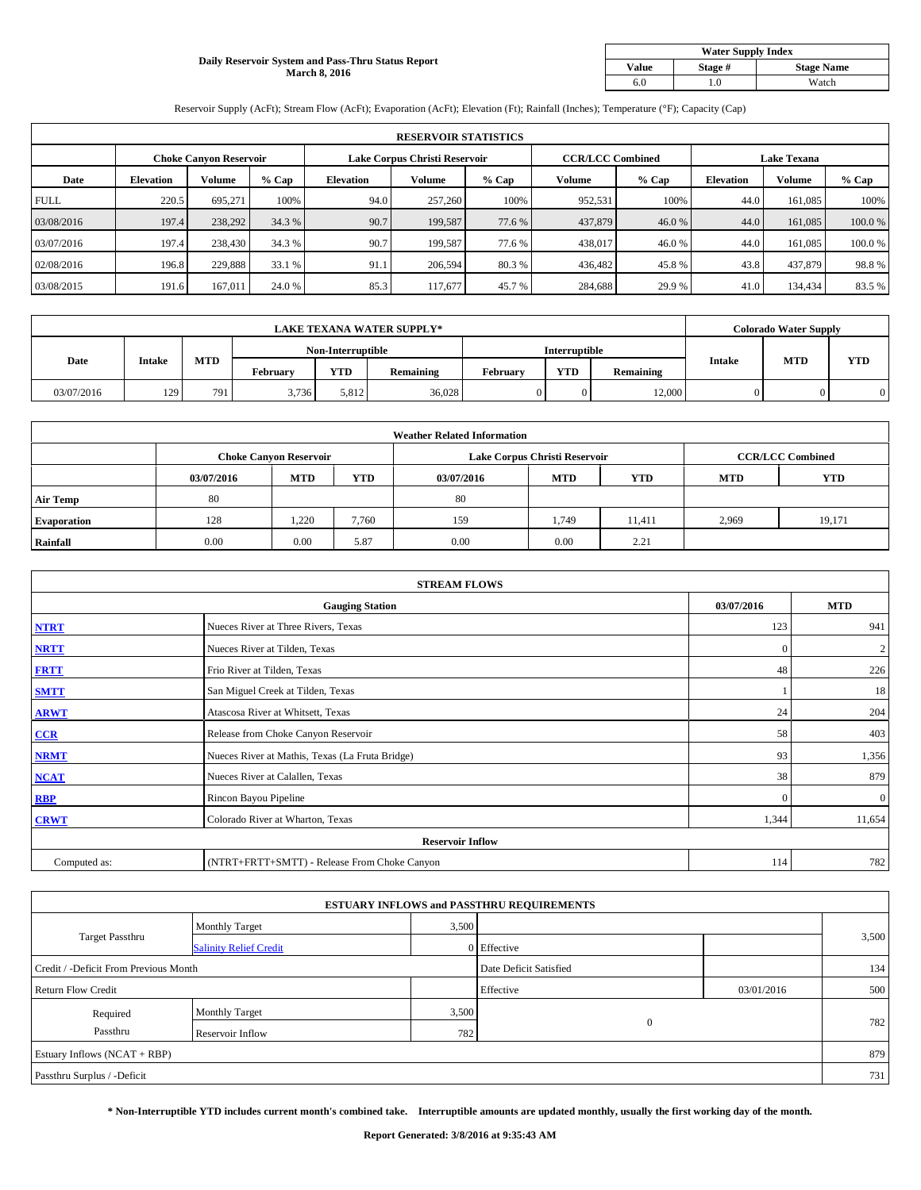# Daily Reservoir System and Pass-Thru Status Report
## March 8, 2016

| Water Supply Index | | |
|---|---|---|
| **Value** | **Stage #** | **Stage Name** |
| 6.0 | 1.0 | Watch |

Reservoir Supply (AcFt); Stream Flow (AcFt); Evaporation (AcFt); Elevation (Ft); Rainfall (Inches); Temperature (°F); Capacity (Cap)

| RESERVOIR STATISTICS | | | | | | | | | | | |
|---|---|---|---|---|---|---|---|---|---|---|---|
| | Choke Canyon Reservoir | | | Lake Corpus Christi Reservoir | | | CCR/LCC Combined | | Lake Texana | | |
| **Date** | **Elevation** | **Volume** | **% Cap** | **Elevation** | **Volume** | **% Cap** | **Volume** | **% Cap** | **Elevation** | **Volume** | **% Cap** |
| FULL | 220.5 | 695,271 | 100% | 94.0 | 257,260 | 100% | 952,531 | 100% | 44.0 | 161,085 | 100% |
| 03/08/2016 | 197.4 | 238,292 | 34.3 % | 90.7 | 199,587 | 77.6 % | 437,879 | 46.0 % | 44.0 | 161,085 | 100.0 % |
| 03/07/2016 | 197.4 | 238,430 | 34.3 % | 90.7 | 199,587 | 77.6 % | 438,017 | 46.0 % | 44.0 | 161,085 | 100.0 % |
| 02/08/2016 | 196.8 | 229,888 | 33.1 % | 91.1 | 206,594 | 80.3 % | 436,482 | 45.8 % | 43.8 | 437,879 | 98.8 % |
| 03/08/2015 | 191.6 | 167,011 | 24.0 % | 85.3 | 117,677 | 45.7 % | 284,688 | 29.9 % | 41.0 | 134,434 | 83.5 % |

| LAKE TEXANA WATER SUPPLY* | | | | | | | | | Colorado Water Supply | | |
|---|---|---|---|---|---|---|---|---|---|---|---|
| Date | Intake | MTD | Non-Interruptible | | | Interruptible | | | Intake | MTD | YTD |
| | | | February | YTD | Remaining | February | YTD | Remaining | | | |
| 03/07/2016 | 129 | 791 | 3,736 | 5,812 | 36,028 | 0 | 0 | 12,000 | 0 | 0 | 0 |

| Weather Related Information | | | | | | | | |
|---|---|---|---|---|---|---|---|---|
| | Choke Canyon Reservoir | | | Lake Corpus Christi Reservoir | | | CCR/LCC Combined | |
| | **03/07/2016** | **MTD** | **YTD** | **03/07/2016** | **MTD** | **YTD** | **MTD** | **YTD** |
| **Air Temp** | 80 | | | 80 | | | | |
| **Evaporation** | 128 | 1,220 | 7,760 | 159 | 1,749 | 11,411 | 2,969 | 19,171 |
| **Rainfall** | 0.00 | 0.00 | 5.87 | 0.00 | 0.00 | 2.21 | | |

| STREAM FLOWS | | | |
|---|---|---|---|
| | **Gauging Station** | **03/07/2016** | **MTD** |
| **NTRT** | Nueces River at Three Rivers, Texas | 123 | 941 |
| **NRTT** | Nueces River at Tilden, Texas | 0 | 2 |
| **FRTT** | Frio River at Tilden, Texas | 48 | 226 |
| **SMTT** | San Miguel Creek at Tilden, Texas | 1 | 18 |
| **ARWT** | Atascosa River at Whitsett, Texas | 24 | 204 |
| **CCR** | Release from Choke Canyon Reservoir | 58 | 403 |
| **NRMT** | Nueces River at Mathis, Texas (La Fruta Bridge) | 93 | 1,356 |
| **NCAT** | Nueces River at Calallen, Texas | 38 | 879 |
| **RBP** | Rincon Bayou Pipeline | 0 | 0 |
| **CRWT** | Colorado River at Wharton, Texas | 1,344 | 11,654 |
| **Reservoir Inflow** | | | |
| Computed as: | (NTRT+FRTT+SMTT) - Release From Choke Canyon | 114 | 782 |

| ESTUARY INFLOWS and PASSTHRU REQUIREMENTS | | | | | |
|---|---|---|---|---|---|
| Target Passthru | Monthly Target | 3,500 | | | 3,500 |
| | Salinity Relief Credit | 0 | Effective | | |
| Credit / -Deficit From Previous Month | | | Date Deficit Satisfied | | 134 |
| Return Flow Credit | | | Effective | 03/01/2016 | 500 |
| Required Passthru | Monthly Target | 3,500 | 0 | | 782 |
| | Reservoir Inflow | 782 | | | |
| Estuary Inflows (NCAT + RBP) | | | | | 879 |
| Passthru Surplus / -Deficit | | | | | 731 |

**\* Non-Interruptible YTD includes current month's combined take. Interruptible amounts are updated monthly, usually the first working day of the month.**

**Report Generated: 3/8/2016 at 9:35:43 AM**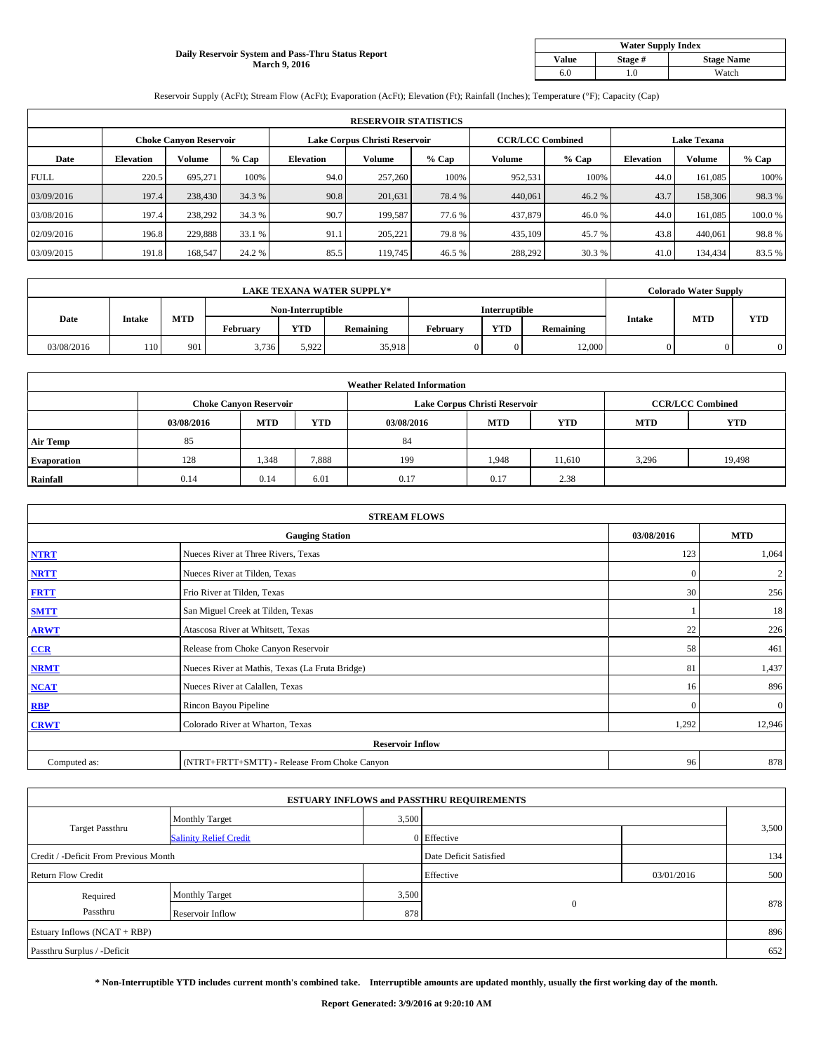**Daily Reservoir System and Pass-Thru Status Report**
**March 9, 2016**

| Water Supply Index | | |
|---|---|---|
| **Value** | **Stage #** | **Stage Name** |
| 6.0 | 1.0 | Watch |

Reservoir Supply (AcFt); Stream Flow (AcFt); Evaporation (AcFt); Elevation (Ft); Rainfall (Inches); Temperature (°F); Capacity (Cap)

| RESERVOIR STATISTICS | | | | | | | | | | | |
|---|---|---|---|---|---|---|---|---|---|---|---|
| | Choke Canyon Reservoir | | | Lake Corpus Christi Reservoir | | | CCR/LCC Combined | | Lake Texana | | |
| **Date** | **Elevation** | **Volume** | **% Cap** | **Elevation** | **Volume** | **% Cap** | **Volume** | **% Cap** | **Elevation** | **Volume** | **% Cap** |
| FULL | 220.5 | 695,271 | 100% | 94.0 | 257,260 | 100% | 952,531 | 100% | 44.0 | 161,085 | 100% |
| 03/09/2016 | 197.4 | 238,430 | 34.3 % | 90.8 | 201,631 | 78.4 % | 440,061 | 46.2 % | 43.7 | 158,306 | 98.3 % |
| 03/08/2016 | 197.4 | 238,292 | 34.3 % | 90.7 | 199,587 | 77.6 % | 437,879 | 46.0 % | 44.0 | 161,085 | 100.0 % |
| 02/09/2016 | 196.8 | 229,888 | 33.1 % | 91.1 | 205,221 | 79.8 % | 435,109 | 45.7 % | 43.8 | 440,061 | 98.8 % |
| 03/09/2015 | 191.8 | 168,547 | 24.2 % | 85.5 | 119,745 | 46.5 % | 288,292 | 30.3 % | 41.0 | 134,434 | 83.5 % |

| LAKE TEXANA WATER SUPPLY* | | | | | | | | | Colorado Water Supply | | |
|---|---|---|---|---|---|---|---|---|---|---|---|
| Date | Intake | MTD | Non-Interruptible | | | Interruptible | | | Intake | MTD | YTD |
| | | | February | YTD | Remaining | February | YTD | Remaining | | | |
| 03/08/2016 | 110 | 901 | 3,736 | 5,922 | 35,918 | 0 | 0 | 12,000 | 0 | 0 | 0 |

| Weather Related Information | | | | | | | | |
|---|---|---|---|---|---|---|---|---|
| | Choke Canyon Reservoir | | | Lake Corpus Christi Reservoir | | | CCR/LCC Combined | |
| | **03/08/2016** | **MTD** | **YTD** | **03/08/2016** | **MTD** | **YTD** | **MTD** | **YTD** |
| **Air Temp** | 85 | | | 84 | | | | |
| **Evaporation** | 128 | 1,348 | 7,888 | 199 | 1,948 | 11,610 | 3,296 | 19,498 |
| **Rainfall** | 0.14 | 0.14 | 6.01 | 0.17 | 0.17 | 2.38 | | |

| STREAM FLOWS | | | |
|---|---|---|---|
| | **Gauging Station** | **03/08/2016** | **MTD** |
| **NTRT** | Nueces River at Three Rivers, Texas | 123 | 1,064 |
| **NRTT** | Nueces River at Tilden, Texas | 0 | 2 |
| **FRTT** | Frio River at Tilden, Texas | 30 | 256 |
| **SMTT** | San Miguel Creek at Tilden, Texas | 1 | 18 |
| **ARWT** | Atascosa River at Whitsett, Texas | 22 | 226 |
| **CCR** | Release from Choke Canyon Reservoir | 58 | 461 |
| **NRMT** | Nueces River at Mathis, Texas (La Fruta Bridge) | 81 | 1,437 |
| **NCAT** | Nueces River at Calallen, Texas | 16 | 896 |
| **RBP** | Rincon Bayou Pipeline | 0 | 0 |
| **CRWT** | Colorado River at Wharton, Texas | 1,292 | 12,946 |
| | **Reservoir Inflow** | | |
| Computed as: | (NTRT+FRTT+SMTT) - Release From Choke Canyon | 96 | 878 |

| ESTUARY INFLOWS and PASSTHRU REQUIREMENTS | | | | | |
|---|---|---|---|---|---|
| Target Passthru | Monthly Target | 3,500 | | | 3,500 |
| | Salinity Relief Credit | 0 | Effective | | |
| Credit / -Deficit From Previous Month | | | Date Deficit Satisfied | | 134 |
| Return Flow Credit | | | Effective | 03/01/2016 | 500 |
| Required Passthru | Monthly Target | 3,500 | 0 | | 878 |
| | Reservoir Inflow | 878 | | | |
| Estuary Inflows (NCAT + RBP) | | | | | 896 |
| Passthru Surplus / -Deficit | | | | | 652 |

**\* Non-Interruptible YTD includes current month's combined take. Interruptible amounts are updated monthly, usually the first working day of the month.**

**Report Generated: 3/9/2016 at 9:20:10 AM**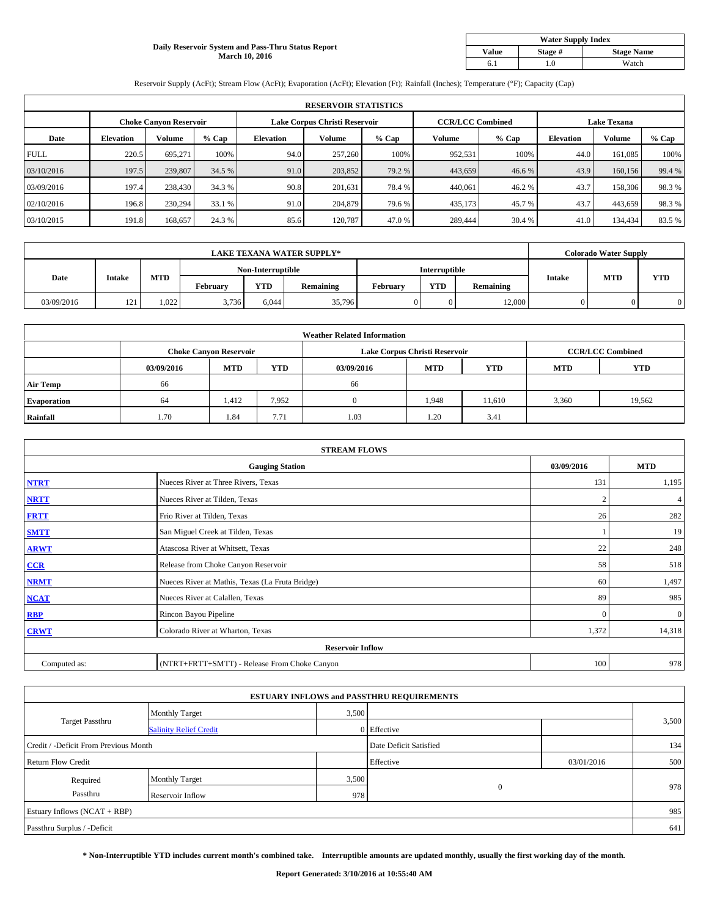# Daily Reservoir System and Pass-Thru Status Report
## March 10, 2016

| Water Supply Index | | |
|---|---|---|
| **Value** | **Stage #** | **Stage Name** |
| 6.1 | 1.0 | Watch |

Reservoir Supply (AcFt); Stream Flow (AcFt); Evaporation (AcFt); Elevation (Ft); Rainfall (Inches); Temperature (°F); Capacity (Cap)

| RESERVOIR STATISTICS | | | | | | | | | | | |
|---|---|---|---|---|---|---|---|---|---|---|---|
| | Choke Canyon Reservoir | | | Lake Corpus Christi Reservoir | | | CCR/LCC Combined | | Lake Texana | | |
| **Date** | **Elevation** | **Volume** | **% Cap** | **Elevation** | **Volume** | **% Cap** | **Volume** | **% Cap** | **Elevation** | **Volume** | **% Cap** |
| FULL | 220.5 | 695,271 | 100% | 94.0 | 257,260 | 100% | 952,531 | 100% | 44.0 | 161,085 | 100% |
| 03/10/2016 | 197.5 | 239,807 | 34.5 % | 91.0 | 203,852 | 79.2 % | 443,659 | 46.6 % | 43.9 | 160,156 | 99.4 % |
| 03/09/2016 | 197.4 | 238,430 | 34.3 % | 90.8 | 201,631 | 78.4 % | 440,061 | 46.2 % | 43.7 | 158,306 | 98.3 % |
| 02/10/2016 | 196.8 | 230,294 | 33.1 % | 91.0 | 204,879 | 79.6 % | 435,173 | 45.7 % | 43.7 | 443,659 | 98.3 % |
| 03/10/2015 | 191.8 | 168,657 | 24.3 % | 85.6 | 120,787 | 47.0 % | 289,444 | 30.4 % | 41.0 | 134,434 | 83.5 % |

| LAKE TEXANA WATER SUPPLY* | | | | | | | | | Colorado Water Supply | | |
|---|---|---|---|---|---|---|---|---|---|---|---|
| **Date** | **Intake** | **MTD** | Non-Interruptible | | | Interruptible | | | **Intake** | **MTD** | **YTD** |
| | | | **February** | **YTD** | **Remaining** | **February** | **YTD** | **Remaining** | | | |
| 03/09/2016 | 121 | 1,022 | 3,736 | 6,044 | 35,796 | 0 | 0 | 12,000 | 0 | 0 | 0 |

| Weather Related Information | | | | | | | | |
|---|---|---|---|---|---|---|---|---|
| | Choke Canyon Reservoir | | | Lake Corpus Christi Reservoir | | | CCR/LCC Combined | |
| | **03/09/2016** | **MTD** | **YTD** | **03/09/2016** | **MTD** | **YTD** | **MTD** | **YTD** |
| **Air Temp** | 66 | | | 66 | | | | |
| **Evaporation** | 64 | 1,412 | 7,952 | 0 | 1,948 | 11,610 | 3,360 | 19,562 |
| **Rainfall** | 1.70 | 1.84 | 7.71 | 1.03 | 1.20 | 3.41 | | |

| STREAM FLOWS | | | |
|---|---|---|---|
| | **Gauging Station** | **03/09/2016** | **MTD** |
| **NTRT** | Nueces River at Three Rivers, Texas | 131 | 1,195 |
| **NRTT** | Nueces River at Tilden, Texas | 2 | 4 |
| **FRTT** | Frio River at Tilden, Texas | 26 | 282 |
| **SMTT** | San Miguel Creek at Tilden, Texas | 1 | 19 |
| **ARWT** | Atascosa River at Whitsett, Texas | 22 | 248 |
| **CCR** | Release from Choke Canyon Reservoir | 58 | 518 |
| **NRMT** | Nueces River at Mathis, Texas (La Fruta Bridge) | 60 | 1,497 |
| **NCAT** | Nueces River at Calallen, Texas | 89 | 985 |
| **RBP** | Rincon Bayou Pipeline | 0 | 0 |
| **CRWT** | Colorado River at Wharton, Texas | 1,372 | 14,318 |
| | **Reservoir Inflow** | | |
| Computed as: | (NTRT+FRTT+SMTT) - Release From Choke Canyon | 100 | 978 |

| ESTUARY INFLOWS and PASSTHRU REQUIREMENTS | | | | | |
|---|---|---|---|---|---|
| Target Passthru | Monthly Target | 3,500 | | | 3,500 |
| | Salinity Relief Credit | 0 | Effective | | |
| Credit / -Deficit From Previous Month | | | Date Deficit Satisfied | | 134 |
| Return Flow Credit | | | Effective | 03/01/2016 | 500 |
| Required Passthru | Monthly Target | 3,500 | 0 | | 978 |
| | Reservoir Inflow | 978 | | | |
| Estuary Inflows (NCAT + RBP) | | | | | 985 |
| Passthru Surplus / -Deficit | | | | | 641 |

**\* Non-Interruptible YTD includes current month's combined take. Interruptible amounts are updated monthly, usually the first working day of the month.**

**Report Generated: 3/10/2016 at 10:55:40 AM**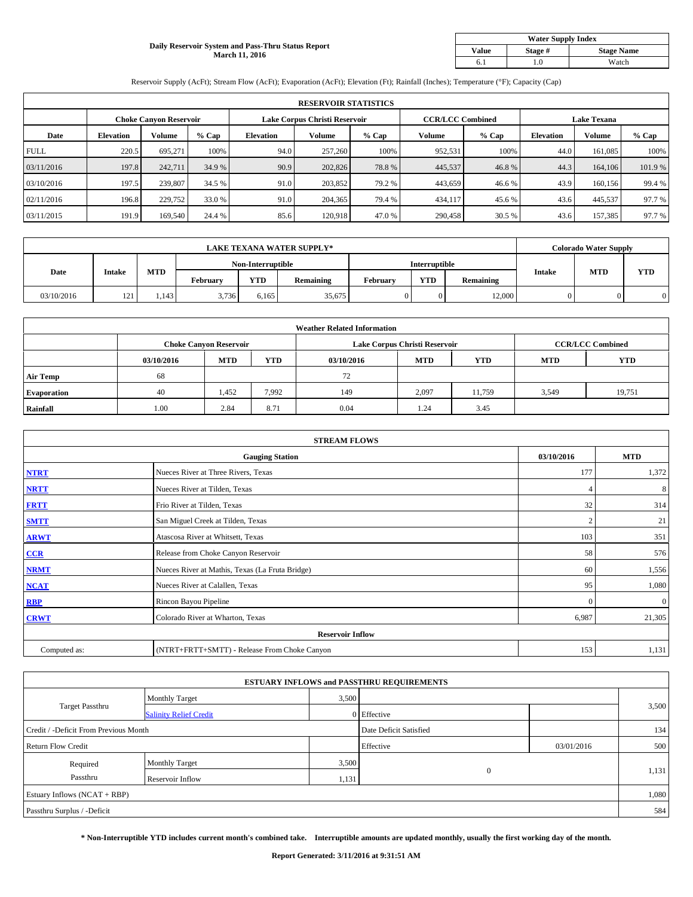**Daily Reservoir System and Pass-Thru Status Report**
**March 11, 2016**

| Water Supply Index | | |
|---|---|---|
| **Value** | **Stage #** | **Stage Name** |
| 6.1 | 1.0 | Watch |

Reservoir Supply (AcFt); Stream Flow (AcFt); Evaporation (AcFt); Elevation (Ft); Rainfall (Inches); Temperature (°F); Capacity (Cap)

| RESERVOIR STATISTICS | | | | | | | | | | | |
|---|---|---|---|---|---|---|---|---|---|---|---|
| | Choke Canyon Reservoir | | | Lake Corpus Christi Reservoir | | | CCR/LCC Combined | | Lake Texana | | |
| **Date** | **Elevation** | **Volume** | **% Cap** | **Elevation** | **Volume** | **% Cap** | **Volume** | **% Cap** | **Elevation** | **Volume** | **% Cap** |
| FULL | 220.5 | 695,271 | 100% | 94.0 | 257,260 | 100% | 952,531 | 100% | 44.0 | 161,085 | 100% |
| 03/11/2016 | 197.8 | 242,711 | 34.9 % | 90.9 | 202,826 | 78.8 % | 445,537 | 46.8 % | 44.3 | 164,106 | 101.9 % |
| 03/10/2016 | 197.5 | 239,807 | 34.5 % | 91.0 | 203,852 | 79.2 % | 443,659 | 46.6 % | 43.9 | 160,156 | 99.4 % |
| 02/11/2016 | 196.8 | 229,752 | 33.0 % | 91.0 | 204,365 | 79.4 % | 434,117 | 45.6 % | 43.6 | 445,537 | 97.7 % |
| 03/11/2015 | 191.9 | 169,540 | 24.4 % | 85.6 | 120,918 | 47.0 % | 290,458 | 30.5 % | 43.6 | 157,385 | 97.7 % |

| LAKE TEXANA WATER SUPPLY* | | | | | | | | | Colorado Water Supply | | |
|---|---|---|---|---|---|---|---|---|---|---|---|
| Date | Intake | MTD | Non-Interruptible | | | Interruptible | | | Intake | MTD | YTD |
| | | | February | YTD | Remaining | February | YTD | Remaining | | | |
| 03/10/2016 | 121 | 1,143 | 3,736 | 6,165 | 35,675 | 0 | 0 | 12,000 | 0 | 0 | 0 |

| Weather Related Information | | | | | | | | |
|---|---|---|---|---|---|---|---|---|
| | Choke Canyon Reservoir | | | Lake Corpus Christi Reservoir | | | CCR/LCC Combined | |
| | **03/10/2016** | **MTD** | **YTD** | **03/10/2016** | **MTD** | **YTD** | **MTD** | **YTD** |
| **Air Temp** | 68 | | | 72 | | | | |
| **Evaporation** | 40 | 1,452 | 7,992 | 149 | 2,097 | 11,759 | 3,549 | 19,751 |
| **Rainfall** | 1.00 | 2.84 | 8.71 | 0.04 | 1.24 | 3.45 | | |

| STREAM FLOWS | | | |
|---|---|---|---|
| | **Gauging Station** | **03/10/2016** | **MTD** |
| **NTRT** | Nueces River at Three Rivers, Texas | 177 | 1,372 |
| **NRTT** | Nueces River at Tilden, Texas | 4 | 8 |
| **FRTT** | Frio River at Tilden, Texas | 32 | 314 |
| **SMTT** | San Miguel Creek at Tilden, Texas | 2 | 21 |
| **ARWT** | Atascosa River at Whitsett, Texas | 103 | 351 |
| **CCR** | Release from Choke Canyon Reservoir | 58 | 576 |
| **NRMT** | Nueces River at Mathis, Texas (La Fruta Bridge) | 60 | 1,556 |
| **NCAT** | Nueces River at Calallen, Texas | 95 | 1,080 |
| **RBP** | Rincon Bayou Pipeline | 0 | 0 |
| **CRWT** | Colorado River at Wharton, Texas | 6,987 | 21,305 |
| | **Reservoir Inflow** | | |
| Computed as: | (NTRT+FRTT+SMTT) - Release From Choke Canyon | 153 | 1,131 |

| ESTUARY INFLOWS and PASSTHRU REQUIREMENTS | | | | | |
|---|---|---|---|---|---|
| Target Passthru | Monthly Target | 3,500 | | | 3,500 |
| | Salinity Relief Credit | 0 | Effective | | |
| Credit / -Deficit From Previous Month | | | Date Deficit Satisfied | | 134 |
| Return Flow Credit | | | Effective | 03/01/2016 | 500 |
| Required Passthru | Monthly Target | 3,500 | 0 | | 1,131 |
| | Reservoir Inflow | 1,131 | | | |
| Estuary Inflows (NCAT + RBP) | | | | | 1,080 |
| Passthru Surplus / -Deficit | | | | | 584 |

**\* Non-Interruptible YTD includes current month's combined take. Interruptible amounts are updated monthly, usually the first working day of the month.**

**Report Generated: 3/11/2016 at 9:31:51 AM**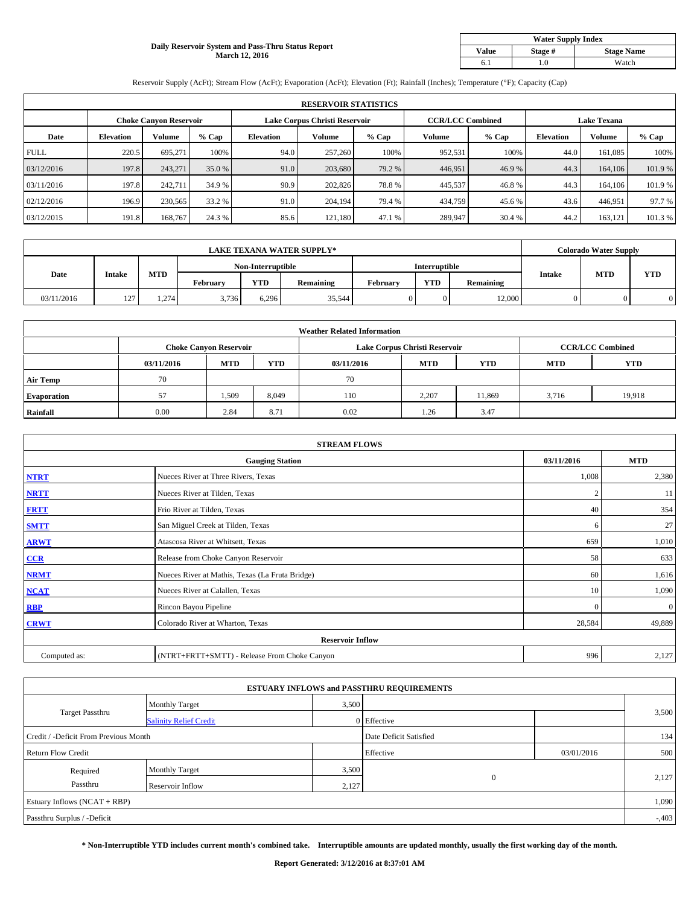**Daily Reservoir System and Pass-Thru Status Report**
**March 12, 2016**

| Water Supply Index | | |
|---|---|---|
| **Value** | **Stage #** | **Stage Name** |
| 6.1 | 1.0 | Watch |

Reservoir Supply (AcFt); Stream Flow (AcFt); Evaporation (AcFt); Elevation (Ft); Rainfall (Inches); Temperature (°F); Capacity (Cap)

| RESERVOIR STATISTICS | | | | | | | | | | | |
|---|---|---|---|---|---|---|---|---|---|---|---|
| | Choke Canyon Reservoir | | | Lake Corpus Christi Reservoir | | | CCR/LCC Combined | | Lake Texana | | |
| **Date** | **Elevation** | **Volume** | **% Cap** | **Elevation** | **Volume** | **% Cap** | **Volume** | **% Cap** | **Elevation** | **Volume** | **% Cap** |
| FULL | 220.5 | 695,271 | 100% | 94.0 | 257,260 | 100% | 952,531 | 100% | 44.0 | 161,085 | 100% |
| 03/12/2016 | 197.8 | 243,271 | 35.0 % | 91.0 | 203,680 | 79.2 % | 446,951 | 46.9 % | 44.3 | 164,106 | 101.9 % |
| 03/11/2016 | 197.8 | 242,711 | 34.9 % | 90.9 | 202,826 | 78.8 % | 445,537 | 46.8 % | 44.3 | 164,106 | 101.9 % |
| 02/12/2016 | 196.9 | 230,565 | 33.2 % | 91.0 | 204,194 | 79.4 % | 434,759 | 45.6 % | 43.6 | 446,951 | 97.7 % |
| 03/12/2015 | 191.8 | 168,767 | 24.3 % | 85.6 | 121,180 | 47.1 % | 289,947 | 30.4 % | 44.2 | 163,121 | 101.3 % |

| LAKE TEXANA WATER SUPPLY* | | | | | | | | | Colorado Water Supply | | |
|---|---|---|---|---|---|---|---|---|---|---|---|
| **Date** | **Intake** | **MTD** | Non-Interruptible | | | Interruptible | | | **Intake** | **MTD** | **YTD** |
| | | | **February** | **YTD** | **Remaining** | **February** | **YTD** | **Remaining** | | | |
| 03/11/2016 | 127 | 1,274 | 3,736 | 6,296 | 35,544 | 0 | 0 | 12,000 | 0 | 0 | 0 |

| Weather Related Information | | | | | | | | |
|---|---|---|---|---|---|---|---|---|
| | Choke Canyon Reservoir | | | Lake Corpus Christi Reservoir | | | CCR/LCC Combined | |
| | **03/11/2016** | **MTD** | **YTD** | **03/11/2016** | **MTD** | **YTD** | **MTD** | **YTD** |
| **Air Temp** | 70 | | | 70 | | | | |
| **Evaporation** | 57 | 1,509 | 8,049 | 110 | 2,207 | 11,869 | 3,716 | 19,918 |
| **Rainfall** | 0.00 | 2.84 | 8.71 | 0.02 | 1.26 | 3.47 | | |

| STREAM FLOWS | | | |
|---|---|---|---|
| | **Gauging Station** | **03/11/2016** | **MTD** |
| **NTRT** | Nueces River at Three Rivers, Texas | 1,008 | 2,380 |
| **NRTT** | Nueces River at Tilden, Texas | 2 | 11 |
| **FRTT** | Frio River at Tilden, Texas | 40 | 354 |
| **SMTT** | San Miguel Creek at Tilden, Texas | 6 | 27 |
| **ARWT** | Atascosa River at Whitsett, Texas | 659 | 1,010 |
| **CCR** | Release from Choke Canyon Reservoir | 58 | 633 |
| **NRMT** | Nueces River at Mathis, Texas (La Fruta Bridge) | 60 | 1,616 |
| **NCAT** | Nueces River at Calallen, Texas | 10 | 1,090 |
| **RBP** | Rincon Bayou Pipeline | 0 | 0 |
| **CRWT** | Colorado River at Wharton, Texas | 28,584 | 49,889 |
| | **Reservoir Inflow** | | |
| Computed as: | (NTRT+FRTT+SMTT) - Release From Choke Canyon | 996 | 2,127 |

| ESTUARY INFLOWS and PASSTHRU REQUIREMENTS | | | | | |
|---|---|---|---|---|---|
| Target Passthru | Monthly Target | 3,500 | | | 3,500 |
| | Salinity Relief Credit | 0 | Effective | | |
| Credit / -Deficit From Previous Month | | | Date Deficit Satisfied | | 134 |
| Return Flow Credit | | | Effective | 03/01/2016 | 500 |
| Required Passthru | Monthly Target | 3,500 | 0 | | 2,127 |
| | Reservoir Inflow | 2,127 | | | |
| Estuary Inflows (NCAT + RBP) | | | | | 1,090 |
| Passthru Surplus / -Deficit | | | | | -,403 |

**\* Non-Interruptible YTD includes current month's combined take. Interruptible amounts are updated monthly, usually the first working day of the month.**

**Report Generated: 3/12/2016 at 8:37:01 AM**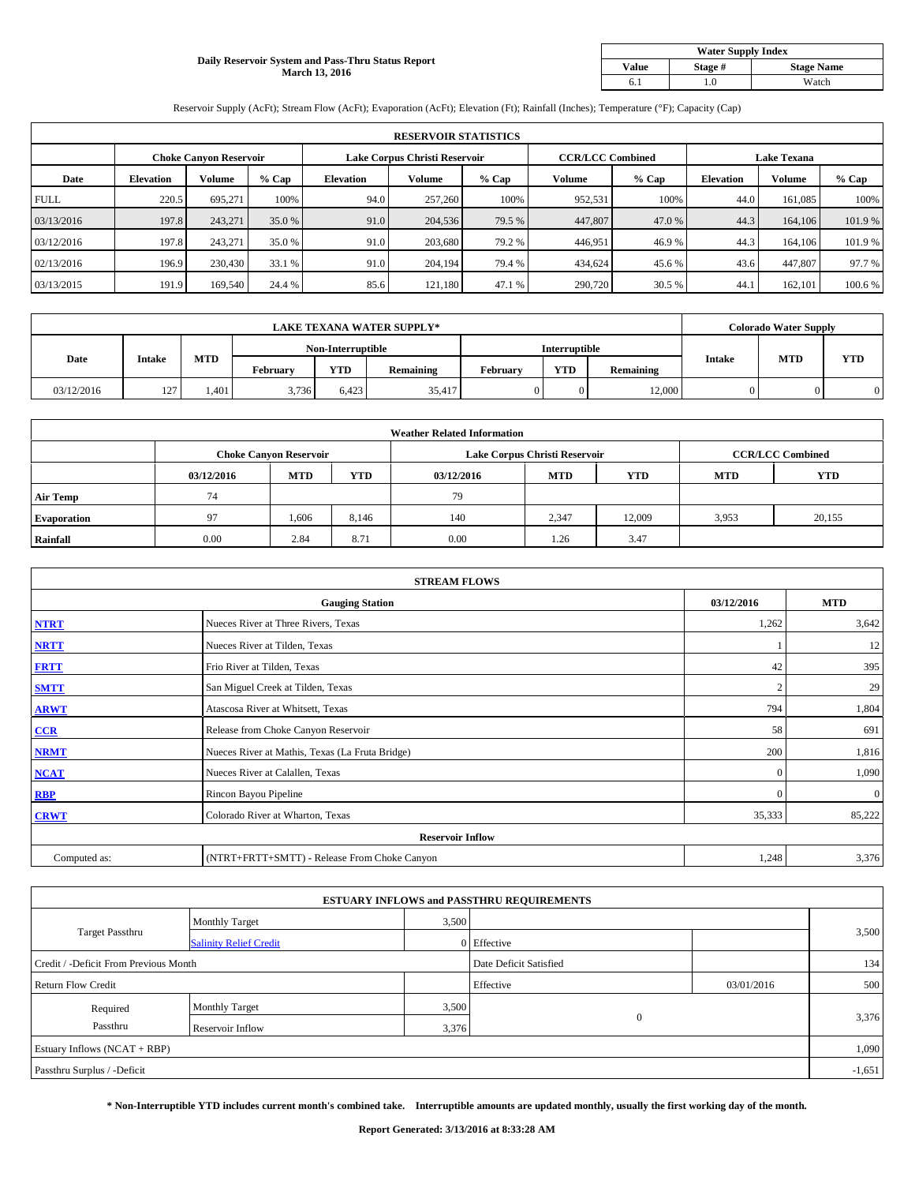**Daily Reservoir System and Pass-Thru Status Report**
**March 13, 2016**

| Water Supply Index | | |
|---|---|---|
| **Value** | **Stage #** | **Stage Name** |
| 6.1 | 1.0 | Watch |

Reservoir Supply (AcFt); Stream Flow (AcFt); Evaporation (AcFt); Elevation (Ft); Rainfall (Inches); Temperature (°F); Capacity (Cap)

| RESERVOIR STATISTICS | | | | | | | | | | | |
|---|---|---|---|---|---|---|---|---|---|---|---|
| | Choke Canyon Reservoir | | | Lake Corpus Christi Reservoir | | | CCR/LCC Combined | | Lake Texana | | |
| **Date** | **Elevation** | **Volume** | **% Cap** | **Elevation** | **Volume** | **% Cap** | **Volume** | **% Cap** | **Elevation** | **Volume** | **% Cap** |
| FULL | 220.5 | 695,271 | 100% | 94.0 | 257,260 | 100% | 952,531 | 100% | 44.0 | 161,085 | 100% |
| 03/13/2016 | 197.8 | 243,271 | 35.0 % | 91.0 | 204,536 | 79.5 % | 447,807 | 47.0 % | 44.3 | 164,106 | 101.9 % |
| 03/12/2016 | 197.8 | 243,271 | 35.0 % | 91.0 | 203,680 | 79.2 % | 446,951 | 46.9 % | 44.3 | 164,106 | 101.9 % |
| 02/13/2016 | 196.9 | 230,430 | 33.1 % | 91.0 | 204,194 | 79.4 % | 434,624 | 45.6 % | 43.6 | 447,807 | 97.7 % |
| 03/13/2015 | 191.9 | 169,540 | 24.4 % | 85.6 | 121,180 | 47.1 % | 290,720 | 30.5 % | 44.1 | 162,101 | 100.6 % |

| LAKE TEXANA WATER SUPPLY* | | | | | | | | | Colorado Water Supply | | |
|---|---|---|---|---|---|---|---|---|---|---|---|
| **Date** | **Intake** | **MTD** | Non-Interruptible | | | Interruptible | | | **Intake** | **MTD** | **YTD** |
| | | | **February** | **YTD** | **Remaining** | **February** | **YTD** | **Remaining** | | | |
| 03/12/2016 | 127 | 1,401 | 3,736 | 6,423 | 35,417 | 0 | 0 | 12,000 | 0 | 0 | 0 |

| Weather Related Information | | | | | | | | |
|---|---|---|---|---|---|---|---|---|
| | Choke Canyon Reservoir | | | Lake Corpus Christi Reservoir | | | CCR/LCC Combined | |
| | **03/12/2016** | **MTD** | **YTD** | **03/12/2016** | **MTD** | **YTD** | **MTD** | **YTD** |
| **Air Temp** | 74 | | | 79 | | | | |
| **Evaporation** | 97 | 1,606 | 8,146 | 140 | 2,347 | 12,009 | 3,953 | 20,155 |
| **Rainfall** | 0.00 | 2.84 | 8.71 | 0.00 | 1.26 | 3.47 | | |

| STREAM FLOWS | | | |
|---|---|---|---|
| | **Gauging Station** | **03/12/2016** | **MTD** |
| **NTRT** | Nueces River at Three Rivers, Texas | 1,262 | 3,642 |
| **NRTT** | Nueces River at Tilden, Texas | 1 | 12 |
| **FRTT** | Frio River at Tilden, Texas | 42 | 395 |
| **SMTT** | San Miguel Creek at Tilden, Texas | 2 | 29 |
| **ARWT** | Atascosa River at Whitsett, Texas | 794 | 1,804 |
| **CCR** | Release from Choke Canyon Reservoir | 58 | 691 |
| **NRMT** | Nueces River at Mathis, Texas (La Fruta Bridge) | 200 | 1,816 |
| **NCAT** | Nueces River at Calallen, Texas | 0 | 1,090 |
| **RBP** | Rincon Bayou Pipeline | 0 | 0 |
| **CRWT** | Colorado River at Wharton, Texas | 35,333 | 85,222 |
| | **Reservoir Inflow** | | |
| Computed as: | (NTRT+FRTT+SMTT) - Release From Choke Canyon | 1,248 | 3,376 |

| ESTUARY INFLOWS and PASSTHRU REQUIREMENTS | | | | | |
|---|---|---|---|---|---|
| Target Passthru | Monthly Target | 3,500 | | | 3,500 |
| | Salinity Relief Credit | 0 | Effective | | |
| Credit / -Deficit From Previous Month | | | Date Deficit Satisfied | | 134 |
| Return Flow Credit | | | Effective | 03/01/2016 | 500 |
| Required Passthru | Monthly Target | 3,500 | 0 | | 3,376 |
| | Reservoir Inflow | 3,376 | | | |
| Estuary Inflows (NCAT + RBP) | | | | | 1,090 |
| Passthru Surplus / -Deficit | | | | | -1,651 |

**\* Non-Interruptible YTD includes current month's combined take. Interruptible amounts are updated monthly, usually the first working day of the month.**

**Report Generated: 3/13/2016 at 8:33:28 AM**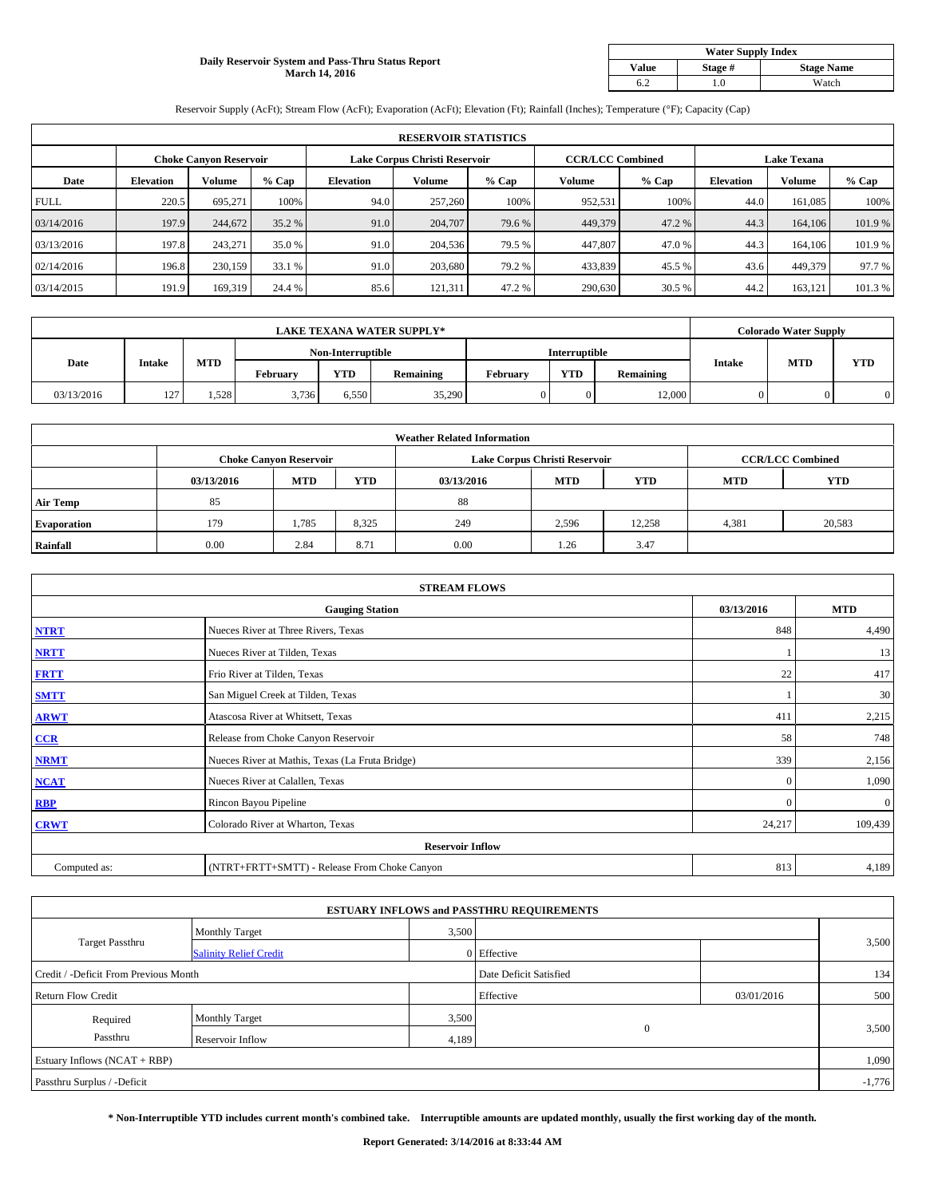**Daily Reservoir System and Pass-Thru Status Report**
**March 14, 2016**

| Water Supply Index | | |
|---|---|---|
| **Value** | **Stage #** | **Stage Name** |
| 6.2 | 1.0 | Watch |

Reservoir Supply (AcFt); Stream Flow (AcFt); Evaporation (AcFt); Elevation (Ft); Rainfall (Inches); Temperature (°F); Capacity (Cap)

| RESERVOIR STATISTICS | | | | | | | | | | | |
|---|---|---|---|---|---|---|---|---|---|---|---|
| | Choke Canyon Reservoir | | | Lake Corpus Christi Reservoir | | | CCR/LCC Combined | | Lake Texana | | |
| Date | Elevation | Volume | % Cap | Elevation | Volume | % Cap | Volume | % Cap | Elevation | Volume | % Cap |
| FULL | 220.5 | 695,271 | 100% | 94.0 | 257,260 | 100% | 952,531 | 100% | 44.0 | 161,085 | 100% |
| 03/14/2016 | 197.9 | 244,672 | 35.2 % | 91.0 | 204,707 | 79.6 % | 449,379 | 47.2 % | 44.3 | 164,106 | 101.9 % |
| 03/13/2016 | 197.8 | 243,271 | 35.0 % | 91.0 | 204,536 | 79.5 % | 447,807 | 47.0 % | 44.3 | 164,106 | 101.9 % |
| 02/14/2016 | 196.8 | 230,159 | 33.1 % | 91.0 | 203,680 | 79.2 % | 433,839 | 45.5 % | 43.6 | 449,379 | 97.7 % |
| 03/14/2015 | 191.9 | 169,319 | 24.4 % | 85.6 | 121,311 | 47.2 % | 290,630 | 30.5 % | 44.2 | 163,121 | 101.3 % |

| LAKE TEXANA WATER SUPPLY* | | | | | | | | | Colorado Water Supply | | |
|---|---|---|---|---|---|---|---|---|---|---|---|
| Date | Intake | MTD | Non-Interruptible | | | Interruptible | | | Intake | MTD | YTD |
| | | | February | YTD | Remaining | February | YTD | Remaining | | | |
| 03/13/2016 | 127 | 1,528 | 3,736 | 6,550 | 35,290 | 0 | 0 | 12,000 | 0 | 0 | 0 |

| Weather Related Information | | | | | | | | |
|---|---|---|---|---|---|---|---|---|
| | Choke Canyon Reservoir | | | Lake Corpus Christi Reservoir | | | CCR/LCC Combined | |
| | 03/13/2016 | MTD | YTD | 03/13/2016 | MTD | YTD | MTD | YTD |
| Air Temp | 85 | | | 88 | | | | |
| Evaporation | 179 | 1,785 | 8,325 | 249 | 2,596 | 12,258 | 4,381 | 20,583 |
| Rainfall | 0.00 | 2.84 | 8.71 | 0.00 | 1.26 | 3.47 | | |

| STREAM FLOWS | | | |
|---|---|---|---|
| | Gauging Station | 03/13/2016 | MTD |
| NTRT | Nueces River at Three Rivers, Texas | 848 | 4,490 |
| NRTT | Nueces River at Tilden, Texas | 1 | 13 |
| FRTT | Frio River at Tilden, Texas | 22 | 417 |
| SMTT | San Miguel Creek at Tilden, Texas | 1 | 30 |
| ARWT | Atascosa River at Whitsett, Texas | 411 | 2,215 |
| CCR | Release from Choke Canyon Reservoir | 58 | 748 |
| NRMT | Nueces River at Mathis, Texas (La Fruta Bridge) | 339 | 2,156 |
| NCAT | Nueces River at Calallen, Texas | 0 | 1,090 |
| RBP | Rincon Bayou Pipeline | 0 | 0 |
| CRWT | Colorado River at Wharton, Texas | 24,217 | 109,439 |
| | Reservoir Inflow | | |
| Computed as: | (NTRT+FRTT+SMTT) - Release From Choke Canyon | 813 | 4,189 |

| ESTUARY INFLOWS and PASSTHRU REQUIREMENTS | | | | | |
|---|---|---|---|---|---|
| Target Passthru | Monthly Target | 3,500 | | | 3,500 |
| | Salinity Relief Credit | 0 | Effective | | |
| Credit / -Deficit From Previous Month | | | Date Deficit Satisfied | | 134 |
| Return Flow Credit | | | Effective | 03/01/2016 | 500 |
| Required Passthru | Monthly Target | 3,500 | 0 | | 3,500 |
| | Reservoir Inflow | 4,189 | | | |
| Estuary Inflows (NCAT + RBP) | | | | | 1,090 |
| Passthru Surplus / -Deficit | | | | | -1,776 |

**\* Non-Interruptible YTD includes current month's combined take. Interruptible amounts are updated monthly, usually the first working day of the month.**

**Report Generated: 3/14/2016 at 8:33:44 AM**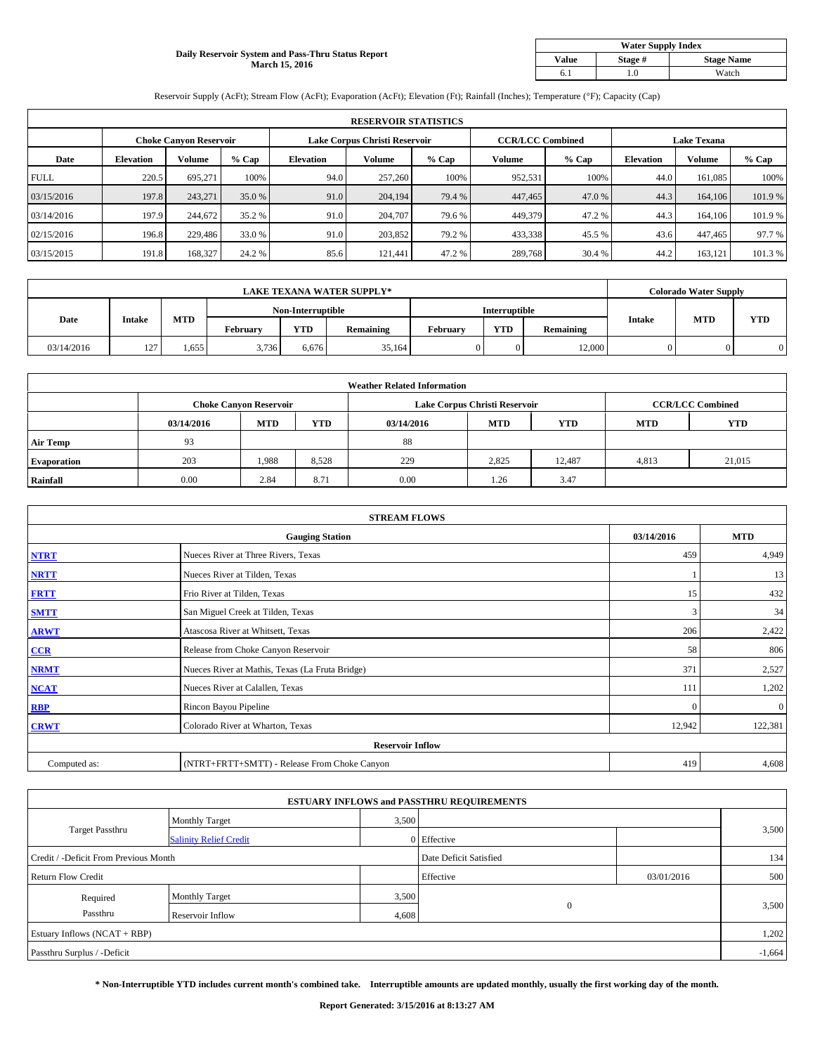**Daily Reservoir System and Pass-Thru Status Report**
**March 15, 2016**

| Water Supply Index | | |
|---|---|---|
| **Value** | **Stage #** | **Stage Name** |
| 6.1 | 1.0 | Watch |

Reservoir Supply (AcFt); Stream Flow (AcFt); Evaporation (AcFt); Elevation (Ft); Rainfall (Inches); Temperature (°F); Capacity (Cap)

| RESERVOIR STATISTICS | | | | | | | | | | | |
|---|---|---|---|---|---|---|---|---|---|---|---|
| | Choke Canyon Reservoir | | | Lake Corpus Christi Reservoir | | | CCR/LCC Combined | | Lake Texana | | |
| Date | Elevation | Volume | % Cap | Elevation | Volume | % Cap | Volume | % Cap | Elevation | Volume | % Cap |
| FULL | 220.5 | 695,271 | 100% | 94.0 | 257,260 | 100% | 952,531 | 100% | 44.0 | 161,085 | 100% |
| 03/15/2016 | 197.8 | 243,271 | 35.0 % | 91.0 | 204,194 | 79.4 % | 447,465 | 47.0 % | 44.3 | 164,106 | 101.9 % |
| 03/14/2016 | 197.9 | 244,672 | 35.2 % | 91.0 | 204,707 | 79.6 % | 449,379 | 47.2 % | 44.3 | 164,106 | 101.9 % |
| 02/15/2016 | 196.8 | 229,486 | 33.0 % | 91.0 | 203,852 | 79.2 % | 433,338 | 45.5 % | 43.6 | 447,465 | 97.7 % |
| 03/15/2015 | 191.8 | 168,327 | 24.2 % | 85.6 | 121,441 | 47.2 % | 289,768 | 30.4 % | 44.2 | 163,121 | 101.3 % |

| LAKE TEXANA WATER SUPPLY* | | | | | | | | | Colorado Water Supply | | |
|---|---|---|---|---|---|---|---|---|---|---|---|
| Date | Intake | MTD | Non-Interruptible | | | Interruptible | | | Intake | MTD | YTD |
| | | | February | YTD | Remaining | February | YTD | Remaining | | | |
| 03/14/2016 | 127 | 1,655 | 3,736 | 6,676 | 35,164 | 0 | 0 | 12,000 | 0 | 0 | 0 |

| Weather Related Information | | | | | | | | |
|---|---|---|---|---|---|---|---|---|
| | Choke Canyon Reservoir | | | Lake Corpus Christi Reservoir | | | CCR/LCC Combined | |
| | 03/14/2016 | MTD | YTD | 03/14/2016 | MTD | YTD | MTD | YTD |
| Air Temp | 93 | | | 88 | | | | |
| Evaporation | 203 | 1,988 | 8,528 | 229 | 2,825 | 12,487 | 4,813 | 21,015 |
| Rainfall | 0.00 | 2.84 | 8.71 | 0.00 | 1.26 | 3.47 | | |

| STREAM FLOWS | | | |
|---|---|---|---|
| Gauging Station | | 03/14/2016 | MTD |
| NTRT | Nueces River at Three Rivers, Texas | 459 | 4,949 |
| NRTT | Nueces River at Tilden, Texas | 1 | 13 |
| FRTT | Frio River at Tilden, Texas | 15 | 432 |
| SMTT | San Miguel Creek at Tilden, Texas | 3 | 34 |
| ARWT | Atascosa River at Whitsett, Texas | 206 | 2,422 |
| CCR | Release from Choke Canyon Reservoir | 58 | 806 |
| NRMT | Nueces River at Mathis, Texas (La Fruta Bridge) | 371 | 2,527 |
| NCAT | Nueces River at Calallen, Texas | 111 | 1,202 |
| RBP | Rincon Bayou Pipeline | 0 | 0 |
| CRWT | Colorado River at Wharton, Texas | 12,942 | 122,381 |
| Reservoir Inflow | | | |
| Computed as: | (NTRT+FRTT+SMTT) - Release From Choke Canyon | 419 | 4,608 |

| ESTUARY INFLOWS and PASSTHRU REQUIREMENTS | | | | | |
|---|---|---|---|---|---|
| Target Passthru | Monthly Target | 3,500 | | | 3,500 |
| | Salinity Relief Credit | 0 | Effective | | |
| Credit / -Deficit From Previous Month | | | Date Deficit Satisfied | | 134 |
| Return Flow Credit | | | Effective | 03/01/2016 | 500 |
| Required Passthru | Monthly Target | 3,500 | 0 | | 3,500 |
| | Reservoir Inflow | 4,608 | | | |
| Estuary Inflows (NCAT + RBP) | | | | | 1,202 |
| Passthru Surplus / -Deficit | | | | | -1,664 |

**\* Non-Interruptible YTD includes current month's combined take. Interruptible amounts are updated monthly, usually the first working day of the month.**

**Report Generated: 3/15/2016 at 8:13:27 AM**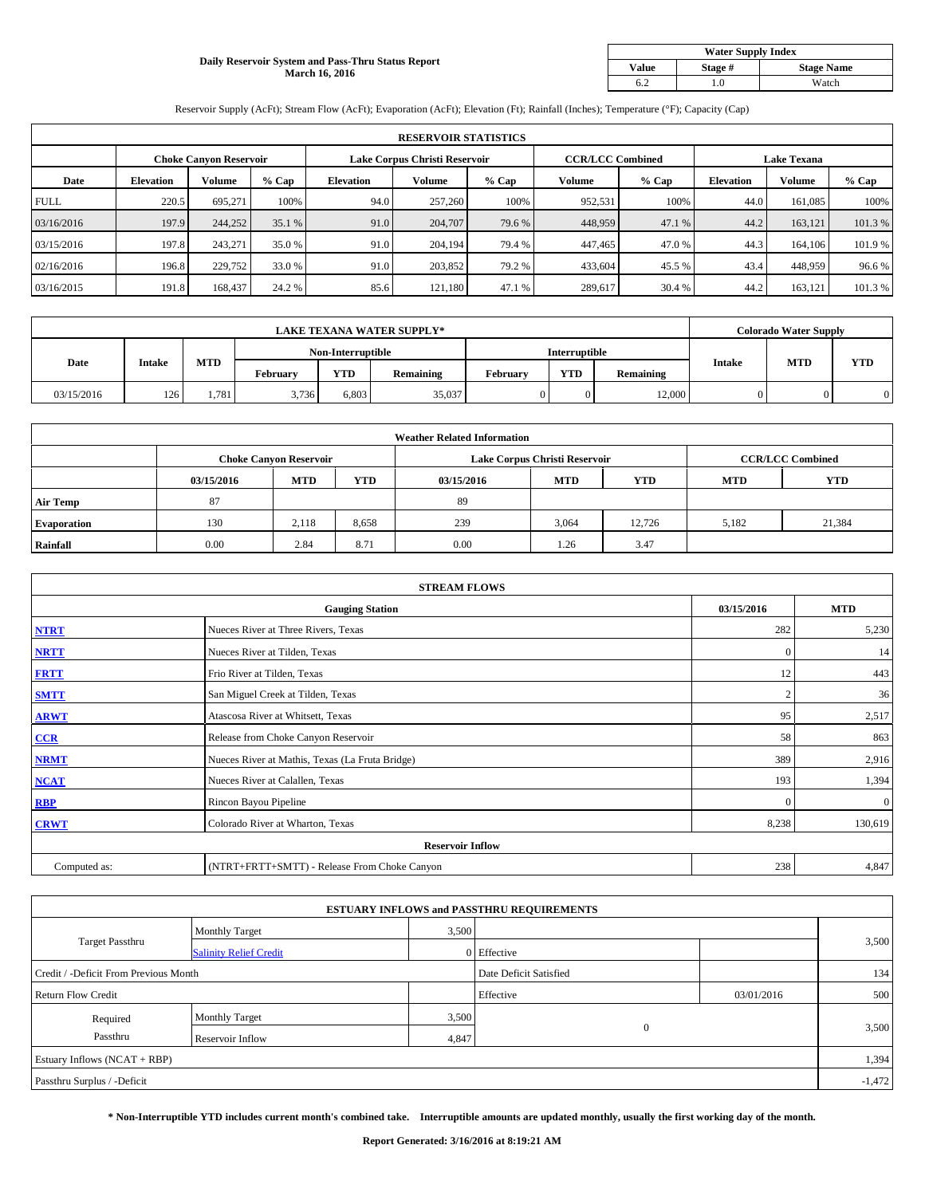**Daily Reservoir System and Pass-Thru Status Report**
**March 16, 2016**

| Water Supply Index | | |
|---|---|---|
| **Value** | **Stage #** | **Stage Name** |
| 6.2 | 1.0 | Watch |

Reservoir Supply (AcFt); Stream Flow (AcFt); Evaporation (AcFt); Elevation (Ft); Rainfall (Inches); Temperature (°F); Capacity (Cap)

| RESERVOIR STATISTICS | | | | | | | | | | | |
|---|---|---|---|---|---|---|---|---|---|---|---|
| | Choke Canyon Reservoir | | | Lake Corpus Christi Reservoir | | | CCR/LCC Combined | | Lake Texana | | |
| Date | Elevation | Volume | % Cap | Elevation | Volume | % Cap | Volume | % Cap | Elevation | Volume | % Cap |
| FULL | 220.5 | 695,271 | 100% | 94.0 | 257,260 | 100% | 952,531 | 100% | 44.0 | 161,085 | 100% |
| 03/16/2016 | 197.9 | 244,252 | 35.1 % | 91.0 | 204,707 | 79.6 % | 448,959 | 47.1 % | 44.2 | 163,121 | 101.3 % |
| 03/15/2016 | 197.8 | 243,271 | 35.0 % | 91.0 | 204,194 | 79.4 % | 447,465 | 47.0 % | 44.3 | 164,106 | 101.9 % |
| 02/16/2016 | 196.8 | 229,752 | 33.0 % | 91.0 | 203,852 | 79.2 % | 433,604 | 45.5 % | 43.4 | 448,959 | 96.6 % |
| 03/16/2015 | 191.8 | 168,437 | 24.2 % | 85.6 | 121,180 | 47.1 % | 289,617 | 30.4 % | 44.2 | 163,121 | 101.3 % |

| LAKE TEXANA WATER SUPPLY* | | | | | | | | | Colorado Water Supply | | |
|---|---|---|---|---|---|---|---|---|---|---|---|
| | | | Non-Interruptible | | | Interruptible | | | | | |
| Date | Intake | MTD | February | YTD | Remaining | February | YTD | Remaining | Intake | MTD | YTD |
| 03/15/2016 | 126 | 1,781 | 3,736 | 6,803 | 35,037 | 0 | 0 | 12,000 | 0 | 0 | 0 |

| Weather Related Information | | | | | | | |
|---|---|---|---|---|---|---|---|
| | Choke Canyon Reservoir | | | Lake Corpus Christi Reservoir | | | CCR/LCC Combined | |
| | 03/15/2016 | MTD | YTD | 03/15/2016 | MTD | YTD | MTD | YTD |
| Air Temp | 87 | | | 89 | | | | |
| Evaporation | 130 | 2,118 | 8,658 | 239 | 3,064 | 12,726 | 5,182 | 21,384 |
| Rainfall | 0.00 | 2.84 | 8.71 | 0.00 | 1.26 | 3.47 | | |

| STREAM FLOWS | | | |
|---|---|---|---|
| Gauging Station | | 03/15/2016 | MTD |
| NTRT | Nueces River at Three Rivers, Texas | 282 | 5,230 |
| NRTT | Nueces River at Tilden, Texas | 0 | 14 |
| FRTT | Frio River at Tilden, Texas | 12 | 443 |
| SMTT | San Miguel Creek at Tilden, Texas | 2 | 36 |
| ARWT | Atascosa River at Whitsett, Texas | 95 | 2,517 |
| CCR | Release from Choke Canyon Reservoir | 58 | 863 |
| NRMT | Nueces River at Mathis, Texas (La Fruta Bridge) | 389 | 2,916 |
| NCAT | Nueces River at Calallen, Texas | 193 | 1,394 |
| RBP | Rincon Bayou Pipeline | 0 | 0 |
| CRWT | Colorado River at Wharton, Texas | 8,238 | 130,619 |
| Reservoir Inflow | | | |
| Computed as: | (NTRT+FRTT+SMTT) - Release From Choke Canyon | 238 | 4,847 |

| ESTUARY INFLOWS and PASSTHRU REQUIREMENTS | | | | | |
|---|---|---|---|---|---|
| Target Passthru | Monthly Target | 3,500 | | | 3,500 |
| | Salinity Relief Credit | 0 | Effective | | |
| Credit / -Deficit From Previous Month | | | Date Deficit Satisfied | | 134 |
| Return Flow Credit | | | Effective | 03/01/2016 | 500 |
| Required Passthru | Monthly Target | 3,500 | 0 | | 3,500 |
| | Reservoir Inflow | 4,847 | | | |
| Estuary Inflows (NCAT + RBP) | | | | | 1,394 |
| Passthru Surplus / -Deficit | | | | | -1,472 |

**\* Non-Interruptible YTD includes current month's combined take. Interruptible amounts are updated monthly, usually the first working day of the month.**

**Report Generated: 3/16/2016 at 8:19:21 AM**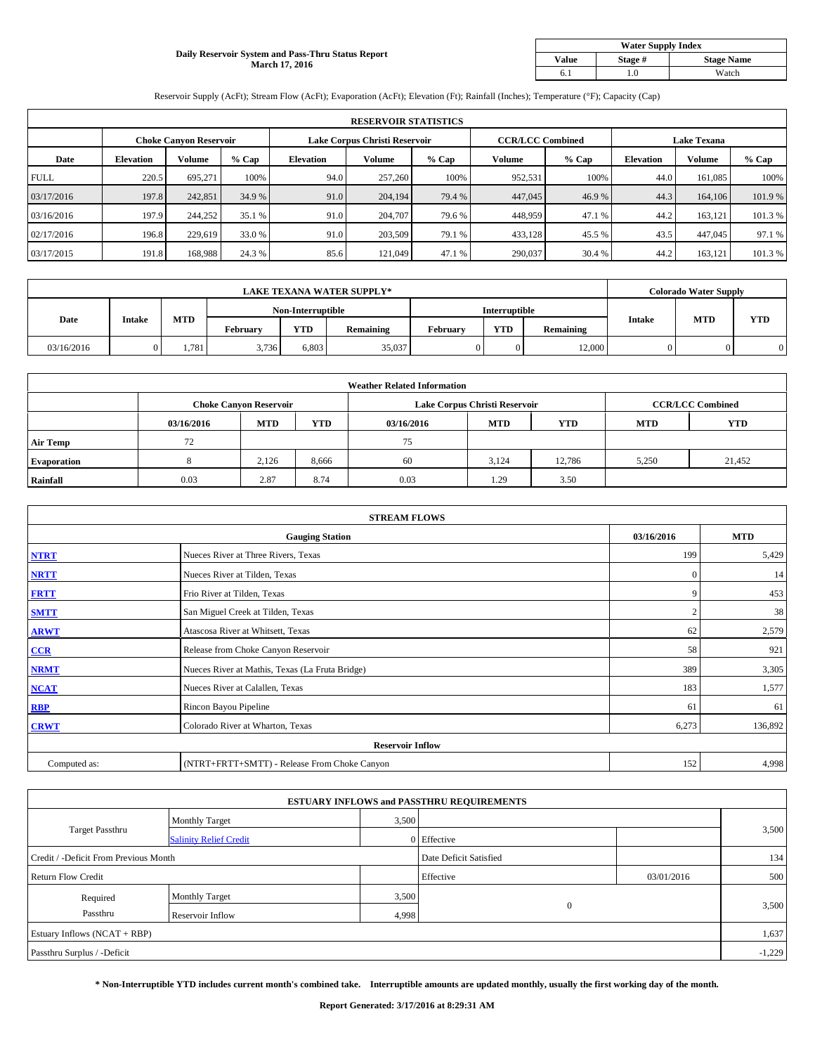**Daily Reservoir System and Pass-Thru Status Report**
**March 17, 2016**

| Water Supply Index | | |
|---|---|---|
| **Value** | **Stage #** | **Stage Name** |
| 6.1 | 1.0 | Watch |

Reservoir Supply (AcFt); Stream Flow (AcFt); Evaporation (AcFt); Elevation (Ft); Rainfall (Inches); Temperature (°F); Capacity (Cap)

| RESERVOIR STATISTICS | | | | | | | | | | | |
|---|---|---|---|---|---|---|---|---|---|---|---|
| | Choke Canyon Reservoir | | | Lake Corpus Christi Reservoir | | | CCR/LCC Combined | | Lake Texana | | |
| Date | Elevation | Volume | % Cap | Elevation | Volume | % Cap | Volume | % Cap | Elevation | Volume | % Cap |
| FULL | 220.5 | 695,271 | 100% | 94.0 | 257,260 | 100% | 952,531 | 100% | 44.0 | 161,085 | 100% |
| 03/17/2016 | 197.8 | 242,851 | 34.9 % | 91.0 | 204,194 | 79.4 % | 447,045 | 46.9 % | 44.3 | 164,106 | 101.9 % |
| 03/16/2016 | 197.9 | 244,252 | 35.1 % | 91.0 | 204,707 | 79.6 % | 448,959 | 47.1 % | 44.2 | 163,121 | 101.3 % |
| 02/17/2016 | 196.8 | 229,619 | 33.0 % | 91.0 | 203,509 | 79.1 % | 433,128 | 45.5 % | 43.5 | 447,045 | 97.1 % |
| 03/17/2015 | 191.8 | 168,988 | 24.3 % | 85.6 | 121,049 | 47.1 % | 290,037 | 30.4 % | 44.2 | 163,121 | 101.3 % |

| LAKE TEXANA WATER SUPPLY* | | | | | | | | | Colorado Water Supply | | |
|---|---|---|---|---|---|---|---|---|---|---|---|
| Date | Intake | MTD | Non-Interruptible | | | Interruptible | | | Intake | MTD | YTD |
| | | | February | YTD | Remaining | February | YTD | Remaining | | | |
| 03/16/2016 | 0 | 1,781 | 3,736 | 6,803 | 35,037 | 0 | 0 | 12,000 | 0 | 0 | 0 |

| Weather Related Information | | | | | | | | |
|---|---|---|---|---|---|---|---|---|
| | Choke Canyon Reservoir | | | Lake Corpus Christi Reservoir | | | CCR/LCC Combined | |
| | 03/16/2016 | MTD | YTD | 03/16/2016 | MTD | YTD | MTD | YTD |
| Air Temp | 72 | | | 75 | | | | |
| Evaporation | 8 | 2,126 | 8,666 | 60 | 3,124 | 12,786 | 5,250 | 21,452 |
| Rainfall | 0.03 | 2.87 | 8.74 | 0.03 | 1.29 | 3.50 | | |

| STREAM FLOWS | | | |
|---|---|---|---|
| | Gauging Station | 03/16/2016 | MTD |
| NTRT | Nueces River at Three Rivers, Texas | 199 | 5,429 |
| NRTT | Nueces River at Tilden, Texas | 0 | 14 |
| FRTT | Frio River at Tilden, Texas | 9 | 453 |
| SMTT | San Miguel Creek at Tilden, Texas | 2 | 38 |
| ARWT | Atascosa River at Whitsett, Texas | 62 | 2,579 |
| CCR | Release from Choke Canyon Reservoir | 58 | 921 |
| NRMT | Nueces River at Mathis, Texas (La Fruta Bridge) | 389 | 3,305 |
| NCAT | Nueces River at Calallen, Texas | 183 | 1,577 |
| RBP | Rincon Bayou Pipeline | 61 | 61 |
| CRWT | Colorado River at Wharton, Texas | 6,273 | 136,892 |
| Reservoir Inflow | | | |
| Computed as: | (NTRT+FRTT+SMTT) - Release From Choke Canyon | 152 | 4,998 |

| ESTUARY INFLOWS and PASSTHRU REQUIREMENTS | | | | | |
|---|---|---|---|---|---|
| Target Passthru | Monthly Target | 3,500 | | | 3,500 |
| | Salinity Relief Credit | 0 | Effective | | |
| Credit / -Deficit From Previous Month | | | Date Deficit Satisfied | | 134 |
| Return Flow Credit | | | Effective | 03/01/2016 | 500 |
| Required Passthru | Monthly Target | 3,500 | 0 | | 3,500 |
| | Reservoir Inflow | 4,998 | | | |
| Estuary Inflows (NCAT + RBP) | | | | | 1,637 |
| Passthru Surplus / -Deficit | | | | | -1,229 |

**\* Non-Interruptible YTD includes current month's combined take. Interruptible amounts are updated monthly, usually the first working day of the month.**

**Report Generated: 3/17/2016 at 8:29:31 AM**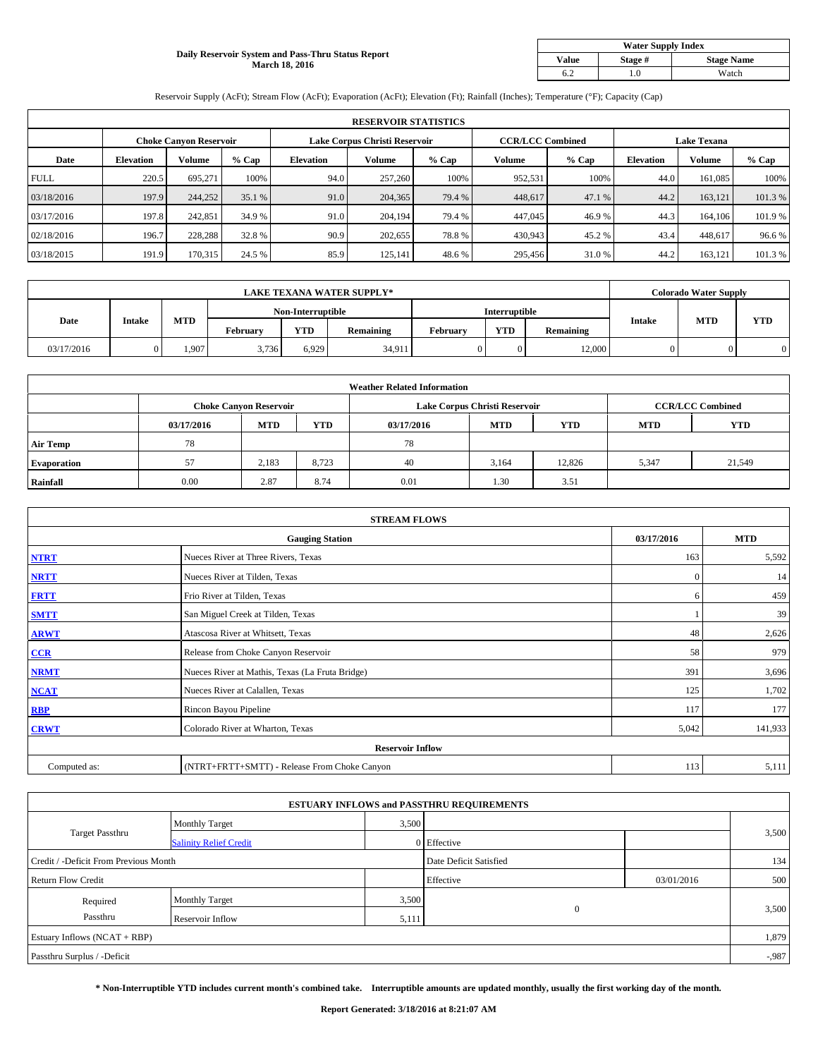**Daily Reservoir System and Pass-Thru Status Report**
**March 18, 2016**

| Water Supply Index | | |
|---|---|---|
| **Value** | **Stage #** | **Stage Name** |
| 6.2 | 1.0 | Watch |

Reservoir Supply (AcFt); Stream Flow (AcFt); Evaporation (AcFt); Elevation (Ft); Rainfall (Inches); Temperature (°F); Capacity (Cap)

| RESERVOIR STATISTICS | | | | | | | | | | | |
|---|---|---|---|---|---|---|---|---|---|---|---|
| | Choke Canyon Reservoir | | | Lake Corpus Christi Reservoir | | | CCR/LCC Combined | | Lake Texana | | |
| **Date** | **Elevation** | **Volume** | **% Cap** | **Elevation** | **Volume** | **% Cap** | **Volume** | **% Cap** | **Elevation** | **Volume** | **% Cap** |
| FULL | 220.5 | 695,271 | 100% | 94.0 | 257,260 | 100% | 952,531 | 100% | 44.0 | 161,085 | 100% |
| 03/18/2016 | 197.9 | 244,252 | 35.1 % | 91.0 | 204,365 | 79.4 % | 448,617 | 47.1 % | 44.2 | 163,121 | 101.3 % |
| 03/17/2016 | 197.8 | 242,851 | 34.9 % | 91.0 | 204,194 | 79.4 % | 447,045 | 46.9 % | 44.3 | 164,106 | 101.9 % |
| 02/18/2016 | 196.7 | 228,288 | 32.8 % | 90.9 | 202,655 | 78.8 % | 430,943 | 45.2 % | 43.4 | 448,617 | 96.6 % |
| 03/18/2015 | 191.9 | 170,315 | 24.5 % | 85.9 | 125,141 | 48.6 % | 295,456 | 31.0 % | 44.2 | 163,121 | 101.3 % |

| LAKE TEXANA WATER SUPPLY* | | | | | | | | | Colorado Water Supply | | |
|---|---|---|---|---|---|---|---|---|---|---|---|
| **Date** | **Intake** | **MTD** | Non-Interruptible | | | Interruptible | | | **Intake** | **MTD** | **YTD** |
| | | | **February** | **YTD** | **Remaining** | **February** | **YTD** | **Remaining** | | | |
| 03/17/2016 | 0 | 1,907 | 3,736 | 6,929 | 34,911 | 0 | 0 | 12,000 | 0 | 0 | 0 |

| Weather Related Information | | | | | | | | |
|---|---|---|---|---|---|---|---|---|
| | Choke Canyon Reservoir | | | Lake Corpus Christi Reservoir | | | CCR/LCC Combined | |
| | **03/17/2016** | **MTD** | **YTD** | **03/17/2016** | **MTD** | **YTD** | **MTD** | **YTD** |
| **Air Temp** | 78 | | | 78 | | | | |
| **Evaporation** | 57 | 2,183 | 8,723 | 40 | 3,164 | 12,826 | 5,347 | 21,549 |
| **Rainfall** | 0.00 | 2.87 | 8.74 | 0.01 | 1.30 | 3.51 | | |

| STREAM FLOWS | | | |
|---|---|---|---|
| **Gauging Station** | | **03/17/2016** | **MTD** |
| **NTRT** | Nueces River at Three Rivers, Texas | 163 | 5,592 |
| **NRTT** | Nueces River at Tilden, Texas | 0 | 14 |
| **FRTT** | Frio River at Tilden, Texas | 6 | 459 |
| **SMTT** | San Miguel Creek at Tilden, Texas | 1 | 39 |
| **ARWT** | Atascosa River at Whitsett, Texas | 48 | 2,626 |
| **CCR** | Release from Choke Canyon Reservoir | 58 | 979 |
| **NRMT** | Nueces River at Mathis, Texas (La Fruta Bridge) | 391 | 3,696 |
| **NCAT** | Nueces River at Calallen, Texas | 125 | 1,702 |
| **RBP** | Rincon Bayou Pipeline | 117 | 177 |
| **CRWT** | Colorado River at Wharton, Texas | 5,042 | 141,933 |
| **Reservoir Inflow** | | | |
| Computed as: | (NTRT+FRTT+SMTT) - Release From Choke Canyon | 113 | 5,111 |

| ESTUARY INFLOWS and PASSTHRU REQUIREMENTS | | | | | |
|---|---|---|---|---|---|
| Target Passthru | Monthly Target | 3,500 | | | 3,500 |
| | Salinity Relief Credit | 0 | Effective | | |
| Credit / -Deficit From Previous Month | | | Date Deficit Satisfied | | 134 |
| Return Flow Credit | | | Effective | 03/01/2016 | 500 |
| Required Passthru | Monthly Target | 3,500 | 0 | | 3,500 |
| | Reservoir Inflow | 5,111 | | | |
| Estuary Inflows (NCAT + RBP) | | | | | 1,879 |
| Passthru Surplus / -Deficit | | | | | -,987 |

**\* Non-Interruptible YTD includes current month's combined take. Interruptible amounts are updated monthly, usually the first working day of the month.**

**Report Generated: 3/18/2016 at 8:21:07 AM**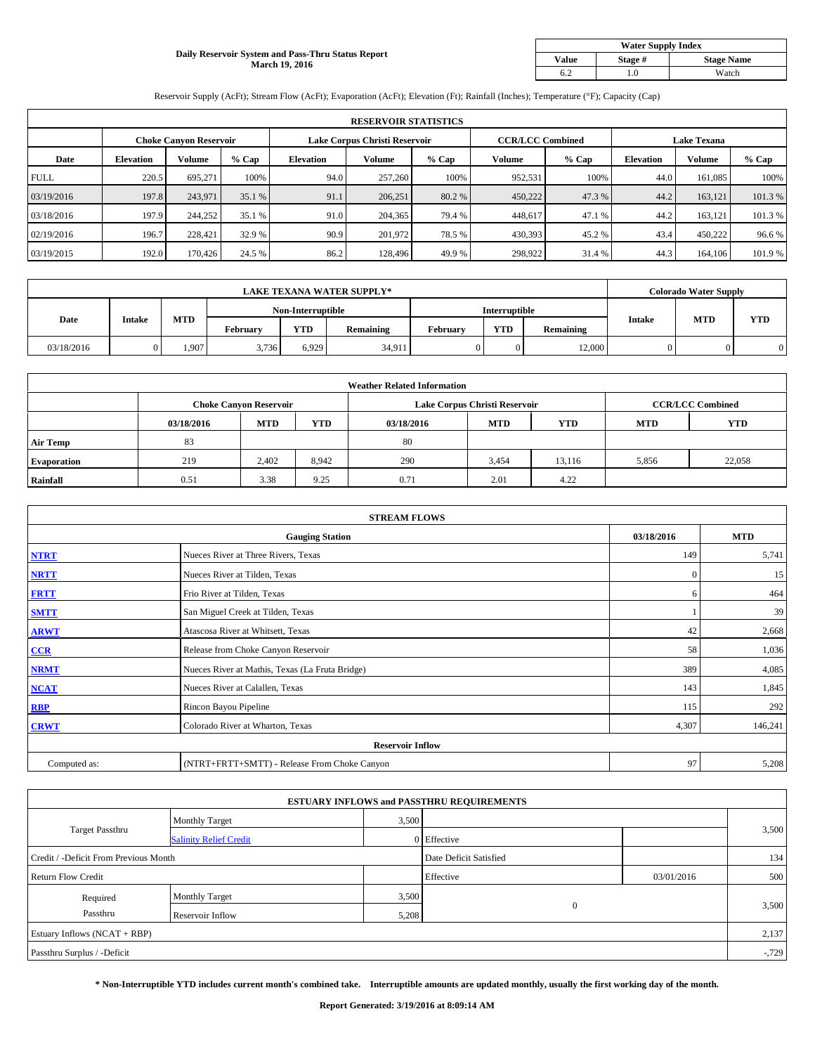**Daily Reservoir System and Pass-Thru Status Report**
**March 19, 2016**

| Water Supply Index | | |
|---|---|---|
| **Value** | **Stage #** | **Stage Name** |
| 6.2 | 1.0 | Watch |

Reservoir Supply (AcFt); Stream Flow (AcFt); Evaporation (AcFt); Elevation (Ft); Rainfall (Inches); Temperature (°F); Capacity (Cap)

| RESERVOIR STATISTICS | | | | | | | | | | | |
|---|---|---|---|---|---|---|---|---|---|---|---|
| | Choke Canyon Reservoir | | | Lake Corpus Christi Reservoir | | | CCR/LCC Combined | | Lake Texana | | |
| **Date** | **Elevation** | **Volume** | **% Cap** | **Elevation** | **Volume** | **% Cap** | **Volume** | **% Cap** | **Elevation** | **Volume** | **% Cap** |
| FULL | 220.5 | 695,271 | 100% | 94.0 | 257,260 | 100% | 952,531 | 100% | 44.0 | 161,085 | 100% |
| 03/19/2016 | 197.8 | 243,971 | 35.1 % | 91.1 | 206,251 | 80.2 % | 450,222 | 47.3 % | 44.2 | 163,121 | 101.3 % |
| 03/18/2016 | 197.9 | 244,252 | 35.1 % | 91.0 | 204,365 | 79.4 % | 448,617 | 47.1 % | 44.2 | 163,121 | 101.3 % |
| 02/19/2016 | 196.7 | 228,421 | 32.9 % | 90.9 | 201,972 | 78.5 % | 430,393 | 45.2 % | 43.4 | 450,222 | 96.6 % |
| 03/19/2015 | 192.0 | 170,426 | 24.5 % | 86.2 | 128,496 | 49.9 % | 298,922 | 31.4 % | 44.3 | 164,106 | 101.9 % |

| LAKE TEXANA WATER SUPPLY* | | | | | | | | | Colorado Water Supply | | |
|---|---|---|---|---|---|---|---|---|---|---|---|
| **Date** | **Intake** | **MTD** | Non-Interruptible | | | Interruptible | | | **Intake** | **MTD** | **YTD** |
| | | | **February** | **YTD** | **Remaining** | **February** | **YTD** | **Remaining** | | | |
| 03/18/2016 | 0 | 1,907 | 3,736 | 6,929 | 34,911 | 0 | 0 | 12,000 | 0 | 0 | 0 |

| Weather Related Information | | | | | | | | |
|---|---|---|---|---|---|---|---|---|
| | Choke Canyon Reservoir | | | Lake Corpus Christi Reservoir | | | CCR/LCC Combined | |
| | **03/18/2016** | **MTD** | **YTD** | **03/18/2016** | **MTD** | **YTD** | **MTD** | **YTD** |
| **Air Temp** | 83 | | | 80 | | | | |
| **Evaporation** | 219 | 2,402 | 8,942 | 290 | 3,454 | 13,116 | 5,856 | 22,058 |
| **Rainfall** | 0.51 | 3.38 | 9.25 | 0.71 | 2.01 | 4.22 | | |

| STREAM FLOWS | | | |
|---|---|---|---|
| | **Gauging Station** | **03/18/2016** | **MTD** |
| **NTRT** | Nueces River at Three Rivers, Texas | 149 | 5,741 |
| **NRTT** | Nueces River at Tilden, Texas | 0 | 15 |
| **FRTT** | Frio River at Tilden, Texas | 6 | 464 |
| **SMTT** | San Miguel Creek at Tilden, Texas | 1 | 39 |
| **ARWT** | Atascosa River at Whitsett, Texas | 42 | 2,668 |
| **CCR** | Release from Choke Canyon Reservoir | 58 | 1,036 |
| **NRMT** | Nueces River at Mathis, Texas (La Fruta Bridge) | 389 | 4,085 |
| **NCAT** | Nueces River at Calallen, Texas | 143 | 1,845 |
| **RBP** | Rincon Bayou Pipeline | 115 | 292 |
| **CRWT** | Colorado River at Wharton, Texas | 4,307 | 146,241 |
| | **Reservoir Inflow** | | |
| Computed as: | (NTRT+FRTT+SMTT) - Release From Choke Canyon | 97 | 5,208 |

| ESTUARY INFLOWS and PASSTHRU REQUIREMENTS | | | | | |
|---|---|---|---|---|---|
| Target Passthru | Monthly Target | 3,500 | | | 3,500 |
| | Salinity Relief Credit | 0 | Effective | | |
| Credit / -Deficit From Previous Month | | | Date Deficit Satisfied | | 134 |
| Return Flow Credit | | | Effective | 03/01/2016 | 500 |
| Required Passthru | Monthly Target | 3,500 | 0 | | 3,500 |
| | Reservoir Inflow | 5,208 | | | |
| Estuary Inflows (NCAT + RBP) | | | | | 2,137 |
| Passthru Surplus / -Deficit | | | | | -,729 |

**\* Non-Interruptible YTD includes current month's combined take. Interruptible amounts are updated monthly, usually the first working day of the month.**

**Report Generated: 3/19/2016 at 8:09:14 AM**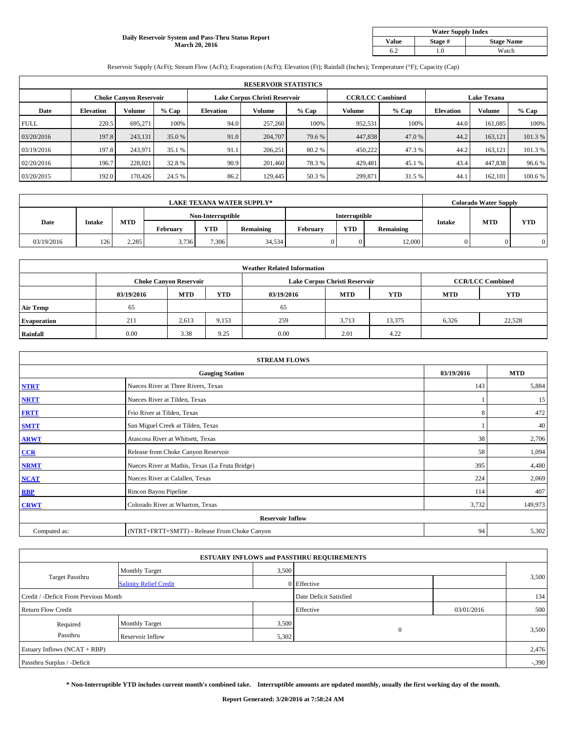**Daily Reservoir System and Pass-Thru Status Report**
**March 20, 2016**

| Water Supply Index | | |
|---|---|---|
| **Value** | **Stage #** | **Stage Name** |
| 6.2 | 1.0 | Watch |

Reservoir Supply (AcFt); Stream Flow (AcFt); Evaporation (AcFt); Elevation (Ft); Rainfall (Inches); Temperature (°F); Capacity (Cap)

| RESERVOIR STATISTICS | | | | | | | | | | | |
|---|---|---|---|---|---|---|---|---|---|---|---|
| | Choke Canyon Reservoir | | | Lake Corpus Christi Reservoir | | | CCR/LCC Combined | | Lake Texana | | |
| **Date** | **Elevation** | **Volume** | **% Cap** | **Elevation** | **Volume** | **% Cap** | **Volume** | **% Cap** | **Elevation** | **Volume** | **% Cap** |
| FULL | 220.5 | 695,271 | 100% | 94.0 | 257,260 | 100% | 952,531 | 100% | 44.0 | 161,085 | 100% |
| 03/20/2016 | 197.8 | 243,131 | 35.0 % | 91.0 | 204,707 | 79.6 % | 447,838 | 47.0 % | 44.2 | 163,121 | 101.3 % |
| 03/19/2016 | 197.8 | 243,971 | 35.1 % | 91.1 | 206,251 | 80.2 % | 450,222 | 47.3 % | 44.2 | 163,121 | 101.3 % |
| 02/20/2016 | 196.7 | 228,021 | 32.8 % | 90.9 | 201,460 | 78.3 % | 429,481 | 45.1 % | 43.4 | 447,838 | 96.6 % |
| 03/20/2015 | 192.0 | 170,426 | 24.5 % | 86.2 | 129,445 | 50.3 % | 299,871 | 31.5 % | 44.1 | 162,101 | 100.6 % |

| LAKE TEXANA WATER SUPPLY* | | | | | | | | | Colorado Water Supply | | |
|---|---|---|---|---|---|---|---|---|---|---|---|
| | | | Non-Interruptible | | | Interruptible | | | | | |
| **Date** | **Intake** | **MTD** | **February** | **YTD** | **Remaining** | **February** | **YTD** | **Remaining** | **Intake** | **MTD** | **YTD** |
| 03/19/2016 | 126 | 2,285 | 3,736 | 7,306 | 34,534 | 0 | 0 | 12,000 | 0 | 0 | 0 |

| Weather Related Information | | | | | | | | |
|---|---|---|---|---|---|---|---|---|
| | Choke Canyon Reservoir | | | Lake Corpus Christi Reservoir | | | CCR/LCC Combined | |
| | **03/19/2016** | **MTD** | **YTD** | **03/19/2016** | **MTD** | **YTD** | **MTD** | **YTD** |
| **Air Temp** | 65 | | | 65 | | | | |
| **Evaporation** | 211 | 2,613 | 9,153 | 259 | 3,713 | 13,375 | 6,326 | 22,528 |
| **Rainfall** | 0.00 | 3.38 | 9.25 | 0.00 | 2.01 | 4.22 | | |

| STREAM FLOWS | | | |
|---|---|---|---|
| | **Gauging Station** | **03/19/2016** | **MTD** |
| NTRT | Nueces River at Three Rivers, Texas | 143 | 5,884 |
| NRTT | Nueces River at Tilden, Texas | 1 | 15 |
| FRTT | Frio River at Tilden, Texas | 8 | 472 |
| SMTT | San Miguel Creek at Tilden, Texas | 1 | 40 |
| ARWT | Atascosa River at Whitsett, Texas | 38 | 2,706 |
| CCR | Release from Choke Canyon Reservoir | 58 | 1,094 |
| NRMT | Nueces River at Mathis, Texas (La Fruta Bridge) | 395 | 4,480 |
| NCAT | Nueces River at Calallen, Texas | 224 | 2,069 |
| RBP | Rincon Bayou Pipeline | 114 | 407 |
| CRWT | Colorado River at Wharton, Texas | 3,732 | 149,973 |
| | **Reservoir Inflow** | | |
| Computed as: | (NTRT+FRTT+SMTT) - Release From Choke Canyon | 94 | 5,302 |

| ESTUARY INFLOWS and PASSTHRU REQUIREMENTS | | | | | |
|---|---|---|---|---|---|
| Target Passthru | Monthly Target | 3,500 | | | 3,500 |
| | Salinity Relief Credit | 0 | Effective | | |
| Credit / -Deficit From Previous Month | | | Date Deficit Satisfied | | 134 |
| Return Flow Credit | | | Effective | 03/01/2016 | 500 |
| Required Passthru | Monthly Target | 3,500 | 0 | | 3,500 |
| | Reservoir Inflow | 5,302 | | | |
| Estuary Inflows (NCAT + RBP) | | | | | 2,476 |
| Passthru Surplus / -Deficit | | | | | -,390 |

**\* Non-Interruptible YTD includes current month's combined take. Interruptible amounts are updated monthly, usually the first working day of the month.**

**Report Generated: 3/20/2016 at 7:58:24 AM**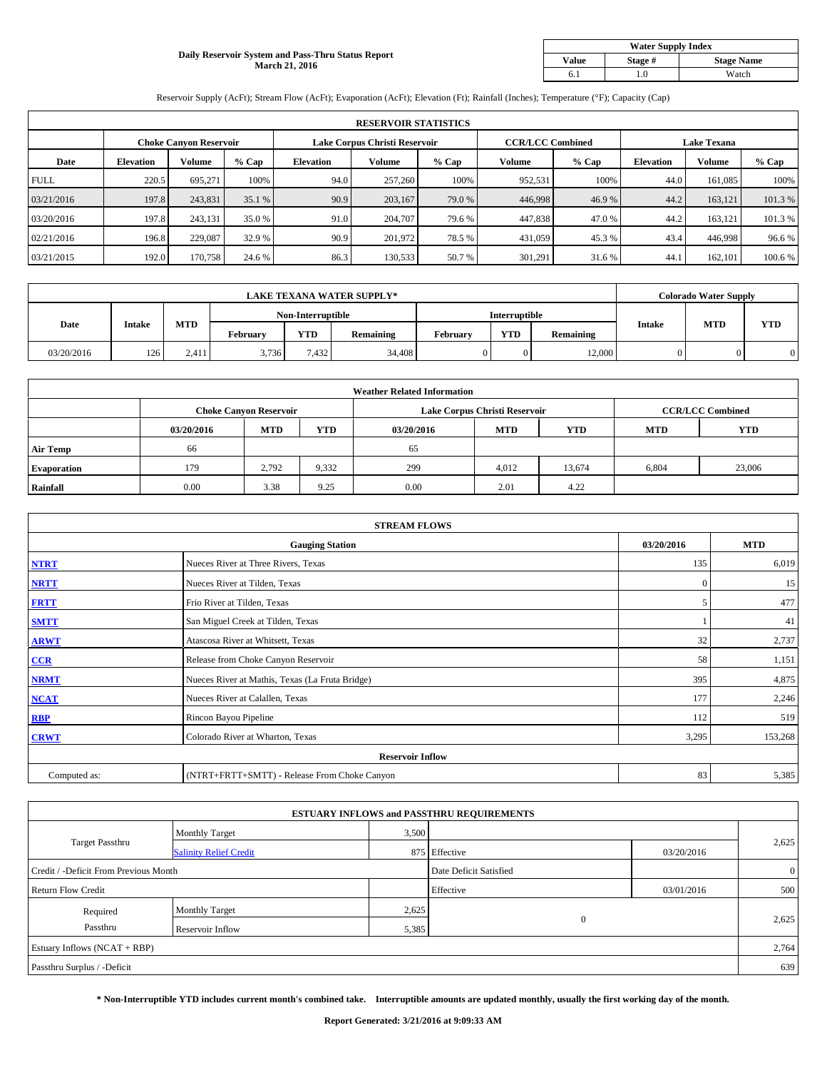**Daily Reservoir System and Pass-Thru Status Report**
**March 21, 2016**

| Water Supply Index | | |
|---|---|---|
| **Value** | **Stage #** | **Stage Name** |
| 6.1 | 1.0 | Watch |

Reservoir Supply (AcFt); Stream Flow (AcFt); Evaporation (AcFt); Elevation (Ft); Rainfall (Inches); Temperature (°F); Capacity (Cap)

| RESERVOIR STATISTICS | | | | | | | | | | | |
|---|---|---|---|---|---|---|---|---|---|---|---|
| | Choke Canyon Reservoir | | | Lake Corpus Christi Reservoir | | | CCR/LCC Combined | | Lake Texana | | |
| **Date** | **Elevation** | **Volume** | **% Cap** | **Elevation** | **Volume** | **% Cap** | **Volume** | **% Cap** | **Elevation** | **Volume** | **% Cap** |
| FULL | 220.5 | 695,271 | 100% | 94.0 | 257,260 | 100% | 952,531 | 100% | 44.0 | 161,085 | 100% |
| 03/21/2016 | 197.8 | 243,831 | 35.1 % | 90.9 | 203,167 | 79.0 % | 446,998 | 46.9 % | 44.2 | 163,121 | 101.3 % |
| 03/20/2016 | 197.8 | 243,131 | 35.0 % | 91.0 | 204,707 | 79.6 % | 447,838 | 47.0 % | 44.2 | 163,121 | 101.3 % |
| 02/21/2016 | 196.8 | 229,087 | 32.9 % | 90.9 | 201,972 | 78.5 % | 431,059 | 45.3 % | 43.4 | 446,998 | 96.6 % |
| 03/21/2015 | 192.0 | 170,758 | 24.6 % | 86.3 | 130,533 | 50.7 % | 301,291 | 31.6 % | 44.1 | 162,101 | 100.6 % |

| LAKE TEXANA WATER SUPPLY* | | | | | | | | | Colorado Water Supply | | |
|---|---|---|---|---|---|---|---|---|---|---|---|
| **Date** | **Intake** | **MTD** | Non-Interruptible | | | Interruptible | | | **Intake** | **MTD** | **YTD** |
| | | | **February** | **YTD** | **Remaining** | **February** | **YTD** | **Remaining** | | | |
| 03/20/2016 | 126 | 2,411 | 3,736 | 7,432 | 34,408 | 0 | 0 | 12,000 | 0 | 0 | 0 |

| Weather Related Information | | | | | | | | |
|---|---|---|---|---|---|---|---|---|
| | Choke Canyon Reservoir | | | Lake Corpus Christi Reservoir | | | CCR/LCC Combined | |
| | **03/20/2016** | **MTD** | **YTD** | **03/20/2016** | **MTD** | **YTD** | **MTD** | **YTD** |
| **Air Temp** | 66 | | | 65 | | | | |
| **Evaporation** | 179 | 2,792 | 9,332 | 299 | 4,012 | 13,674 | 6,804 | 23,006 |
| **Rainfall** | 0.00 | 3.38 | 9.25 | 0.00 | 2.01 | 4.22 | | |

| STREAM FLOWS | | | |
|---|---|---|---|
| | **Gauging Station** | **03/20/2016** | **MTD** |
| **NTRT** | Nueces River at Three Rivers, Texas | 135 | 6,019 |
| **NRTT** | Nueces River at Tilden, Texas | 0 | 15 |
| **FRTT** | Frio River at Tilden, Texas | 5 | 477 |
| **SMTT** | San Miguel Creek at Tilden, Texas | 1 | 41 |
| **ARWT** | Atascosa River at Whitsett, Texas | 32 | 2,737 |
| **CCR** | Release from Choke Canyon Reservoir | 58 | 1,151 |
| **NRMT** | Nueces River at Mathis, Texas (La Fruta Bridge) | 395 | 4,875 |
| **NCAT** | Nueces River at Calallen, Texas | 177 | 2,246 |
| **RBP** | Rincon Bayou Pipeline | 112 | 519 |
| **CRWT** | Colorado River at Wharton, Texas | 3,295 | 153,268 |
| | **Reservoir Inflow** | | |
| Computed as: | (NTRT+FRTT+SMTT) - Release From Choke Canyon | 83 | 5,385 |

| ESTUARY INFLOWS and PASSTHRU REQUIREMENTS | | | | | |
|---|---|---|---|---|---|
| Target Passthru | Monthly Target | 3,500 | | | 2,625 |
| | Salinity Relief Credit | 875 | Effective | 03/20/2016 | |
| Credit / -Deficit From Previous Month | | | Date Deficit Satisfied | | 0 |
| Return Flow Credit | | | Effective | 03/01/2016 | 500 |
| Required Passthru | Monthly Target | 2,625 | 0 | | 2,625 |
| | Reservoir Inflow | 5,385 | | | |
| Estuary Inflows (NCAT + RBP) | | | | | 2,764 |
| Passthru Surplus / -Deficit | | | | | 639 |

**\* Non-Interruptible YTD includes current month's combined take. Interruptible amounts are updated monthly, usually the first working day of the month.**

**Report Generated: 3/21/2016 at 9:09:33 AM**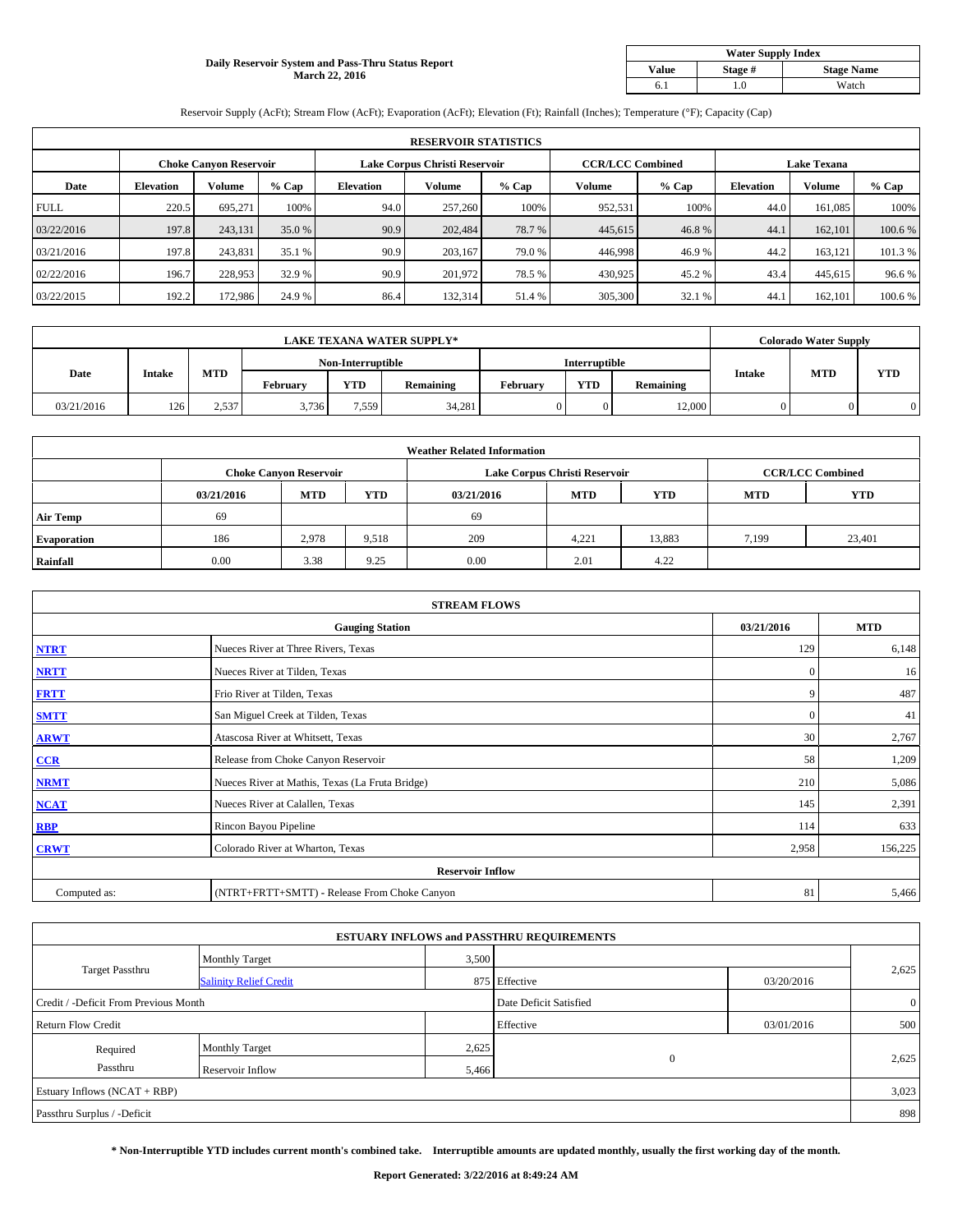# Daily Reservoir System and Pass-Thru Status Report
## March 22, 2016

| Water Supply Index | | |
|---|---|---|
| **Value** | **Stage #** | **Stage Name** |
| 6.1 | 1.0 | Watch |

Reservoir Supply (AcFt); Stream Flow (AcFt); Evaporation (AcFt); Elevation (Ft); Rainfall (Inches); Temperature (°F); Capacity (Cap)

| RESERVOIR STATISTICS | | | | | | | | | | | |
|---|---|---|---|---|---|---|---|---|---|---|---|
| | Choke Canyon Reservoir | | | Lake Corpus Christi Reservoir | | | CCR/LCC Combined | | Lake Texana | | |
| **Date** | **Elevation** | **Volume** | **% Cap** | **Elevation** | **Volume** | **% Cap** | **Volume** | **% Cap** | **Elevation** | **Volume** | **% Cap** |
| FULL | 220.5 | 695,271 | 100% | 94.0 | 257,260 | 100% | 952,531 | 100% | 44.0 | 161,085 | 100% |
| 03/22/2016 | 197.8 | 243,131 | 35.0 % | 90.9 | 202,484 | 78.7 % | 445,615 | 46.8 % | 44.1 | 162,101 | 100.6 % |
| 03/21/2016 | 197.8 | 243,831 | 35.1 % | 90.9 | 203,167 | 79.0 % | 446,998 | 46.9 % | 44.2 | 163,121 | 101.3 % |
| 02/22/2016 | 196.7 | 228,953 | 32.9 % | 90.9 | 201,972 | 78.5 % | 430,925 | 45.2 % | 43.4 | 445,615 | 96.6 % |
| 03/22/2015 | 192.2 | 172,986 | 24.9 % | 86.4 | 132,314 | 51.4 % | 305,300 | 32.1 % | 44.1 | 162,101 | 100.6 % |

| LAKE TEXANA WATER SUPPLY* | | | | | | | | | Colorado Water Supply | | |
|---|---|---|---|---|---|---|---|---|---|---|---|
| **Date** | **Intake** | **MTD** | Non-Interruptible | | | Interruptible | | | **Intake** | **MTD** | **YTD** |
| | | | **February** | **YTD** | **Remaining** | **February** | **YTD** | **Remaining** | | | |
| 03/21/2016 | 126 | 2,537 | 3,736 | 7,559 | 34,281 | 0 | 0 | 12,000 | 0 | 0 | 0 |

| Weather Related Information | | | | | | | | |
|---|---|---|---|---|---|---|---|---|
| | Choke Canyon Reservoir | | | Lake Corpus Christi Reservoir | | | CCR/LCC Combined | |
| | **03/21/2016** | **MTD** | **YTD** | **03/21/2016** | **MTD** | **YTD** | **MTD** | **YTD** |
| **Air Temp** | 69 | | | 69 | | | | |
| **Evaporation** | 186 | 2,978 | 9,518 | 209 | 4,221 | 13,883 | 7,199 | 23,401 |
| **Rainfall** | 0.00 | 3.38 | 9.25 | 0.00 | 2.01 | 4.22 | | |

| STREAM FLOWS | | | |
|---|---|---|---|
| | **Gauging Station** | **03/21/2016** | **MTD** |
| **NTRT** | Nueces River at Three Rivers, Texas | 129 | 6,148 |
| **NRTT** | Nueces River at Tilden, Texas | 0 | 16 |
| **FRTT** | Frio River at Tilden, Texas | 9 | 487 |
| **SMTT** | San Miguel Creek at Tilden, Texas | 0 | 41 |
| **ARWT** | Atascosa River at Whitsett, Texas | 30 | 2,767 |
| **CCR** | Release from Choke Canyon Reservoir | 58 | 1,209 |
| **NRMT** | Nueces River at Mathis, Texas (La Fruta Bridge) | 210 | 5,086 |
| **NCAT** | Nueces River at Calallen, Texas | 145 | 2,391 |
| **RBP** | Rincon Bayou Pipeline | 114 | 633 |
| **CRWT** | Colorado River at Wharton, Texas | 2,958 | 156,225 |
| | **Reservoir Inflow** | | |
| Computed as: | (NTRT+FRTT+SMTT) - Release From Choke Canyon | 81 | 5,466 |

| ESTUARY INFLOWS and PASSTHRU REQUIREMENTS | | | | | |
|---|---|---|---|---|---|
| Target Passthru | Monthly Target | 3,500 | | | 2,625 |
| | Salinity Relief Credit | 875 | Effective | 03/20/2016 | |
| Credit / -Deficit From Previous Month | | | Date Deficit Satisfied | | 0 |
| Return Flow Credit | | | Effective | 03/01/2016 | 500 |
| Required Passthru | Monthly Target | 2,625 | 0 | | 2,625 |
| | Reservoir Inflow | 5,466 | | | |
| Estuary Inflows (NCAT + RBP) | | | | | 3,023 |
| Passthru Surplus / -Deficit | | | | | 898 |

**\* Non-Interruptible YTD includes current month's combined take. Interruptible amounts are updated monthly, usually the first working day of the month.**

**Report Generated: 3/22/2016 at 8:49:24 AM**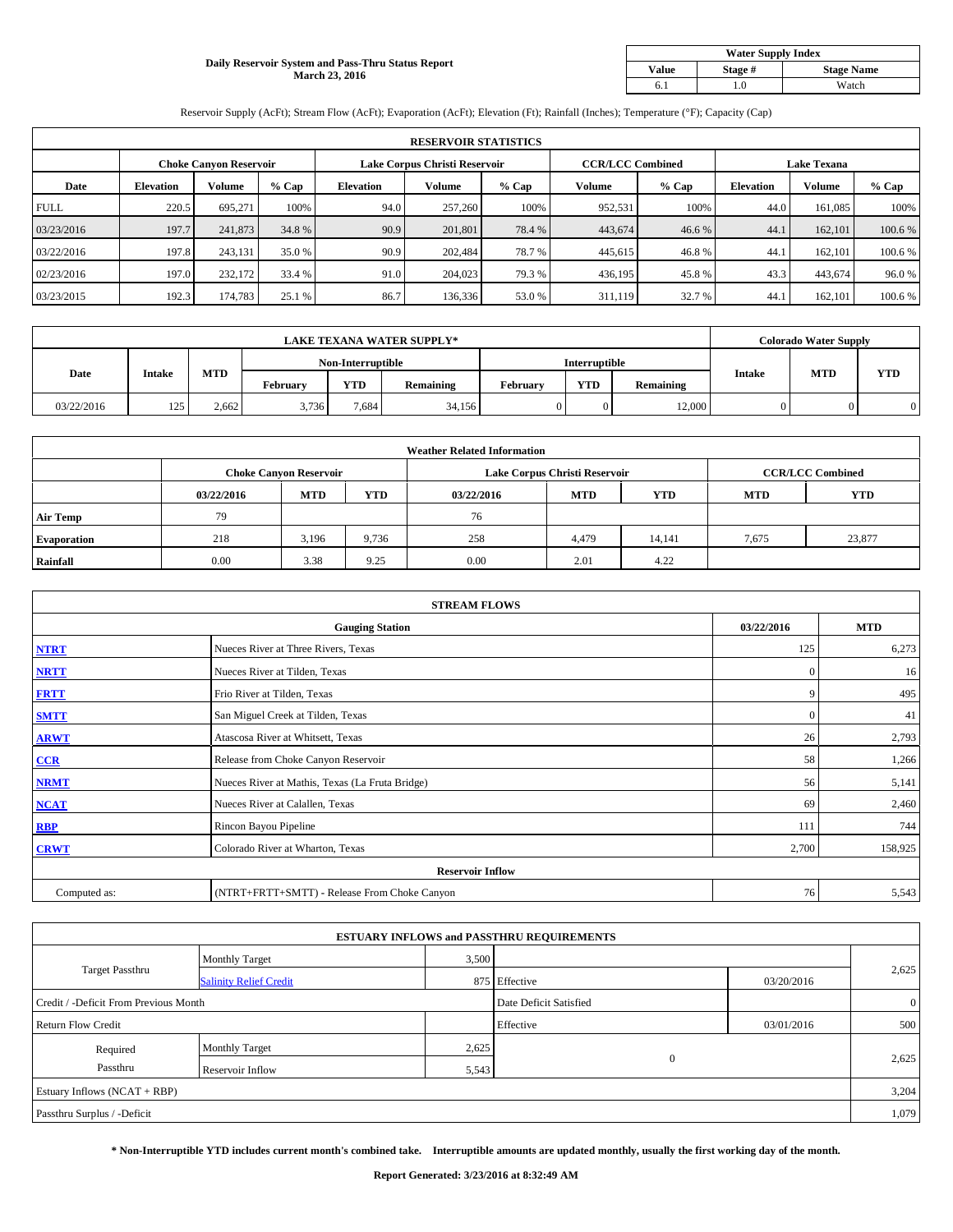**Daily Reservoir System and Pass-Thru Status Report**
**March 23, 2016**

| Water Supply Index | | |
|---|---|---|
| **Value** | **Stage #** | **Stage Name** |
| 6.1 | 1.0 | Watch |

Reservoir Supply (AcFt); Stream Flow (AcFt); Evaporation (AcFt); Elevation (Ft); Rainfall (Inches); Temperature (°F); Capacity (Cap)

| RESERVOIR STATISTICS | | | | | | | | | | | |
|---|---|---|---|---|---|---|---|---|---|---|---|
| | Choke Canyon Reservoir | | | Lake Corpus Christi Reservoir | | | CCR/LCC Combined | | Lake Texana | | |
| **Date** | **Elevation** | **Volume** | **% Cap** | **Elevation** | **Volume** | **% Cap** | **Volume** | **% Cap** | **Elevation** | **Volume** | **% Cap** |
| FULL | 220.5 | 695,271 | 100% | 94.0 | 257,260 | 100% | 952,531 | 100% | 44.0 | 161,085 | 100% |
| 03/23/2016 | 197.7 | 241,873 | 34.8 % | 90.9 | 201,801 | 78.4 % | 443,674 | 46.6 % | 44.1 | 162,101 | 100.6 % |
| 03/22/2016 | 197.8 | 243,131 | 35.0 % | 90.9 | 202,484 | 78.7 % | 445,615 | 46.8 % | 44.1 | 162,101 | 100.6 % |
| 02/23/2016 | 197.0 | 232,172 | 33.4 % | 91.0 | 204,023 | 79.3 % | 436,195 | 45.8 % | 43.3 | 443,674 | 96.0 % |
| 03/23/2015 | 192.3 | 174,783 | 25.1 % | 86.7 | 136,336 | 53.0 % | 311,119 | 32.7 % | 44.1 | 162,101 | 100.6 % |

| LAKE TEXANA WATER SUPPLY* | | | | | | | | | Colorado Water Supply | | |
|---|---|---|---|---|---|---|---|---|---|---|---|
| **Date** | **Intake** | **MTD** | Non-Interruptible | | | Interruptible | | | **Intake** | **MTD** | **YTD** |
| | | | **February** | **YTD** | **Remaining** | **February** | **YTD** | **Remaining** | | | |
| 03/22/2016 | 125 | 2,662 | 3,736 | 7,684 | 34,156 | 0 | 0 | 12,000 | 0 | 0 | 0 |

| Weather Related Information | | | | | | | | |
|---|---|---|---|---|---|---|---|---|
| | Choke Canyon Reservoir | | | Lake Corpus Christi Reservoir | | | CCR/LCC Combined | |
| | **03/22/2016** | **MTD** | **YTD** | **03/22/2016** | **MTD** | **YTD** | **MTD** | **YTD** |
| **Air Temp** | 79 | | | 76 | | | | |
| **Evaporation** | 218 | 3,196 | 9,736 | 258 | 4,479 | 14,141 | 7,675 | 23,877 |
| **Rainfall** | 0.00 | 3.38 | 9.25 | 0.00 | 2.01 | 4.22 | | |

| STREAM FLOWS | | | |
|---|---|---|---|
| | **Gauging Station** | **03/22/2016** | **MTD** |
| **NTRT** | Nueces River at Three Rivers, Texas | 125 | 6,273 |
| **NRTT** | Nueces River at Tilden, Texas | 0 | 16 |
| **FRTT** | Frio River at Tilden, Texas | 9 | 495 |
| **SMTT** | San Miguel Creek at Tilden, Texas | 0 | 41 |
| **ARWT** | Atascosa River at Whitsett, Texas | 26 | 2,793 |
| **CCR** | Release from Choke Canyon Reservoir | 58 | 1,266 |
| **NRMT** | Nueces River at Mathis, Texas (La Fruta Bridge) | 56 | 5,141 |
| **NCAT** | Nueces River at Calallen, Texas | 69 | 2,460 |
| **RBP** | Rincon Bayou Pipeline | 111 | 744 |
| **CRWT** | Colorado River at Wharton, Texas | 2,700 | 158,925 |
| | **Reservoir Inflow** | | |
| Computed as: | (NTRT+FRTT+SMTT) - Release From Choke Canyon | 76 | 5,543 |

| ESTUARY INFLOWS and PASSTHRU REQUIREMENTS | | | | | |
|---|---|---|---|---|---|
| Target Passthru | Monthly Target | 3,500 | | | 2,625 |
| | Salinity Relief Credit | 875 | Effective | 03/20/2016 | |
| Credit / -Deficit From Previous Month | | | Date Deficit Satisfied | | 0 |
| Return Flow Credit | | | Effective | 03/01/2016 | 500 |
| Required Passthru | Monthly Target | 2,625 | 0 | | 2,625 |
| | Reservoir Inflow | 5,543 | | | |
| Estuary Inflows (NCAT + RBP) | | | | | 3,204 |
| Passthru Surplus / -Deficit | | | | | 1,079 |

**\* Non-Interruptible YTD includes current month's combined take. Interruptible amounts are updated monthly, usually the first working day of the month.**

**Report Generated: 3/23/2016 at 8:32:49 AM**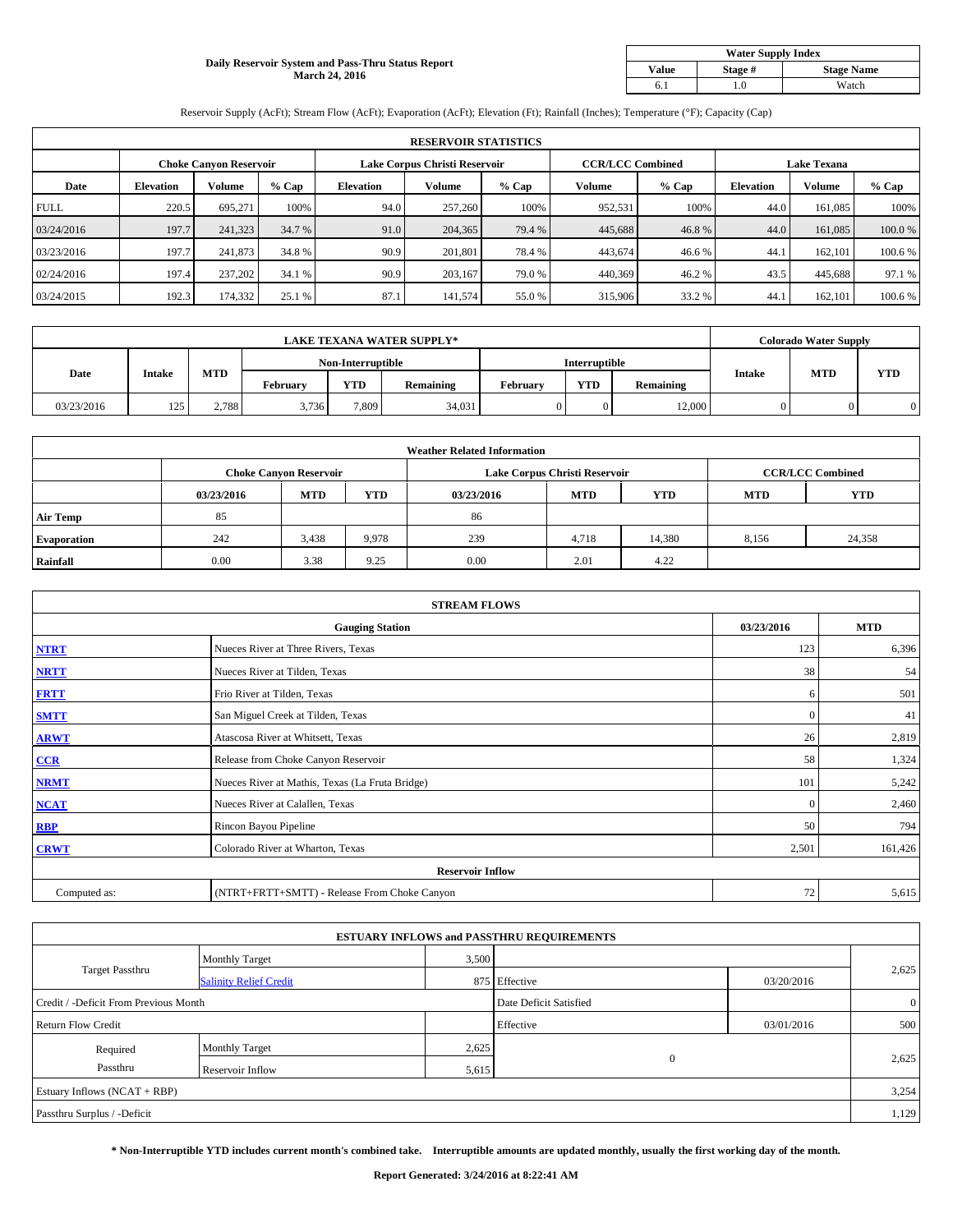**Daily Reservoir System and Pass-Thru Status Report**
**March 24, 2016**

| Water Supply Index | | |
|---|---|---|
| Value | Stage # | Stage Name |
| 6.1 | 1.0 | Watch |

Reservoir Supply (AcFt); Stream Flow (AcFt); Evaporation (AcFt); Elevation (Ft); Rainfall (Inches); Temperature (°F); Capacity (Cap)

| RESERVOIR STATISTICS | | | | | | | | | | | |
|---|---|---|---|---|---|---|---|---|---|---|---|
| | Choke Canyon Reservoir | | | Lake Corpus Christi Reservoir | | | CCR/LCC Combined | | Lake Texana | | |
| Date | Elevation | Volume | % Cap | Elevation | Volume | % Cap | Volume | % Cap | Elevation | Volume | % Cap |
| FULL | 220.5 | 695,271 | 100% | 94.0 | 257,260 | 100% | 952,531 | 100% | 44.0 | 161,085 | 100% |
| 03/24/2016 | 197.7 | 241,323 | 34.7 % | 91.0 | 204,365 | 79.4 % | 445,688 | 46.8 % | 44.0 | 161,085 | 100.0 % |
| 03/23/2016 | 197.7 | 241,873 | 34.8 % | 90.9 | 201,801 | 78.4 % | 443,674 | 46.6 % | 44.1 | 162,101 | 100.6 % |
| 02/24/2016 | 197.4 | 237,202 | 34.1 % | 90.9 | 203,167 | 79.0 % | 440,369 | 46.2 % | 43.5 | 445,688 | 97.1 % |
| 03/24/2015 | 192.3 | 174,332 | 25.1 % | 87.1 | 141,574 | 55.0 % | 315,906 | 33.2 % | 44.1 | 162,101 | 100.6 % |

| LAKE TEXANA WATER SUPPLY* | | | | | | | | | Colorado Water Supply | | |
|---|---|---|---|---|---|---|---|---|---|---|---|
| Date | Intake | MTD | Non-Interruptible | | | Interruptible | | | Intake | MTD | YTD |
| | | | February | YTD | Remaining | February | YTD | Remaining | | | |
| 03/23/2016 | 125 | 2,788 | 3,736 | 7,809 | 34,031 | 0 | 0 | 12,000 | 0 | 0 | 0 |

| Weather Related Information | | | | | | | | |
|---|---|---|---|---|---|---|---|---|
| | Choke Canyon Reservoir | | | Lake Corpus Christi Reservoir | | | CCR/LCC Combined | |
| | 03/23/2016 | MTD | YTD | 03/23/2016 | MTD | YTD | MTD | YTD |
| Air Temp | 85 | | | 86 | | | | |
| Evaporation | 242 | 3,438 | 9,978 | 239 | 4,718 | 14,380 | 8,156 | 24,358 |
| Rainfall | 0.00 | 3.38 | 9.25 | 0.00 | 2.01 | 4.22 | | |

| STREAM FLOWS | | | |
|---|---|---|---|
| | Gauging Station | 03/23/2016 | MTD |
| NTRT | Nueces River at Three Rivers, Texas | 123 | 6,396 |
| NRTT | Nueces River at Tilden, Texas | 38 | 54 |
| FRTT | Frio River at Tilden, Texas | 6 | 501 |
| SMTT | San Miguel Creek at Tilden, Texas | 0 | 41 |
| ARWT | Atascosa River at Whitsett, Texas | 26 | 2,819 |
| CCR | Release from Choke Canyon Reservoir | 58 | 1,324 |
| NRMT | Nueces River at Mathis, Texas (La Fruta Bridge) | 101 | 5,242 |
| NCAT | Nueces River at Calallen, Texas | 0 | 2,460 |
| RBP | Rincon Bayou Pipeline | 50 | 794 |
| CRWT | Colorado River at Wharton, Texas | 2,501 | 161,426 |
| Reservoir Inflow | | | |
| Computed as: | (NTRT+FRTT+SMTT) - Release From Choke Canyon | 72 | 5,615 |

| ESTUARY INFLOWS and PASSTHRU REQUIREMENTS | | | | | |
|---|---|---|---|---|---|
| Target Passthru | Monthly Target | 3,500 | | | 2,625 |
| | Salinity Relief Credit | 875 | Effective | 03/20/2016 | |
| Credit / -Deficit From Previous Month | | | Date Deficit Satisfied | | 0 |
| Return Flow Credit | | | Effective | 03/01/2016 | 500 |
| Required Passthru | Monthly Target | 2,625 | 0 | | 2,625 |
| | Reservoir Inflow | 5,615 | | | |
| Estuary Inflows (NCAT + RBP) | | | | | 3,254 |
| Passthru Surplus / -Deficit | | | | | 1,129 |

**\* Non-Interruptible YTD includes current month's combined take. Interruptible amounts are updated monthly, usually the first working day of the month.**

**Report Generated: 3/24/2016 at 8:22:41 AM**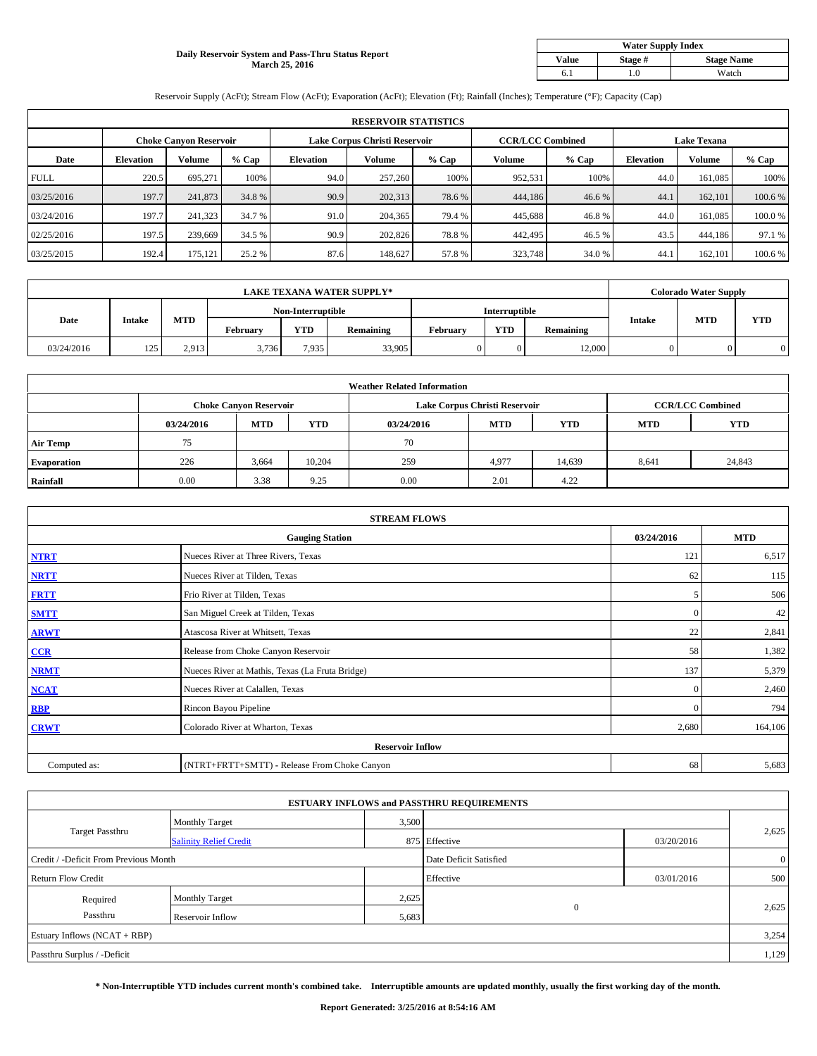**Daily Reservoir System and Pass-Thru Status Report**
**March 25, 2016**

| Water Supply Index | | |
|---|---|---|
| Value | Stage # | Stage Name |
| 6.1 | 1.0 | Watch |

Reservoir Supply (AcFt); Stream Flow (AcFt); Evaporation (AcFt); Elevation (Ft); Rainfall (Inches); Temperature (°F); Capacity (Cap)

| RESERVOIR STATISTICS | | | | | | | | | | | |
|---|---|---|---|---|---|---|---|---|---|---|---|
| | Choke Canyon Reservoir | | | Lake Corpus Christi Reservoir | | | CCR/LCC Combined | | Lake Texana | | |
| Date | Elevation | Volume | % Cap | Elevation | Volume | % Cap | Volume | % Cap | Elevation | Volume | % Cap |
| FULL | 220.5 | 695,271 | 100% | 94.0 | 257,260 | 100% | 952,531 | 100% | 44.0 | 161,085 | 100% |
| 03/25/2016 | 197.7 | 241,873 | 34.8 % | 90.9 | 202,313 | 78.6 % | 444,186 | 46.6 % | 44.1 | 162,101 | 100.6 % |
| 03/24/2016 | 197.7 | 241,323 | 34.7 % | 91.0 | 204,365 | 79.4 % | 445,688 | 46.8 % | 44.0 | 161,085 | 100.0 % |
| 02/25/2016 | 197.5 | 239,669 | 34.5 % | 90.9 | 202,826 | 78.8 % | 442,495 | 46.5 % | 43.5 | 444,186 | 97.1 % |
| 03/25/2015 | 192.4 | 175,121 | 25.2 % | 87.6 | 148,627 | 57.8 % | 323,748 | 34.0 % | 44.1 | 162,101 | 100.6 % |

| LAKE TEXANA WATER SUPPLY* | | | | | | | | | Colorado Water Supply | | |
|---|---|---|---|---|---|---|---|---|---|---|---|
| Date | Intake | MTD | Non-Interruptible | | | Interruptible | | | Intake | MTD | YTD |
| | | | February | YTD | Remaining | February | YTD | Remaining | | | |
| 03/24/2016 | 125 | 2,913 | 3,736 | 7,935 | 33,905 | 0 | 0 | 12,000 | 0 | 0 | 0 |

| Weather Related Information | | | | | | | |
|---|---|---|---|---|---|---|---|
| | Choke Canyon Reservoir | | | Lake Corpus Christi Reservoir | | | CCR/LCC Combined | |
| | 03/24/2016 | MTD | YTD | 03/24/2016 | MTD | YTD | MTD | YTD |
| Air Temp | 75 | | | 70 | | | | |
| Evaporation | 226 | 3,664 | 10,204 | 259 | 4,977 | 14,639 | 8,641 | 24,843 |
| Rainfall | 0.00 | 3.38 | 9.25 | 0.00 | 2.01 | 4.22 | | |

| STREAM FLOWS | | | |
|---|---|---|---|
| Gauging Station | | 03/24/2016 | MTD |
| NTRT | Nueces River at Three Rivers, Texas | 121 | 6,517 |
| NRTT | Nueces River at Tilden, Texas | 62 | 115 |
| FRTT | Frio River at Tilden, Texas | 5 | 506 |
| SMTT | San Miguel Creek at Tilden, Texas | 0 | 42 |
| ARWT | Atascosa River at Whitsett, Texas | 22 | 2,841 |
| CCR | Release from Choke Canyon Reservoir | 58 | 1,382 |
| NRMT | Nueces River at Mathis, Texas (La Fruta Bridge) | 137 | 5,379 |
| NCAT | Nueces River at Calallen, Texas | 0 | 2,460 |
| RBP | Rincon Bayou Pipeline | 0 | 794 |
| CRWT | Colorado River at Wharton, Texas | 2,680 | 164,106 |
| Reservoir Inflow | | | |
| Computed as: | (NTRT+FRTT+SMTT) - Release From Choke Canyon | 68 | 5,683 |

| ESTUARY INFLOWS and PASSTHRU REQUIREMENTS | | | | | |
|---|---|---|---|---|---|
| Target Passthru | Monthly Target | 3,500 | | | 2,625 |
| | Salinity Relief Credit | 875 | Effective | 03/20/2016 | |
| Credit / -Deficit From Previous Month | | | Date Deficit Satisfied | | 0 |
| Return Flow Credit | | | Effective | 03/01/2016 | 500 |
| Required Passthru | Monthly Target | 2,625 | 0 | | 2,625 |
| | Reservoir Inflow | 5,683 | | | |
| Estuary Inflows (NCAT + RBP) | | | | | 3,254 |
| Passthru Surplus / -Deficit | | | | | 1,129 |

**\* Non-Interruptible YTD includes current month's combined take. Interruptible amounts are updated monthly, usually the first working day of the month.**

**Report Generated: 3/25/2016 at 8:54:16 AM**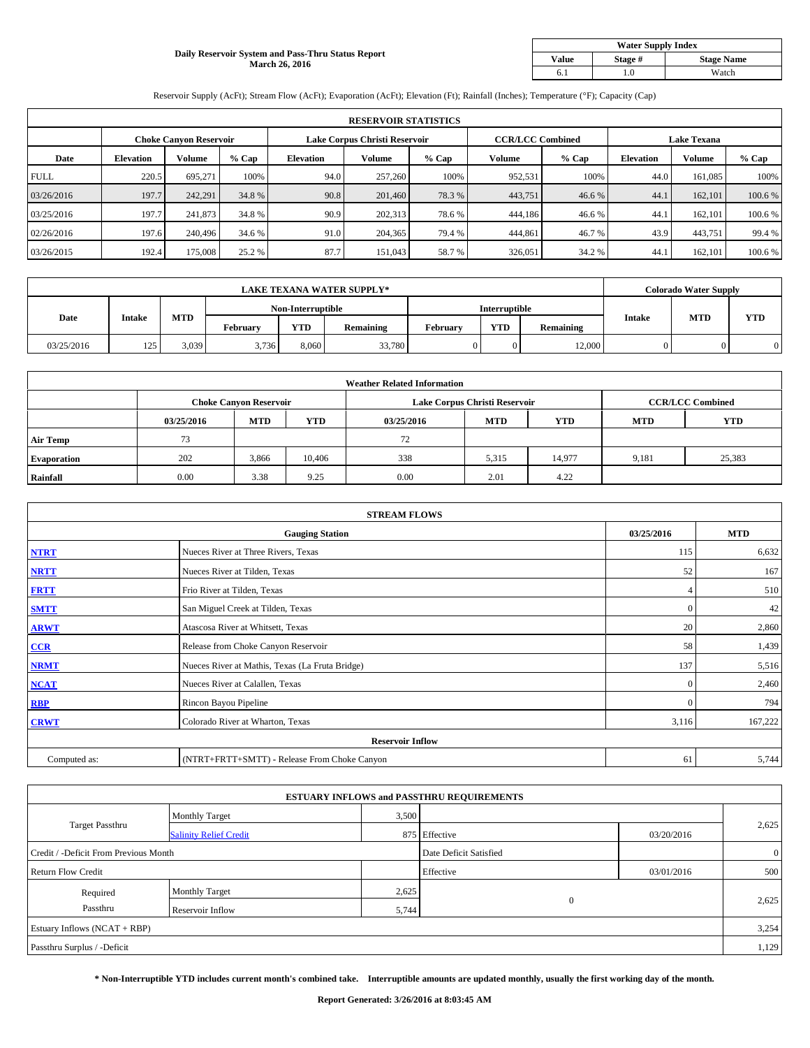**Daily Reservoir System and Pass-Thru Status Report**
**March 26, 2016**

| Water Supply Index | | |
|---|---|---|
| Value | Stage # | Stage Name |
| 6.1 | 1.0 | Watch |

Reservoir Supply (AcFt); Stream Flow (AcFt); Evaporation (AcFt); Elevation (Ft); Rainfall (Inches); Temperature (°F); Capacity (Cap)

| RESERVOIR STATISTICS | | | | | | | | | | | |
|---|---|---|---|---|---|---|---|---|---|---|---|
| | Choke Canyon Reservoir | | | Lake Corpus Christi Reservoir | | | CCR/LCC Combined | | Lake Texana | | |
| Date | Elevation | Volume | % Cap | Elevation | Volume | % Cap | Volume | % Cap | Elevation | Volume | % Cap |
| FULL | 220.5 | 695,271 | 100% | 94.0 | 257,260 | 100% | 952,531 | 100% | 44.0 | 161,085 | 100% |
| 03/26/2016 | 197.7 | 242,291 | 34.8 % | 90.8 | 201,460 | 78.3 % | 443,751 | 46.6 % | 44.1 | 162,101 | 100.6 % |
| 03/25/2016 | 197.7 | 241,873 | 34.8 % | 90.9 | 202,313 | 78.6 % | 444,186 | 46.6 % | 44.1 | 162,101 | 100.6 % |
| 02/26/2016 | 197.6 | 240,496 | 34.6 % | 91.0 | 204,365 | 79.4 % | 444,861 | 46.7 % | 43.9 | 443,751 | 99.4 % |
| 03/26/2015 | 192.4 | 175,008 | 25.2 % | 87.7 | 151,043 | 58.7 % | 326,051 | 34.2 % | 44.1 | 162,101 | 100.6 % |

| LAKE TEXANA WATER SUPPLY* | | | | | | | | | Colorado Water Supply | | |
|---|---|---|---|---|---|---|---|---|---|---|---|
| Date | Intake | MTD | Non-Interruptible | | | Interruptible | | | Intake | MTD | YTD |
| | | | February | YTD | Remaining | February | YTD | Remaining | | | |
| 03/25/2016 | 125 | 3,039 | 3,736 | 8,060 | 33,780 | 0 | 0 | 12,000 | 0 | 0 | 0 |

| Weather Related Information | | | | | | | | |
|---|---|---|---|---|---|---|---|---|
| | Choke Canyon Reservoir | | | Lake Corpus Christi Reservoir | | | CCR/LCC Combined | |
| | 03/25/2016 | MTD | YTD | 03/25/2016 | MTD | YTD | MTD | YTD |
| Air Temp | 73 | | | 72 | | | | |
| Evaporation | 202 | 3,866 | 10,406 | 338 | 5,315 | 14,977 | 9,181 | 25,383 |
| Rainfall | 0.00 | 3.38 | 9.25 | 0.00 | 2.01 | 4.22 | | |

| STREAM FLOWS | | | |
|---|---|---|---|
| Gauging Station | | 03/25/2016 | MTD |
| NTRT | Nueces River at Three Rivers, Texas | 115 | 6,632 |
| NRTT | Nueces River at Tilden, Texas | 52 | 167 |
| FRTT | Frio River at Tilden, Texas | 4 | 510 |
| SMTT | San Miguel Creek at Tilden, Texas | 0 | 42 |
| ARWT | Atascosa River at Whitsett, Texas | 20 | 2,860 |
| CCR | Release from Choke Canyon Reservoir | 58 | 1,439 |
| NRMT | Nueces River at Mathis, Texas (La Fruta Bridge) | 137 | 5,516 |
| NCAT | Nueces River at Calallen, Texas | 0 | 2,460 |
| RBP | Rincon Bayou Pipeline | 0 | 794 |
| CRWT | Colorado River at Wharton, Texas | 3,116 | 167,222 |
| Reservoir Inflow | | | |
| Computed as: | (NTRT+FRTT+SMTT) - Release From Choke Canyon | 61 | 5,744 |

| ESTUARY INFLOWS and PASSTHRU REQUIREMENTS | | | | | |
|---|---|---|---|---|---|
| Target Passthru | Monthly Target | 3,500 | | | 2,625 |
| | Salinity Relief Credit | 875 | Effective | 03/20/2016 | |
| Credit / -Deficit From Previous Month | | | Date Deficit Satisfied | | 0 |
| Return Flow Credit | | | Effective | 03/01/2016 | 500 |
| Required Passthru | Monthly Target | 2,625 | 0 | | 2,625 |
| | Reservoir Inflow | 5,744 | | | |
| Estuary Inflows (NCAT + RBP) | | | | | 3,254 |
| Passthru Surplus / -Deficit | | | | | 1,129 |

**\* Non-Interruptible YTD includes current month's combined take. Interruptible amounts are updated monthly, usually the first working day of the month.**

**Report Generated: 3/26/2016 at 8:03:45 AM**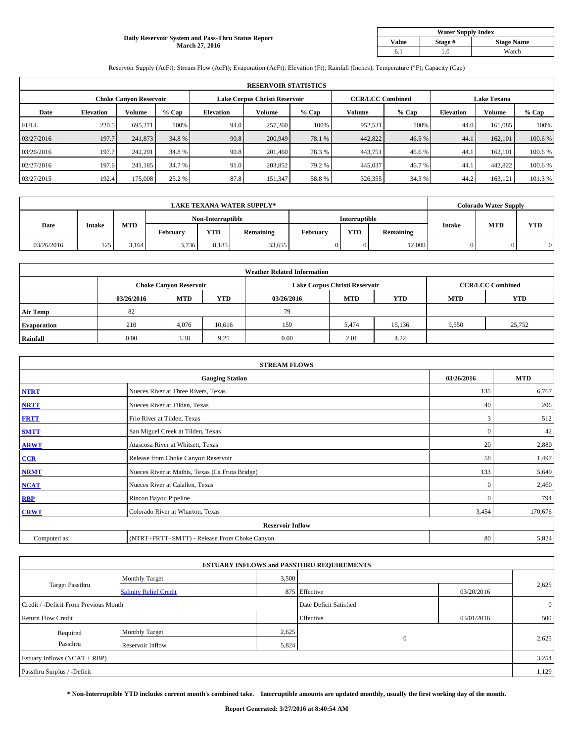**Daily Reservoir System and Pass-Thru Status Report**
**March 27, 2016**

| Water Supply Index | | |
|---|---|---|
| **Value** | **Stage #** | **Stage Name** |
| 6.1 | 1.0 | Watch |

Reservoir Supply (AcFt); Stream Flow (AcFt); Evaporation (AcFt); Elevation (Ft); Rainfall (Inches); Temperature (°F); Capacity (Cap)

| RESERVOIR STATISTICS | | | | | | | | | | | |
|---|---|---|---|---|---|---|---|---|---|---|---|
| | Choke Canyon Reservoir | | | Lake Corpus Christi Reservoir | | | CCR/LCC Combined | | Lake Texana | | |
| **Date** | **Elevation** | **Volume** | **% Cap** | **Elevation** | **Volume** | **% Cap** | **Volume** | **% Cap** | **Elevation** | **Volume** | **% Cap** |
| FULL | 220.5 | 695,271 | 100% | 94.0 | 257,260 | 100% | 952,531 | 100% | 44.0 | 161,085 | 100% |
| 03/27/2016 | 197.7 | 241,873 | 34.8 % | 90.8 | 200,949 | 78.1 % | 442,822 | 46.5 % | 44.1 | 162,101 | 100.6 % |
| 03/26/2016 | 197.7 | 242,291 | 34.8 % | 90.8 | 201,460 | 78.3 % | 443,751 | 46.6 % | 44.1 | 162,101 | 100.6 % |
| 02/27/2016 | 197.6 | 241,185 | 34.7 % | 91.0 | 203,852 | 79.2 % | 445,037 | 46.7 % | 44.1 | 442,822 | 100.6 % |
| 03/27/2015 | 192.4 | 175,008 | 25.2 % | 87.8 | 151,347 | 58.8 % | 326,355 | 34.3 % | 44.2 | 163,121 | 101.3 % |

| LAKE TEXANA WATER SUPPLY* | | | | | | | | | Colorado Water Supply | | |
|---|---|---|---|---|---|---|---|---|---|---|---|
| Date | Intake | MTD | Non-Interruptible | | | Interruptible | | | Intake | MTD | YTD |
| | | | February | YTD | Remaining | February | YTD | Remaining | | | |
| 03/26/2016 | 125 | 3,164 | 3,736 | 8,185 | 33,655 | 0 | 0 | 12,000 | 0 | 0 | 0 |

| Weather Related Information | | | | | | | | |
|---|---|---|---|---|---|---|---|---|
| | Choke Canyon Reservoir | | | Lake Corpus Christi Reservoir | | | CCR/LCC Combined | |
| | **03/26/2016** | **MTD** | **YTD** | **03/26/2016** | **MTD** | **YTD** | **MTD** | **YTD** |
| **Air Temp** | 82 | | | 79 | | | | |
| **Evaporation** | 210 | 4,076 | 10,616 | 159 | 5,474 | 15,136 | 9,550 | 25,752 |
| **Rainfall** | 0.00 | 3.38 | 9.25 | 0.00 | 2.01 | 4.22 | | |

| STREAM FLOWS | | | |
|---|---|---|---|
| | **Gauging Station** | **03/26/2016** | **MTD** |
| **NTRT** | Nueces River at Three Rivers, Texas | 135 | 6,767 |
| **NRTT** | Nueces River at Tilden, Texas | 40 | 206 |
| **FRTT** | Frio River at Tilden, Texas | 3 | 512 |
| **SMTT** | San Miguel Creek at Tilden, Texas | 0 | 42 |
| **ARWT** | Atascosa River at Whitsett, Texas | 20 | 2,880 |
| **CCR** | Release from Choke Canyon Reservoir | 58 | 1,497 |
| **NRMT** | Nueces River at Mathis, Texas (La Fruta Bridge) | 133 | 5,649 |
| **NCAT** | Nueces River at Calallen, Texas | 0 | 2,460 |
| **RBP** | Rincon Bayou Pipeline | 0 | 794 |
| **CRWT** | Colorado River at Wharton, Texas | 3,454 | 170,676 |
| | **Reservoir Inflow** | | |
| Computed as: | (NTRT+FRTT+SMTT) - Release From Choke Canyon | 80 | 5,824 |

| ESTUARY INFLOWS and PASSTHRU REQUIREMENTS | | | | | |
|---|---|---|---|---|---|
| Target Passthru | Monthly Target | 3,500 | | | 2,625 |
| | Salinity Relief Credit | 875 | Effective | 03/20/2016 | |
| Credit / -Deficit From Previous Month | | | Date Deficit Satisfied | | 0 |
| Return Flow Credit | | | Effective | 03/01/2016 | 500 |
| Required Passthru | Monthly Target | 2,625 | 0 | | 2,625 |
| | Reservoir Inflow | 5,824 | | | |
| Estuary Inflows (NCAT + RBP) | | | | | 3,254 |
| Passthru Surplus / -Deficit | | | | | 1,129 |

**\* Non-Interruptible YTD includes current month's combined take. Interruptible amounts are updated monthly, usually the first working day of the month.**

**Report Generated: 3/27/2016 at 8:40:54 AM**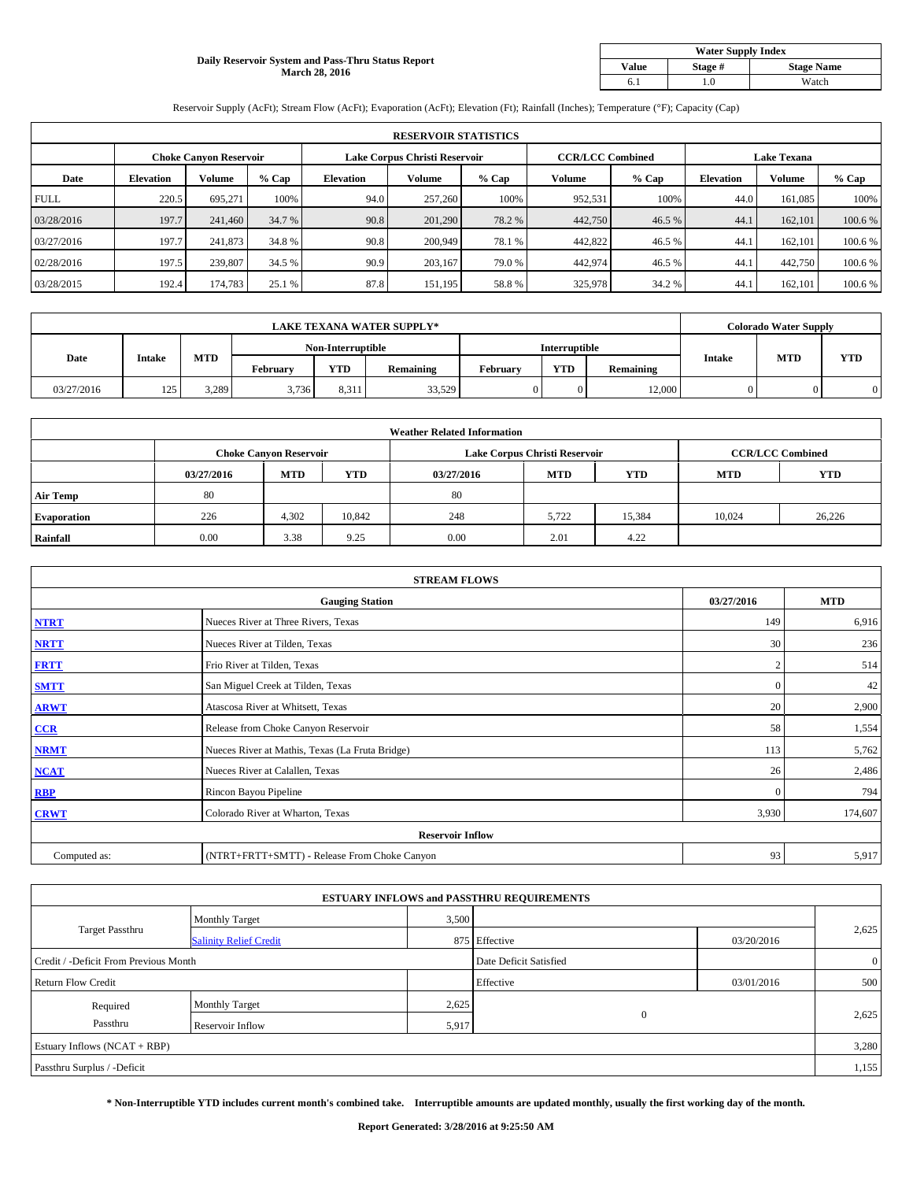**Daily Reservoir System and Pass-Thru Status Report**
**March 28, 2016**

| Water Supply Index | | |
|---|---|---|
| **Value** | **Stage #** | **Stage Name** |
| 6.1 | 1.0 | Watch |

Reservoir Supply (AcFt); Stream Flow (AcFt); Evaporation (AcFt); Elevation (Ft); Rainfall (Inches); Temperature (°F); Capacity (Cap)

| RESERVOIR STATISTICS | | | | | | | | | | | |
|---|---|---|---|---|---|---|---|---|---|---|---|
| | Choke Canyon Reservoir | | | Lake Corpus Christi Reservoir | | | CCR/LCC Combined | | Lake Texana | | |
| **Date** | **Elevation** | **Volume** | **% Cap** | **Elevation** | **Volume** | **% Cap** | **Volume** | **% Cap** | **Elevation** | **Volume** | **% Cap** |
| FULL | 220.5 | 695,271 | 100% | 94.0 | 257,260 | 100% | 952,531 | 100% | 44.0 | 161,085 | 100% |
| 03/28/2016 | 197.7 | 241,460 | 34.7 % | 90.8 | 201,290 | 78.2 % | 442,750 | 46.5 % | 44.1 | 162,101 | 100.6 % |
| 03/27/2016 | 197.7 | 241,873 | 34.8 % | 90.8 | 200,949 | 78.1 % | 442,822 | 46.5 % | 44.1 | 162,101 | 100.6 % |
| 02/28/2016 | 197.5 | 239,807 | 34.5 % | 90.9 | 203,167 | 79.0 % | 442,974 | 46.5 % | 44.1 | 442,750 | 100.6 % |
| 03/28/2015 | 192.4 | 174,783 | 25.1 % | 87.8 | 151,195 | 58.8 % | 325,978 | 34.2 % | 44.1 | 162,101 | 100.6 % |

| LAKE TEXANA WATER SUPPLY* | | | | | | | | | Colorado Water Supply | | |
|---|---|---|---|---|---|---|---|---|---|---|---|
| **Date** | **Intake** | **MTD** | Non-Interruptible | | | Interruptible | | | **Intake** | **MTD** | **YTD** |
| | | | **February** | **YTD** | **Remaining** | **February** | **YTD** | **Remaining** | | | |
| 03/27/2016 | 125 | 3,289 | 3,736 | 8,311 | 33,529 | 0 | 0 | 12,000 | 0 | 0 | 0 |

| Weather Related Information | | | | | | | | |
|---|---|---|---|---|---|---|---|---|
| | Choke Canyon Reservoir | | | Lake Corpus Christi Reservoir | | | CCR/LCC Combined | |
| | **03/27/2016** | **MTD** | **YTD** | **03/27/2016** | **MTD** | **YTD** | **MTD** | **YTD** |
| **Air Temp** | 80 | | | 80 | | | | |
| **Evaporation** | 226 | 4,302 | 10,842 | 248 | 5,722 | 15,384 | 10,024 | 26,226 |
| **Rainfall** | 0.00 | 3.38 | 9.25 | 0.00 | 2.01 | 4.22 | | |

| STREAM FLOWS | | | |
|---|---|---|---|
| **Gauging Station** | | **03/27/2016** | **MTD** |
| **NTRT** | Nueces River at Three Rivers, Texas | 149 | 6,916 |
| **NRTT** | Nueces River at Tilden, Texas | 30 | 236 |
| **FRTT** | Frio River at Tilden, Texas | 2 | 514 |
| **SMTT** | San Miguel Creek at Tilden, Texas | 0 | 42 |
| **ARWT** | Atascosa River at Whitsett, Texas | 20 | 2,900 |
| **CCR** | Release from Choke Canyon Reservoir | 58 | 1,554 |
| **NRMT** | Nueces River at Mathis, Texas (La Fruta Bridge) | 113 | 5,762 |
| **NCAT** | Nueces River at Calallen, Texas | 26 | 2,486 |
| **RBP** | Rincon Bayou Pipeline | 0 | 794 |
| **CRWT** | Colorado River at Wharton, Texas | 3,930 | 174,607 |
| **Reservoir Inflow** | | | |
| Computed as: | (NTRT+FRTT+SMTT) - Release From Choke Canyon | 93 | 5,917 |

| ESTUARY INFLOWS and PASSTHRU REQUIREMENTS | | | | | |
|---|---|---|---|---|---|
| Target Passthru | Monthly Target | 3,500 | | | 2,625 |
| | Salinity Relief Credit | 875 | Effective | 03/20/2016 | |
| Credit / -Deficit From Previous Month | | | Date Deficit Satisfied | | 0 |
| Return Flow Credit | | | Effective | 03/01/2016 | 500 |
| Required Passthru | Monthly Target | 2,625 | 0 | | 2,625 |
| | Reservoir Inflow | 5,917 | | | |
| Estuary Inflows (NCAT + RBP) | | | | | 3,280 |
| Passthru Surplus / -Deficit | | | | | 1,155 |

**\* Non-Interruptible YTD includes current month's combined take. Interruptible amounts are updated monthly, usually the first working day of the month.**

**Report Generated: 3/28/2016 at 9:25:50 AM**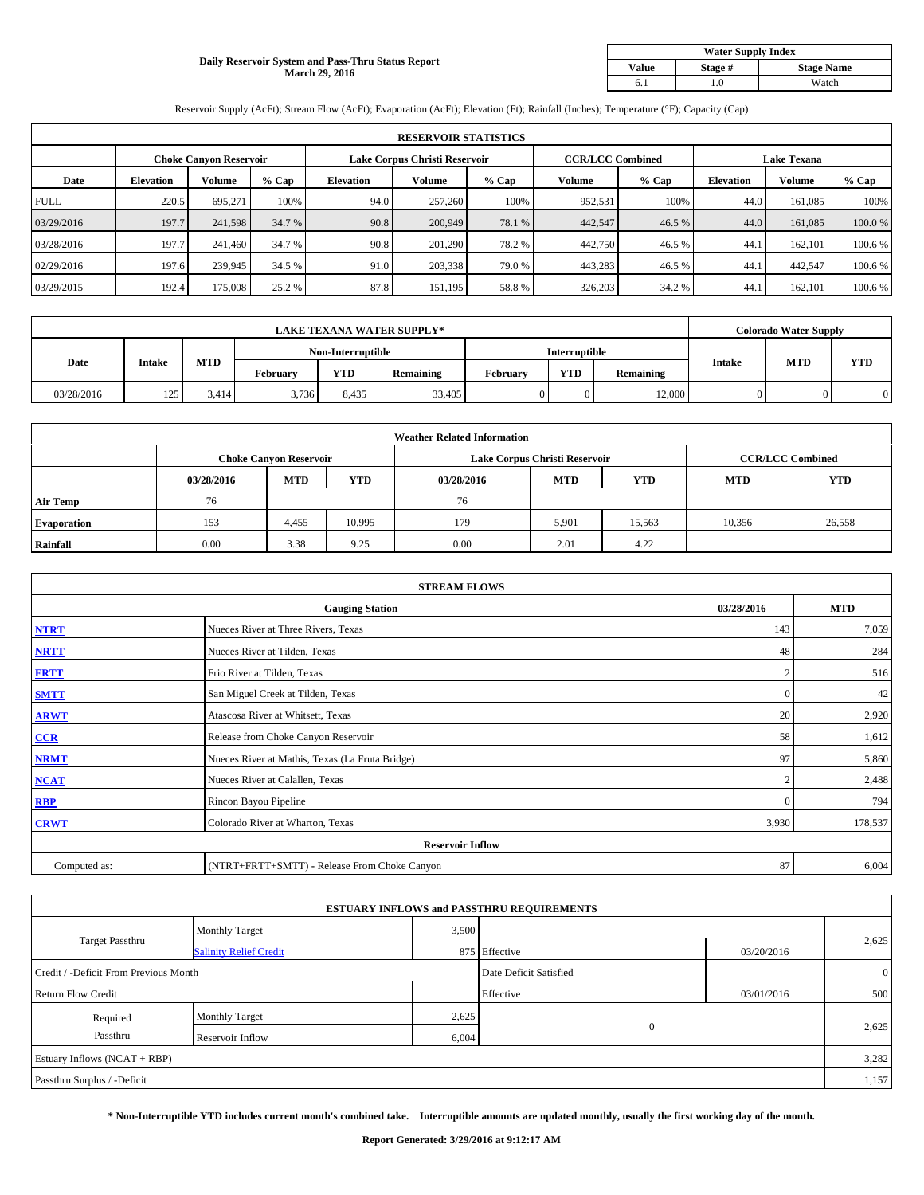**Daily Reservoir System and Pass-Thru Status Report**
**March 29, 2016**

| Water Supply Index | | |
|---|---|---|
| **Value** | **Stage #** | **Stage Name** |
| 6.1 | 1.0 | Watch |

Reservoir Supply (AcFt); Stream Flow (AcFt); Evaporation (AcFt); Elevation (Ft); Rainfall (Inches); Temperature (°F); Capacity (Cap)

| RESERVOIR STATISTICS | | | | | | | | | | | |
|---|---|---|---|---|---|---|---|---|---|---|---|
| | Choke Canyon Reservoir | | | Lake Corpus Christi Reservoir | | | CCR/LCC Combined | | Lake Texana | | |
| Date | Elevation | Volume | % Cap | Elevation | Volume | % Cap | Volume | % Cap | Elevation | Volume | % Cap |
| FULL | 220.5 | 695,271 | 100% | 94.0 | 257,260 | 100% | 952,531 | 100% | 44.0 | 161,085 | 100% |
| 03/29/2016 | 197.7 | 241,598 | 34.7 % | 90.8 | 200,949 | 78.1 % | 442,547 | 46.5 % | 44.0 | 161,085 | 100.0 % |
| 03/28/2016 | 197.7 | 241,460 | 34.7 % | 90.8 | 201,290 | 78.2 % | 442,750 | 46.5 % | 44.1 | 162,101 | 100.6 % |
| 02/29/2016 | 197.6 | 239,945 | 34.5 % | 91.0 | 203,338 | 79.0 % | 443,283 | 46.5 % | 44.1 | 442,547 | 100.6 % |
| 03/29/2015 | 192.4 | 175,008 | 25.2 % | 87.8 | 151,195 | 58.8 % | 326,203 | 34.2 % | 44.1 | 162,101 | 100.6 % |

| LAKE TEXANA WATER SUPPLY* | | | | | | | | | Colorado Water Supply | | |
|---|---|---|---|---|---|---|---|---|---|---|---|
| Date | Intake | MTD | Non-Interruptible | | | Interruptible | | | Intake | MTD | YTD |
| | | | February | YTD | Remaining | February | YTD | Remaining | | | |
| 03/28/2016 | 125 | 3,414 | 3,736 | 8,435 | 33,405 | 0 | 0 | 12,000 | 0 | 0 | 0 |

| Weather Related Information | | | | | | | | |
|---|---|---|---|---|---|---|---|---|
| | Choke Canyon Reservoir | | | Lake Corpus Christi Reservoir | | | CCR/LCC Combined | |
| | 03/28/2016 | MTD | YTD | 03/28/2016 | MTD | YTD | MTD | YTD |
| Air Temp | 76 | | | 76 | | | | |
| Evaporation | 153 | 4,455 | 10,995 | 179 | 5,901 | 15,563 | 10,356 | 26,558 |
| Rainfall | 0.00 | 3.38 | 9.25 | 0.00 | 2.01 | 4.22 | | |

| STREAM FLOWS | | | |
|---|---|---|---|
| | Gauging Station | 03/28/2016 | MTD |
| NTRT | Nueces River at Three Rivers, Texas | 143 | 7,059 |
| NRTT | Nueces River at Tilden, Texas | 48 | 284 |
| FRTT | Frio River at Tilden, Texas | 2 | 516 |
| SMTT | San Miguel Creek at Tilden, Texas | 0 | 42 |
| ARWT | Atascosa River at Whitsett, Texas | 20 | 2,920 |
| CCR | Release from Choke Canyon Reservoir | 58 | 1,612 |
| NRMT | Nueces River at Mathis, Texas (La Fruta Bridge) | 97 | 5,860 |
| NCAT | Nueces River at Calallen, Texas | 2 | 2,488 |
| RBP | Rincon Bayou Pipeline | 0 | 794 |
| CRWT | Colorado River at Wharton, Texas | 3,930 | 178,537 |
| | Reservoir Inflow | | |
| Computed as: | (NTRT+FRTT+SMTT) - Release From Choke Canyon | 87 | 6,004 |

| ESTUARY INFLOWS and PASSTHRU REQUIREMENTS | | | | | |
|---|---|---|---|---|---|
| Target Passthru | Monthly Target | 3,500 | | | 2,625 |
| | Salinity Relief Credit | 875 | Effective | 03/20/2016 | |
| Credit / -Deficit From Previous Month | | | Date Deficit Satisfied | | 0 |
| Return Flow Credit | | | Effective | 03/01/2016 | 500 |
| Required Passthru | Monthly Target | 2,625 | 0 | | 2,625 |
| | Reservoir Inflow | 6,004 | | | |
| Estuary Inflows (NCAT + RBP) | | | | | 3,282 |
| Passthru Surplus / -Deficit | | | | | 1,157 |

**\* Non-Interruptible YTD includes current month's combined take. Interruptible amounts are updated monthly, usually the first working day of the month.**

**Report Generated: 3/29/2016 at 9:12:17 AM**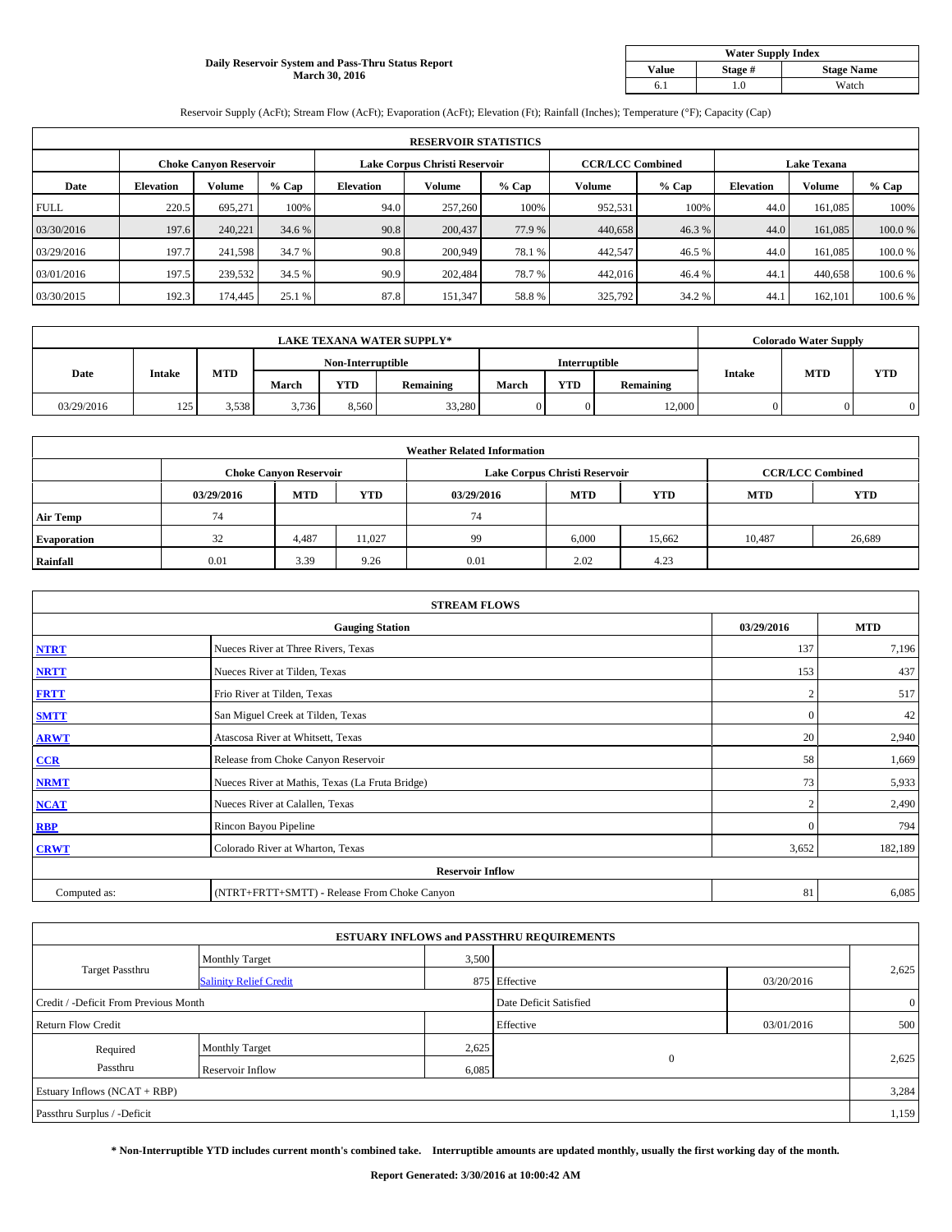**Daily Reservoir System and Pass-Thru Status Report**
**March 30, 2016**

| Water Supply Index | | |
|---|---|---|
| **Value** | **Stage #** | **Stage Name** |
| 6.1 | 1.0 | Watch |

Reservoir Supply (AcFt); Stream Flow (AcFt); Evaporation (AcFt); Elevation (Ft); Rainfall (Inches); Temperature (°F); Capacity (Cap)

| RESERVOIR STATISTICS | | | | | | | | | | | |
|---|---|---|---|---|---|---|---|---|---|---|---|
| | Choke Canyon Reservoir | | | Lake Corpus Christi Reservoir | | | CCR/LCC Combined | | Lake Texana | | |
| **Date** | **Elevation** | **Volume** | **% Cap** | **Elevation** | **Volume** | **% Cap** | **Volume** | **% Cap** | **Elevation** | **Volume** | **% Cap** |
| FULL | 220.5 | 695,271 | 100% | 94.0 | 257,260 | 100% | 952,531 | 100% | 44.0 | 161,085 | 100% |
| 03/30/2016 | 197.6 | 240,221 | 34.6 % | 90.8 | 200,437 | 77.9 % | 440,658 | 46.3 % | 44.0 | 161,085 | 100.0 % |
| 03/29/2016 | 197.7 | 241,598 | 34.7 % | 90.8 | 200,949 | 78.1 % | 442,547 | 46.5 % | 44.0 | 161,085 | 100.0 % |
| 03/01/2016 | 197.5 | 239,532 | 34.5 % | 90.9 | 202,484 | 78.7 % | 442,016 | 46.4 % | 44.1 | 440,658 | 100.6 % |
| 03/30/2015 | 192.3 | 174,445 | 25.1 % | 87.8 | 151,347 | 58.8 % | 325,792 | 34.2 % | 44.1 | 162,101 | 100.6 % |

| LAKE TEXANA WATER SUPPLY* | | | | | | | | | Colorado Water Supply | | |
|---|---|---|---|---|---|---|---|---|---|---|---|
| **Date** | **Intake** | **MTD** | Non-Interruptible | | | Interruptible | | | **Intake** | **MTD** | **YTD** |
| | | | **March** | **YTD** | **Remaining** | **March** | **YTD** | **Remaining** | | | |
| 03/29/2016 | 125 | 3,538 | 3,736 | 8,560 | 33,280 | 0 | 0 | 12,000 | 0 | 0 | 0 |

| Weather Related Information | | | | | | | | |
|---|---|---|---|---|---|---|---|---|
| | Choke Canyon Reservoir | | | Lake Corpus Christi Reservoir | | | CCR/LCC Combined | |
| | **03/29/2016** | **MTD** | **YTD** | **03/29/2016** | **MTD** | **YTD** | **MTD** | **YTD** |
| **Air Temp** | 74 | | | 74 | | | | |
| **Evaporation** | 32 | 4,487 | 11,027 | 99 | 6,000 | 15,662 | 10,487 | 26,689 |
| **Rainfall** | 0.01 | 3.39 | 9.26 | 0.01 | 2.02 | 4.23 | | |

| STREAM FLOWS | | | |
|---|---|---|---|
| **Gauging Station** | | **03/29/2016** | **MTD** |
| NTRT | Nueces River at Three Rivers, Texas | 137 | 7,196 |
| NRTT | Nueces River at Tilden, Texas | 153 | 437 |
| FRTT | Frio River at Tilden, Texas | 2 | 517 |
| SMTT | San Miguel Creek at Tilden, Texas | 0 | 42 |
| ARWT | Atascosa River at Whitsett, Texas | 20 | 2,940 |
| CCR | Release from Choke Canyon Reservoir | 58 | 1,669 |
| NRMT | Nueces River at Mathis, Texas (La Fruta Bridge) | 73 | 5,933 |
| NCAT | Nueces River at Calallen, Texas | 2 | 2,490 |
| RBP | Rincon Bayou Pipeline | 0 | 794 |
| CRWT | Colorado River at Wharton, Texas | 3,652 | 182,189 |
| **Reservoir Inflow** | | | |
| Computed as: | (NTRT+FRTT+SMTT) - Release From Choke Canyon | 81 | 6,085 |

| ESTUARY INFLOWS and PASSTHRU REQUIREMENTS | | | | | |
|---|---|---|---|---|---|
| Target Passthru | Monthly Target | 3,500 | | | 2,625 |
| | Salinity Relief Credit | 875 | Effective | 03/20/2016 | |
| Credit / -Deficit From Previous Month | | | Date Deficit Satisfied | | 0 |
| Return Flow Credit | | | Effective | 03/01/2016 | 500 |
| Required Passthru | Monthly Target | 2,625 | 0 | | 2,625 |
| | Reservoir Inflow | 6,085 | | | |
| Estuary Inflows (NCAT + RBP) | | | | | 3,284 |
| Passthru Surplus / -Deficit | | | | | 1,159 |

**\* Non-Interruptible YTD includes current month's combined take. Interruptible amounts are updated monthly, usually the first working day of the month.**

**Report Generated: 3/30/2016 at 10:00:42 AM**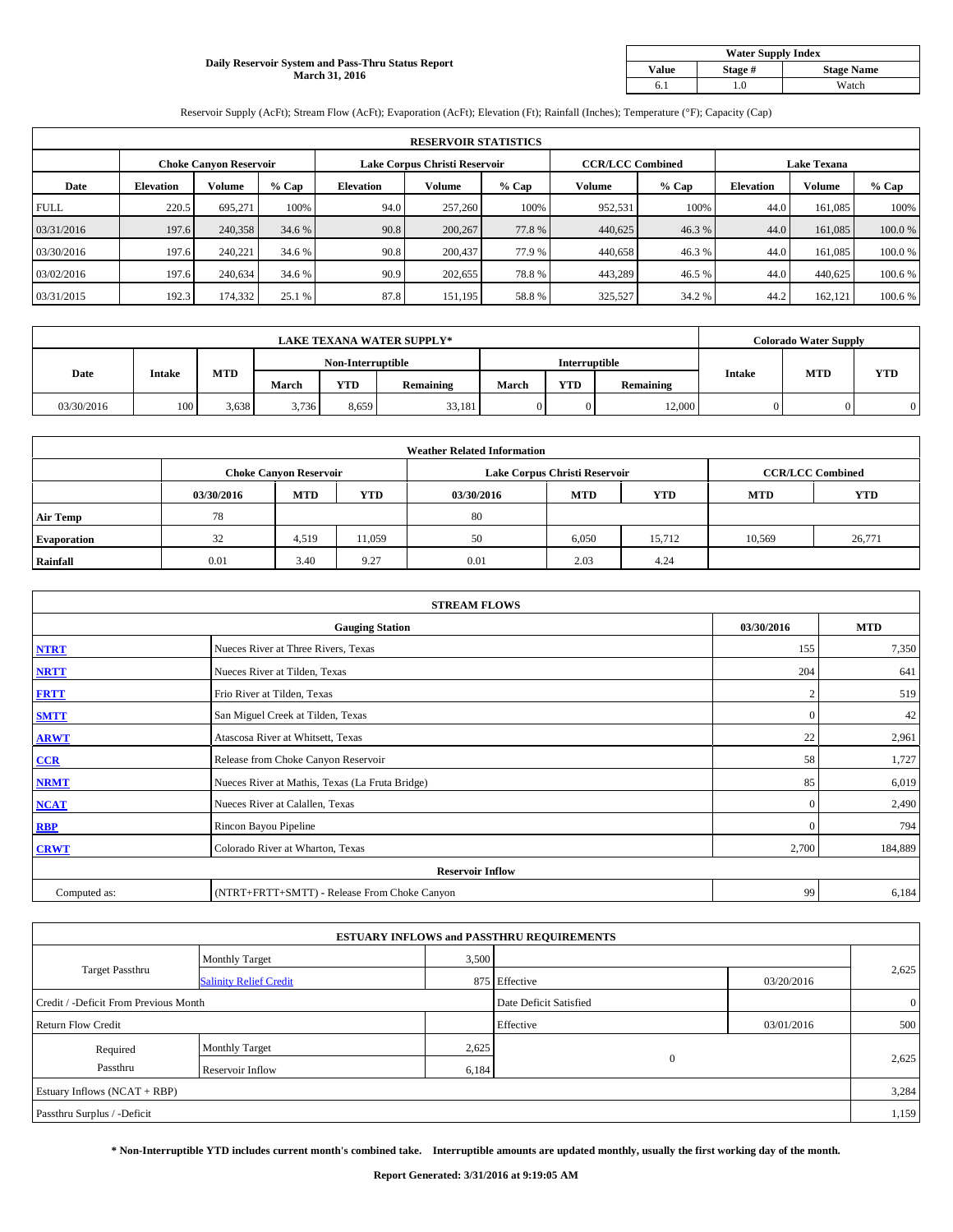**Daily Reservoir System and Pass-Thru Status Report**
**March 31, 2016**

| Water Supply Index | | |
|---|---|---|
| **Value** | **Stage #** | **Stage Name** |
| 6.1 | 1.0 | Watch |

Reservoir Supply (AcFt); Stream Flow (AcFt); Evaporation (AcFt); Elevation (Ft); Rainfall (Inches); Temperature (°F); Capacity (Cap)

| RESERVOIR STATISTICS | | | | | | | | | | | |
|---|---|---|---|---|---|---|---|---|---|---|---|
| | Choke Canyon Reservoir | | | Lake Corpus Christi Reservoir | | | CCR/LCC Combined | | Lake Texana | | |
| **Date** | **Elevation** | **Volume** | **% Cap** | **Elevation** | **Volume** | **% Cap** | **Volume** | **% Cap** | **Elevation** | **Volume** | **% Cap** |
| FULL | 220.5 | 695,271 | 100% | 94.0 | 257,260 | 100% | 952,531 | 100% | 44.0 | 161,085 | 100% |
| 03/31/2016 | 197.6 | 240,358 | 34.6 % | 90.8 | 200,267 | 77.8 % | 440,625 | 46.3 % | 44.0 | 161,085 | 100.0 % |
| 03/30/2016 | 197.6 | 240,221 | 34.6 % | 90.8 | 200,437 | 77.9 % | 440,658 | 46.3 % | 44.0 | 161,085 | 100.0 % |
| 03/02/2016 | 197.6 | 240,634 | 34.6 % | 90.9 | 202,655 | 78.8 % | 443,289 | 46.5 % | 44.0 | 440,625 | 100.6 % |
| 03/31/2015 | 192.3 | 174,332 | 25.1 % | 87.8 | 151,195 | 58.8 % | 325,527 | 34.2 % | 44.2 | 162,121 | 100.6 % |

| LAKE TEXANA WATER SUPPLY* | | | | | | | | | Colorado Water Supply | | |
|---|---|---|---|---|---|---|---|---|---|---|---|
| **Date** | **Intake** | **MTD** | Non-Interruptible | | | Interruptible | | | **Intake** | **MTD** | **YTD** |
| | | | **March** | **YTD** | **Remaining** | **March** | **YTD** | **Remaining** | | | |
| 03/30/2016 | 100 | 3,638 | 3,736 | 8,659 | 33,181 | 0 | 0 | 12,000 | 0 | 0 | 0 |

| Weather Related Information | | | | | | | | |
|---|---|---|---|---|---|---|---|---|
| | Choke Canyon Reservoir | | | Lake Corpus Christi Reservoir | | | CCR/LCC Combined | |
| | **03/30/2016** | **MTD** | **YTD** | **03/30/2016** | **MTD** | **YTD** | **MTD** | **YTD** |
| **Air Temp** | 78 | | | 80 | | | | |
| **Evaporation** | 32 | 4,519 | 11,059 | 50 | 6,050 | 15,712 | 10,569 | 26,771 |
| **Rainfall** | 0.01 | 3.40 | 9.27 | 0.01 | 2.03 | 4.24 | | |

| STREAM FLOWS | | | |
|---|---|---|---|
| **Gauging Station** | | **03/30/2016** | **MTD** |
| **NTRT** | Nueces River at Three Rivers, Texas | 155 | 7,350 |
| **NRTT** | Nueces River at Tilden, Texas | 204 | 641 |
| **FRTT** | Frio River at Tilden, Texas | 2 | 519 |
| **SMTT** | San Miguel Creek at Tilden, Texas | 0 | 42 |
| **ARWT** | Atascosa River at Whitsett, Texas | 22 | 2,961 |
| **CCR** | Release from Choke Canyon Reservoir | 58 | 1,727 |
| **NRMT** | Nueces River at Mathis, Texas (La Fruta Bridge) | 85 | 6,019 |
| **NCAT** | Nueces River at Calallen, Texas | 0 | 2,490 |
| **RBP** | Rincon Bayou Pipeline | 0 | 794 |
| **CRWT** | Colorado River at Wharton, Texas | 2,700 | 184,889 |
| **Reservoir Inflow** | | | |
| Computed as: | (NTRT+FRTT+SMTT) - Release From Choke Canyon | 99 | 6,184 |

| ESTUARY INFLOWS and PASSTHRU REQUIREMENTS | | | | | |
|---|---|---|---|---|---|
| Target Passthru | Monthly Target | 3,500 | | | 2,625 |
| | Salinity Relief Credit | 875 | Effective | 03/20/2016 | |
| Credit / -Deficit From Previous Month | | | Date Deficit Satisfied | | 0 |
| Return Flow Credit | | | Effective | 03/01/2016 | 500 |
| Required Passthru | Monthly Target | 2,625 | 0 | | 2,625 |
| | Reservoir Inflow | 6,184 | | | |
| Estuary Inflows (NCAT + RBP) | | | | | 3,284 |
| Passthru Surplus / -Deficit | | | | | 1,159 |

**\* Non-Interruptible YTD includes current month's combined take. Interruptible amounts are updated monthly, usually the first working day of the month.**

**Report Generated: 3/31/2016 at 9:19:05 AM**